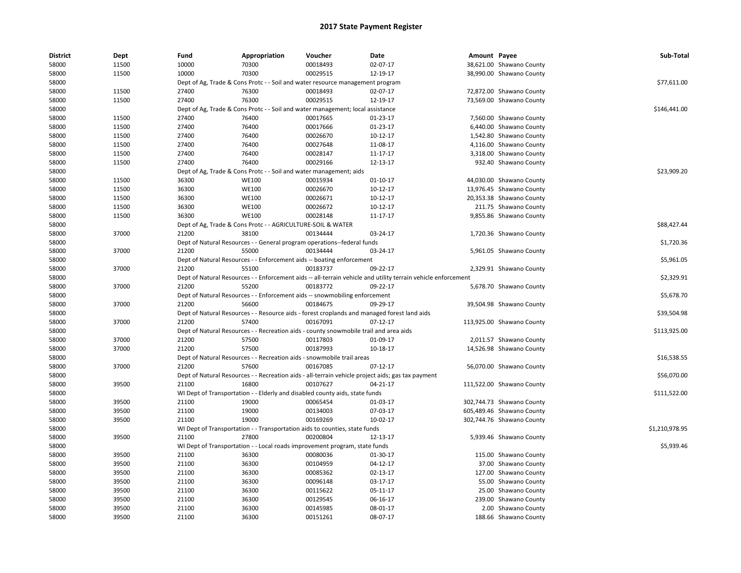# 2017 State Payment Register

| District | Dept | Fund | Appropriation | Voucher | Date | Amount | Payee | Sub-Total |
|---|---|---|---|---|---|---|---|---|
| 58000 | 11500 | 10000 | 70300 | 00018493 | 02-07-17 | 38,621.00 | Shawano County | |
| 58000 | 11500 | 10000 | 70300 | 00029515 | 12-19-17 | 38,990.00 | Shawano County | |
| 58000 | | Dept of Ag, Trade & Cons Protc - - Soil and water resource management program | | | | | | $77,611.00 |
| 58000 | 11500 | 27400 | 76300 | 00018493 | 02-07-17 | 72,872.00 | Shawano County | |
| 58000 | 11500 | 27400 | 76300 | 00029515 | 12-19-17 | 73,569.00 | Shawano County | |
| 58000 | | Dept of Ag, Trade & Cons Protc - - Soil and water management; local assistance | | | | | | $146,441.00 |
| 58000 | 11500 | 27400 | 76400 | 00017665 | 01-23-17 | 7,560.00 | Shawano County | |
| 58000 | 11500 | 27400 | 76400 | 00017666 | 01-23-17 | 6,440.00 | Shawano County | |
| 58000 | 11500 | 27400 | 76400 | 00026670 | 10-12-17 | 1,542.80 | Shawano County | |
| 58000 | 11500 | 27400 | 76400 | 00027648 | 11-08-17 | 4,116.00 | Shawano County | |
| 58000 | 11500 | 27400 | 76400 | 00028147 | 11-17-17 | 3,318.00 | Shawano County | |
| 58000 | 11500 | 27400 | 76400 | 00029166 | 12-13-17 | 932.40 | Shawano County | |
| 58000 | | Dept of Ag, Trade & Cons Protc - - Soil and water management; aids | | | | | | $23,909.20 |
| 58000 | 11500 | 36300 | WE100 | 00015934 | 01-10-17 | 44,030.00 | Shawano County | |
| 58000 | 11500 | 36300 | WE100 | 00026670 | 10-12-17 | 13,976.45 | Shawano County | |
| 58000 | 11500 | 36300 | WE100 | 00026671 | 10-12-17 | 20,353.38 | Shawano County | |
| 58000 | 11500 | 36300 | WE100 | 00026672 | 10-12-17 | 211.75 | Shawano County | |
| 58000 | 11500 | 36300 | WE100 | 00028148 | 11-17-17 | 9,855.86 | Shawano County | |
| 58000 | | Dept of Ag, Trade & Cons Protc - - AGRICULTURE-SOIL & WATER | | | | | | $88,427.44 |
| 58000 | 37000 | 21200 | 38100 | 00134444 | 03-24-17 | 1,720.36 | Shawano County | |
| 58000 | | Dept of Natural Resources - - General program operations--federal funds | | | | | | $1,720.36 |
| 58000 | 37000 | 21200 | 55000 | 00134444 | 03-24-17 | 5,961.05 | Shawano County | |
| 58000 | | Dept of Natural Resources - - Enforcement aids -- boating enforcement | | | | | | $5,961.05 |
| 58000 | 37000 | 21200 | 55100 | 00183737 | 09-22-17 | 2,329.91 | Shawano County | |
| 58000 | | Dept of Natural Resources - - Enforcement aids -- all-terrain vehicle and utility terrain vehicle enforcement | | | | | | $2,329.91 |
| 58000 | 37000 | 21200 | 55200 | 00183772 | 09-22-17 | 5,678.70 | Shawano County | |
| 58000 | | Dept of Natural Resources - - Enforcement aids -- snowmobiling enforcement | | | | | | $5,678.70 |
| 58000 | 37000 | 21200 | 56600 | 00184675 | 09-29-17 | 39,504.98 | Shawano County | |
| 58000 | | Dept of Natural Resources - - Resource aids - forest croplands and managed forest land aids | | | | | | $39,504.98 |
| 58000 | 37000 | 21200 | 57400 | 00167091 | 07-12-17 | 113,925.00 | Shawano County | |
| 58000 | | Dept of Natural Resources - - Recreation aids - county snowmobile trail and area aids | | | | | | $113,925.00 |
| 58000 | 37000 | 21200 | 57500 | 00117803 | 01-09-17 | 2,011.57 | Shawano County | |
| 58000 | 37000 | 21200 | 57500 | 00187993 | 10-18-17 | 14,526.98 | Shawano County | |
| 58000 | | Dept of Natural Resources - - Recreation aids - snowmobile trail areas | | | | | | $16,538.55 |
| 58000 | 37000 | 21200 | 57600 | 00167085 | 07-12-17 | 56,070.00 | Shawano County | |
| 58000 | | Dept of Natural Resources - - Recreation aids - all-terrain vehicle project aids; gas tax payment | | | | | | $56,070.00 |
| 58000 | 39500 | 21100 | 16800 | 00107627 | 04-21-17 | 111,522.00 | Shawano County | |
| 58000 | | WI Dept of Transportation - - Elderly and disabled county aids, state funds | | | | | | $111,522.00 |
| 58000 | 39500 | 21100 | 19000 | 00065454 | 01-03-17 | 302,744.73 | Shawano County | |
| 58000 | 39500 | 21100 | 19000 | 00134003 | 07-03-17 | 605,489.46 | Shawano County | |
| 58000 | 39500 | 21100 | 19000 | 00169269 | 10-02-17 | 302,744.76 | Shawano County | |
| 58000 | | WI Dept of Transportation - - Transportation aids to counties, state funds | | | | | | $1,210,978.95 |
| 58000 | 39500 | 21100 | 27800 | 00200804 | 12-13-17 | 5,939.46 | Shawano County | |
| 58000 | | WI Dept of Transportation - - Local roads improvement program, state funds | | | | | | $5,939.46 |
| 58000 | 39500 | 21100 | 36300 | 00080036 | 01-30-17 | 115.00 | Shawano County | |
| 58000 | 39500 | 21100 | 36300 | 00104959 | 04-12-17 | 37.00 | Shawano County | |
| 58000 | 39500 | 21100 | 36300 | 00085362 | 02-13-17 | 127.00 | Shawano County | |
| 58000 | 39500 | 21100 | 36300 | 00096148 | 03-17-17 | 55.00 | Shawano County | |
| 58000 | 39500 | 21100 | 36300 | 00115622 | 05-11-17 | 25.00 | Shawano County | |
| 58000 | 39500 | 21100 | 36300 | 00129545 | 06-16-17 | 239.00 | Shawano County | |
| 58000 | 39500 | 21100 | 36300 | 00145985 | 08-01-17 | 2.00 | Shawano County | |
| 58000 | 39500 | 21100 | 36300 | 00151261 | 08-07-17 | 188.66 | Shawano County | |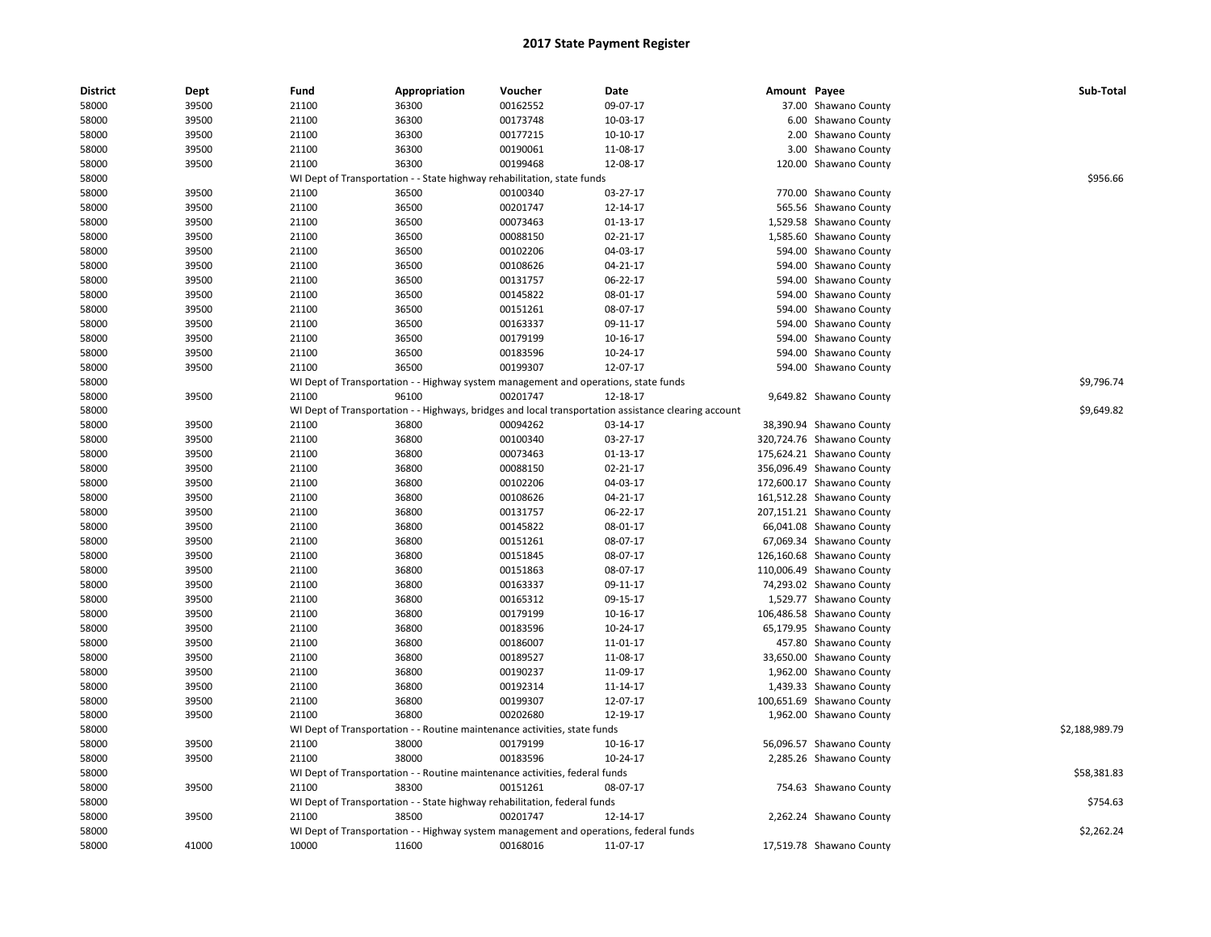# 2017 State Payment Register

| District | Dept | Fund | Appropriation | Voucher | Date | Amount | Payee | Sub-Total |
|---|---|---|---|---|---|---|---|---|
| 58000 | 39500 | 21100 | 36300 | 00162552 | 09-07-17 | 37.00 | Shawano County | |
| 58000 | 39500 | 21100 | 36300 | 00173748 | 10-03-17 | 6.00 | Shawano County | |
| 58000 | 39500 | 21100 | 36300 | 00177215 | 10-10-17 | 2.00 | Shawano County | |
| 58000 | 39500 | 21100 | 36300 | 00190061 | 11-08-17 | 3.00 | Shawano County | |
| 58000 | 39500 | 21100 | 36300 | 00199468 | 12-08-17 | 120.00 | Shawano County | |
| 58000 | | WI Dept of Transportation - - State highway rehabilitation, state funds | | | | | | $956.66 |
| 58000 | 39500 | 21100 | 36500 | 00100340 | 03-27-17 | 770.00 | Shawano County | |
| 58000 | 39500 | 21100 | 36500 | 00201747 | 12-14-17 | 565.56 | Shawano County | |
| 58000 | 39500 | 21100 | 36500 | 00073463 | 01-13-17 | 1,529.58 | Shawano County | |
| 58000 | 39500 | 21100 | 36500 | 00088150 | 02-21-17 | 1,585.60 | Shawano County | |
| 58000 | 39500 | 21100 | 36500 | 00102206 | 04-03-17 | 594.00 | Shawano County | |
| 58000 | 39500 | 21100 | 36500 | 00108626 | 04-21-17 | 594.00 | Shawano County | |
| 58000 | 39500 | 21100 | 36500 | 00131757 | 06-22-17 | 594.00 | Shawano County | |
| 58000 | 39500 | 21100 | 36500 | 00145822 | 08-01-17 | 594.00 | Shawano County | |
| 58000 | 39500 | 21100 | 36500 | 00151261 | 08-07-17 | 594.00 | Shawano County | |
| 58000 | 39500 | 21100 | 36500 | 00163337 | 09-11-17 | 594.00 | Shawano County | |
| 58000 | 39500 | 21100 | 36500 | 00179199 | 10-16-17 | 594.00 | Shawano County | |
| 58000 | 39500 | 21100 | 36500 | 00183596 | 10-24-17 | 594.00 | Shawano County | |
| 58000 | 39500 | 21100 | 36500 | 00199307 | 12-07-17 | 594.00 | Shawano County | |
| 58000 | | WI Dept of Transportation - - Highway system management and operations, state funds | | | | | | $9,796.74 |
| 58000 | 39500 | 21100 | 96100 | 00201747 | 12-18-17 | 9,649.82 | Shawano County | |
| 58000 | | WI Dept of Transportation - - Highways, bridges and local transportation assistance clearing account | | | | | | $9,649.82 |
| 58000 | 39500 | 21100 | 36800 | 00094262 | 03-14-17 | 38,390.94 | Shawano County | |
| 58000 | 39500 | 21100 | 36800 | 00100340 | 03-27-17 | 320,724.76 | Shawano County | |
| 58000 | 39500 | 21100 | 36800 | 00073463 | 01-13-17 | 175,624.21 | Shawano County | |
| 58000 | 39500 | 21100 | 36800 | 00088150 | 02-21-17 | 356,096.49 | Shawano County | |
| 58000 | 39500 | 21100 | 36800 | 00102206 | 04-03-17 | 172,600.17 | Shawano County | |
| 58000 | 39500 | 21100 | 36800 | 00108626 | 04-21-17 | 161,512.28 | Shawano County | |
| 58000 | 39500 | 21100 | 36800 | 00131757 | 06-22-17 | 207,151.21 | Shawano County | |
| 58000 | 39500 | 21100 | 36800 | 00145822 | 08-01-17 | 66,041.08 | Shawano County | |
| 58000 | 39500 | 21100 | 36800 | 00151261 | 08-07-17 | 67,069.34 | Shawano County | |
| 58000 | 39500 | 21100 | 36800 | 00151845 | 08-07-17 | 126,160.68 | Shawano County | |
| 58000 | 39500 | 21100 | 36800 | 00151863 | 08-07-17 | 110,006.49 | Shawano County | |
| 58000 | 39500 | 21100 | 36800 | 00163337 | 09-11-17 | 74,293.02 | Shawano County | |
| 58000 | 39500 | 21100 | 36800 | 00165312 | 09-15-17 | 1,529.77 | Shawano County | |
| 58000 | 39500 | 21100 | 36800 | 00179199 | 10-16-17 | 106,486.58 | Shawano County | |
| 58000 | 39500 | 21100 | 36800 | 00183596 | 10-24-17 | 65,179.95 | Shawano County | |
| 58000 | 39500 | 21100 | 36800 | 00186007 | 11-01-17 | 457.80 | Shawano County | |
| 58000 | 39500 | 21100 | 36800 | 00189527 | 11-08-17 | 33,650.00 | Shawano County | |
| 58000 | 39500 | 21100 | 36800 | 00190237 | 11-09-17 | 1,962.00 | Shawano County | |
| 58000 | 39500 | 21100 | 36800 | 00192314 | 11-14-17 | 1,439.33 | Shawano County | |
| 58000 | 39500 | 21100 | 36800 | 00199307 | 12-07-17 | 100,651.69 | Shawano County | |
| 58000 | 39500 | 21100 | 36800 | 00202680 | 12-19-17 | 1,962.00 | Shawano County | |
| 58000 | | WI Dept of Transportation - - Routine maintenance activities, state funds | | | | | | $2,188,989.79 |
| 58000 | 39500 | 21100 | 38000 | 00179199 | 10-16-17 | 56,096.57 | Shawano County | |
| 58000 | 39500 | 21100 | 38000 | 00183596 | 10-24-17 | 2,285.26 | Shawano County | |
| 58000 | | WI Dept of Transportation - - Routine maintenance activities, federal funds | | | | | | $58,381.83 |
| 58000 | 39500 | 21100 | 38300 | 00151261 | 08-07-17 | 754.63 | Shawano County | |
| 58000 | | WI Dept of Transportation - - State highway rehabilitation, federal funds | | | | | | $754.63 |
| 58000 | 39500 | 21100 | 38500 | 00201747 | 12-14-17 | 2,262.24 | Shawano County | |
| 58000 | | WI Dept of Transportation - - Highway system management and operations, federal funds | | | | | | $2,262.24 |
| 58000 | 41000 | 10000 | 11600 | 00168016 | 11-07-17 | 17,519.78 | Shawano County | |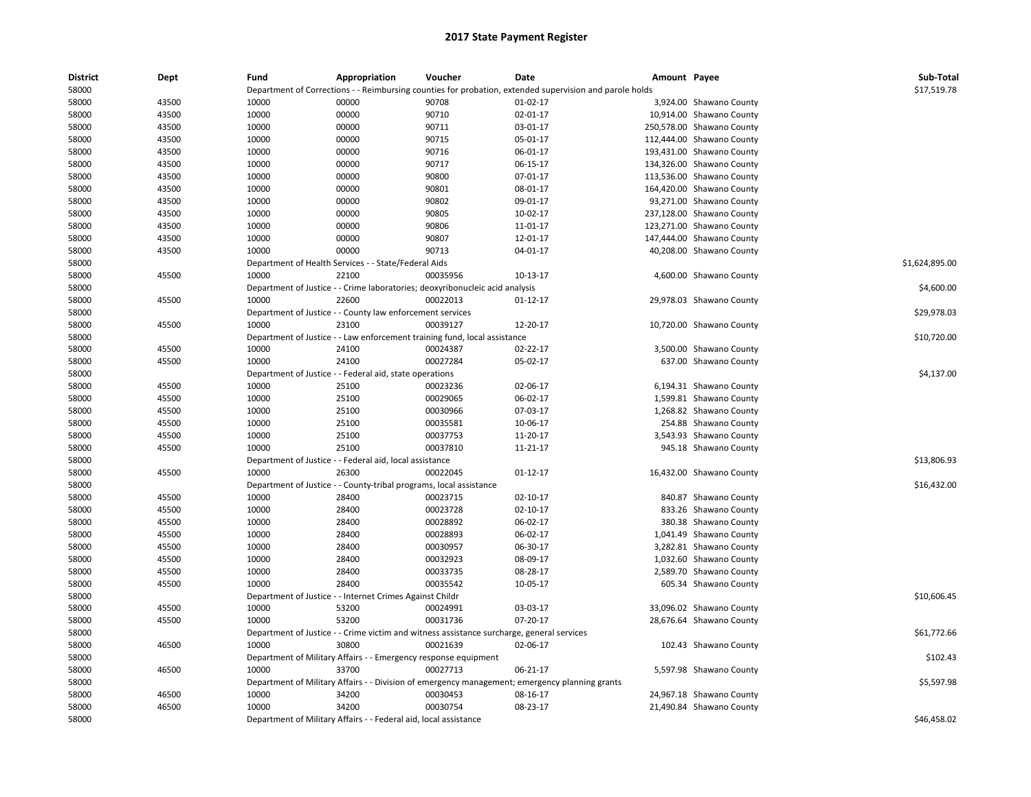# 2017 State Payment Register

| District | Dept | Fund | Appropriation | Voucher | Date | Amount | Payee | Sub-Total |
|---|---|---|---|---|---|---|---|---|
| 58000 | | Department of Corrections - - Reimbursing counties for probation, extended supervision and parole holds | | | | | | $17,519.78 |
| 58000 | 43500 | 10000 | 00000 | 90708 | 01-02-17 | 3,924.00 | Shawano County | |
| 58000 | 43500 | 10000 | 00000 | 90710 | 02-01-17 | 10,914.00 | Shawano County | |
| 58000 | 43500 | 10000 | 00000 | 90711 | 03-01-17 | 250,578.00 | Shawano County | |
| 58000 | 43500 | 10000 | 00000 | 90715 | 05-01-17 | 112,444.00 | Shawano County | |
| 58000 | 43500 | 10000 | 00000 | 90716 | 06-01-17 | 193,431.00 | Shawano County | |
| 58000 | 43500 | 10000 | 00000 | 90717 | 06-15-17 | 134,326.00 | Shawano County | |
| 58000 | 43500 | 10000 | 00000 | 90800 | 07-01-17 | 113,536.00 | Shawano County | |
| 58000 | 43500 | 10000 | 00000 | 90801 | 08-01-17 | 164,420.00 | Shawano County | |
| 58000 | 43500 | 10000 | 00000 | 90802 | 09-01-17 | 93,271.00 | Shawano County | |
| 58000 | 43500 | 10000 | 00000 | 90805 | 10-02-17 | 237,128.00 | Shawano County | |
| 58000 | 43500 | 10000 | 00000 | 90806 | 11-01-17 | 123,271.00 | Shawano County | |
| 58000 | 43500 | 10000 | 00000 | 90807 | 12-01-17 | 147,444.00 | Shawano County | |
| 58000 | 43500 | 10000 | 00000 | 90713 | 04-01-17 | 40,208.00 | Shawano County | |
| 58000 | | Department of Health Services - - State/Federal Aids | | | | | | $1,624,895.00 |
| 58000 | 45500 | 10000 | 22100 | 00035956 | 10-13-17 | 4,600.00 | Shawano County | |
| 58000 | | Department of Justice - - Crime laboratories; deoxyribonucleic acid analysis | | | | | | $4,600.00 |
| 58000 | 45500 | 10000 | 22600 | 00022013 | 01-12-17 | 29,978.03 | Shawano County | |
| 58000 | | Department of Justice - - County law enforcement services | | | | | | $29,978.03 |
| 58000 | 45500 | 10000 | 23100 | 00039127 | 12-20-17 | 10,720.00 | Shawano County | |
| 58000 | | Department of Justice - - Law enforcement training fund, local assistance | | | | | | $10,720.00 |
| 58000 | 45500 | 10000 | 24100 | 00024387 | 02-22-17 | 3,500.00 | Shawano County | |
| 58000 | 45500 | 10000 | 24100 | 00027284 | 05-02-17 | 637.00 | Shawano County | |
| 58000 | | Department of Justice - - Federal aid, state operations | | | | | | $4,137.00 |
| 58000 | 45500 | 10000 | 25100 | 00023236 | 02-06-17 | 6,194.31 | Shawano County | |
| 58000 | 45500 | 10000 | 25100 | 00029065 | 06-02-17 | 1,599.81 | Shawano County | |
| 58000 | 45500 | 10000 | 25100 | 00030966 | 07-03-17 | 1,268.82 | Shawano County | |
| 58000 | 45500 | 10000 | 25100 | 00035581 | 10-06-17 | 254.88 | Shawano County | |
| 58000 | 45500 | 10000 | 25100 | 00037753 | 11-20-17 | 3,543.93 | Shawano County | |
| 58000 | 45500 | 10000 | 25100 | 00037810 | 11-21-17 | 945.18 | Shawano County | |
| 58000 | | Department of Justice - - Federal aid, local assistance | | | | | | $13,806.93 |
| 58000 | 45500 | 10000 | 26300 | 00022045 | 01-12-17 | 16,432.00 | Shawano County | |
| 58000 | | Department of Justice - - County-tribal programs, local assistance | | | | | | $16,432.00 |
| 58000 | 45500 | 10000 | 28400 | 00023715 | 02-10-17 | 840.87 | Shawano County | |
| 58000 | 45500 | 10000 | 28400 | 00023728 | 02-10-17 | 833.26 | Shawano County | |
| 58000 | 45500 | 10000 | 28400 | 00028892 | 06-02-17 | 380.38 | Shawano County | |
| 58000 | 45500 | 10000 | 28400 | 00028893 | 06-02-17 | 1,041.49 | Shawano County | |
| 58000 | 45500 | 10000 | 28400 | 00030957 | 06-30-17 | 3,282.81 | Shawano County | |
| 58000 | 45500 | 10000 | 28400 | 00032923 | 08-09-17 | 1,032.60 | Shawano County | |
| 58000 | 45500 | 10000 | 28400 | 00033735 | 08-28-17 | 2,589.70 | Shawano County | |
| 58000 | 45500 | 10000 | 28400 | 00035542 | 10-05-17 | 605.34 | Shawano County | |
| 58000 | | Department of Justice - - Internet Crimes Against Childr | | | | | | $10,606.45 |
| 58000 | 45500 | 10000 | 53200 | 00024991 | 03-03-17 | 33,096.02 | Shawano County | |
| 58000 | 45500 | 10000 | 53200 | 00031736 | 07-20-17 | 28,676.64 | Shawano County | |
| 58000 | | Department of Justice - - Crime victim and witness assistance surcharge, general services | | | | | | $61,772.66 |
| 58000 | 46500 | 10000 | 30800 | 00021639 | 02-06-17 | 102.43 | Shawano County | |
| 58000 | | Department of Military Affairs - - Emergency response equipment | | | | | | $102.43 |
| 58000 | 46500 | 10000 | 33700 | 00027713 | 06-21-17 | 5,597.98 | Shawano County | |
| 58000 | | Department of Military Affairs - - Division of emergency management; emergency planning grants | | | | | | $5,597.98 |
| 58000 | 46500 | 10000 | 34200 | 00030453 | 08-16-17 | 24,967.18 | Shawano County | |
| 58000 | 46500 | 10000 | 34200 | 00030754 | 08-23-17 | 21,490.84 | Shawano County | |
| 58000 | | Department of Military Affairs - - Federal aid, local assistance | | | | | | $46,458.02 |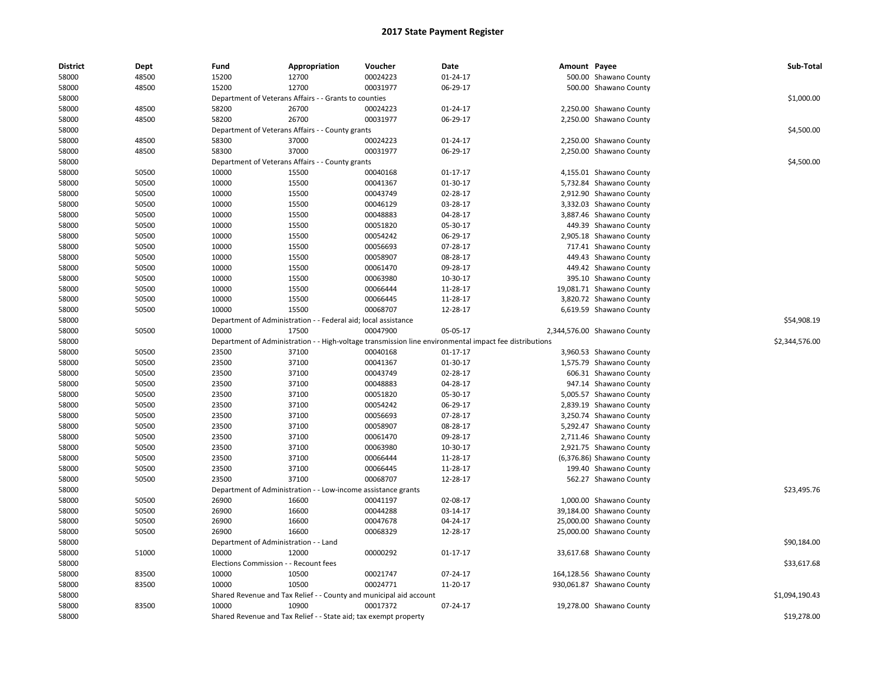# 2017 State Payment Register

| District | Dept | Fund | Appropriation | Voucher | Date | Amount | Payee | Sub-Total |
|---|---|---|---|---|---|---|---|---|
| 58000 | 48500 | 15200 | 12700 | 00024223 | 01-24-17 | 500.00 | Shawano County | |
| 58000 | 48500 | 15200 | 12700 | 00031977 | 06-29-17 | 500.00 | Shawano County | |
| 58000 | | Department of Veterans Affairs - - Grants to counties | | | | | | $1,000.00 |
| 58000 | 48500 | 58200 | 26700 | 00024223 | 01-24-17 | 2,250.00 | Shawano County | |
| 58000 | 48500 | 58200 | 26700 | 00031977 | 06-29-17 | 2,250.00 | Shawano County | |
| 58000 | | Department of Veterans Affairs - - County grants | | | | | | $4,500.00 |
| 58000 | 48500 | 58300 | 37000 | 00024223 | 01-24-17 | 2,250.00 | Shawano County | |
| 58000 | 48500 | 58300 | 37000 | 00031977 | 06-29-17 | 2,250.00 | Shawano County | |
| 58000 | | Department of Veterans Affairs - - County grants | | | | | | $4,500.00 |
| 58000 | 50500 | 10000 | 15500 | 00040168 | 01-17-17 | 4,155.01 | Shawano County | |
| 58000 | 50500 | 10000 | 15500 | 00041367 | 01-30-17 | 5,732.84 | Shawano County | |
| 58000 | 50500 | 10000 | 15500 | 00043749 | 02-28-17 | 2,912.90 | Shawano County | |
| 58000 | 50500 | 10000 | 15500 | 00046129 | 03-28-17 | 3,332.03 | Shawano County | |
| 58000 | 50500 | 10000 | 15500 | 00048883 | 04-28-17 | 3,887.46 | Shawano County | |
| 58000 | 50500 | 10000 | 15500 | 00051820 | 05-30-17 | 449.39 | Shawano County | |
| 58000 | 50500 | 10000 | 15500 | 00054242 | 06-29-17 | 2,905.18 | Shawano County | |
| 58000 | 50500 | 10000 | 15500 | 00056693 | 07-28-17 | 717.41 | Shawano County | |
| 58000 | 50500 | 10000 | 15500 | 00058907 | 08-28-17 | 449.43 | Shawano County | |
| 58000 | 50500 | 10000 | 15500 | 00061470 | 09-28-17 | 449.42 | Shawano County | |
| 58000 | 50500 | 10000 | 15500 | 00063980 | 10-30-17 | 395.10 | Shawano County | |
| 58000 | 50500 | 10000 | 15500 | 00066444 | 11-28-17 | 19,081.71 | Shawano County | |
| 58000 | 50500 | 10000 | 15500 | 00066445 | 11-28-17 | 3,820.72 | Shawano County | |
| 58000 | 50500 | 10000 | 15500 | 00068707 | 12-28-17 | 6,619.59 | Shawano County | |
| 58000 | | Department of Administration - - Federal aid; local assistance | | | | | | $54,908.19 |
| 58000 | 50500 | 10000 | 17500 | 00047900 | 05-05-17 | 2,344,576.00 | Shawano County | |
| 58000 | | Department of Administration - - High-voltage transmission line environmental impact fee distributions | | | | | | $2,344,576.00 |
| 58000 | 50500 | 23500 | 37100 | 00040168 | 01-17-17 | 3,960.53 | Shawano County | |
| 58000 | 50500 | 23500 | 37100 | 00041367 | 01-30-17 | 1,575.79 | Shawano County | |
| 58000 | 50500 | 23500 | 37100 | 00043749 | 02-28-17 | 606.31 | Shawano County | |
| 58000 | 50500 | 23500 | 37100 | 00048883 | 04-28-17 | 947.14 | Shawano County | |
| 58000 | 50500 | 23500 | 37100 | 00051820 | 05-30-17 | 5,005.57 | Shawano County | |
| 58000 | 50500 | 23500 | 37100 | 00054242 | 06-29-17 | 2,839.19 | Shawano County | |
| 58000 | 50500 | 23500 | 37100 | 00056693 | 07-28-17 | 3,250.74 | Shawano County | |
| 58000 | 50500 | 23500 | 37100 | 00058907 | 08-28-17 | 5,292.47 | Shawano County | |
| 58000 | 50500 | 23500 | 37100 | 00061470 | 09-28-17 | 2,711.46 | Shawano County | |
| 58000 | 50500 | 23500 | 37100 | 00063980 | 10-30-17 | 2,921.75 | Shawano County | |
| 58000 | 50500 | 23500 | 37100 | 00066444 | 11-28-17 | (6,376.86) | Shawano County | |
| 58000 | 50500 | 23500 | 37100 | 00066445 | 11-28-17 | 199.40 | Shawano County | |
| 58000 | 50500 | 23500 | 37100 | 00068707 | 12-28-17 | 562.27 | Shawano County | |
| 58000 | | Department of Administration - - Low-income assistance grants | | | | | | $23,495.76 |
| 58000 | 50500 | 26900 | 16600 | 00041197 | 02-08-17 | 1,000.00 | Shawano County | |
| 58000 | 50500 | 26900 | 16600 | 00044288 | 03-14-17 | 39,184.00 | Shawano County | |
| 58000 | 50500 | 26900 | 16600 | 00047678 | 04-24-17 | 25,000.00 | Shawano County | |
| 58000 | 50500 | 26900 | 16600 | 00068329 | 12-28-17 | 25,000.00 | Shawano County | |
| 58000 | | Department of Administration - - Land | | | | | | $90,184.00 |
| 58000 | 51000 | 10000 | 12000 | 00000292 | 01-17-17 | 33,617.68 | Shawano County | |
| 58000 | | Elections Commission - - Recount fees | | | | | | $33,617.68 |
| 58000 | 83500 | 10000 | 10500 | 00021747 | 07-24-17 | 164,128.56 | Shawano County | |
| 58000 | 83500 | 10000 | 10500 | 00024771 | 11-20-17 | 930,061.87 | Shawano County | |
| 58000 | | Shared Revenue and Tax Relief - - County and municipal aid account | | | | | | $1,094,190.43 |
| 58000 | 83500 | 10000 | 10900 | 00017372 | 07-24-17 | 19,278.00 | Shawano County | |
| 58000 | | Shared Revenue and Tax Relief - - State aid; tax exempt property | | | | | | $19,278.00 |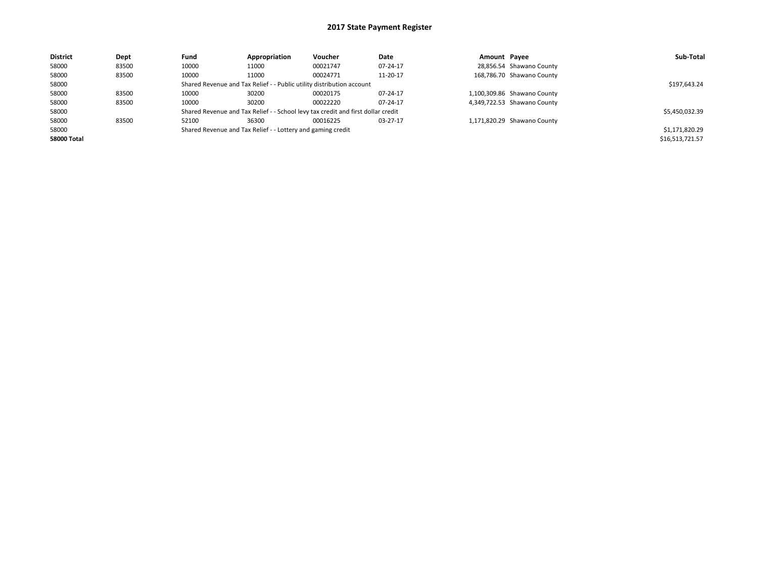# 2017 State Payment Register

| District | Dept | Fund | Appropriation | Voucher | Date | Amount | Payee | Sub-Total |
|---|---|---|---|---|---|---|---|---|
| 58000 | 83500 | 10000 | 11000 | 00021747 | 07-24-17 | 28,856.54 | Shawano County | |
| 58000 | 83500 | 10000 | 11000 | 00024771 | 11-20-17 | 168,786.70 | Shawano County | |
| 58000 | | Shared Revenue and Tax Relief - - Public utility distribution account | | | | | | $197,643.24 |
| 58000 | 83500 | 10000 | 30200 | 00020175 | 07-24-17 | 1,100,309.86 | Shawano County | |
| 58000 | 83500 | 10000 | 30200 | 00022220 | 07-24-17 | 4,349,722.53 | Shawano County | |
| 58000 | | Shared Revenue and Tax Relief - - School levy tax credit and first dollar credit | | | | | | $5,450,032.39 |
| 58000 | 83500 | 52100 | 36300 | 00016225 | 03-27-17 | 1,171,820.29 | Shawano County | |
| 58000 | | Shared Revenue and Tax Relief - - Lottery and gaming credit | | | | | | $1,171,820.29 |
| **58000 Total** | | | | | | | | $16,513,721.57 |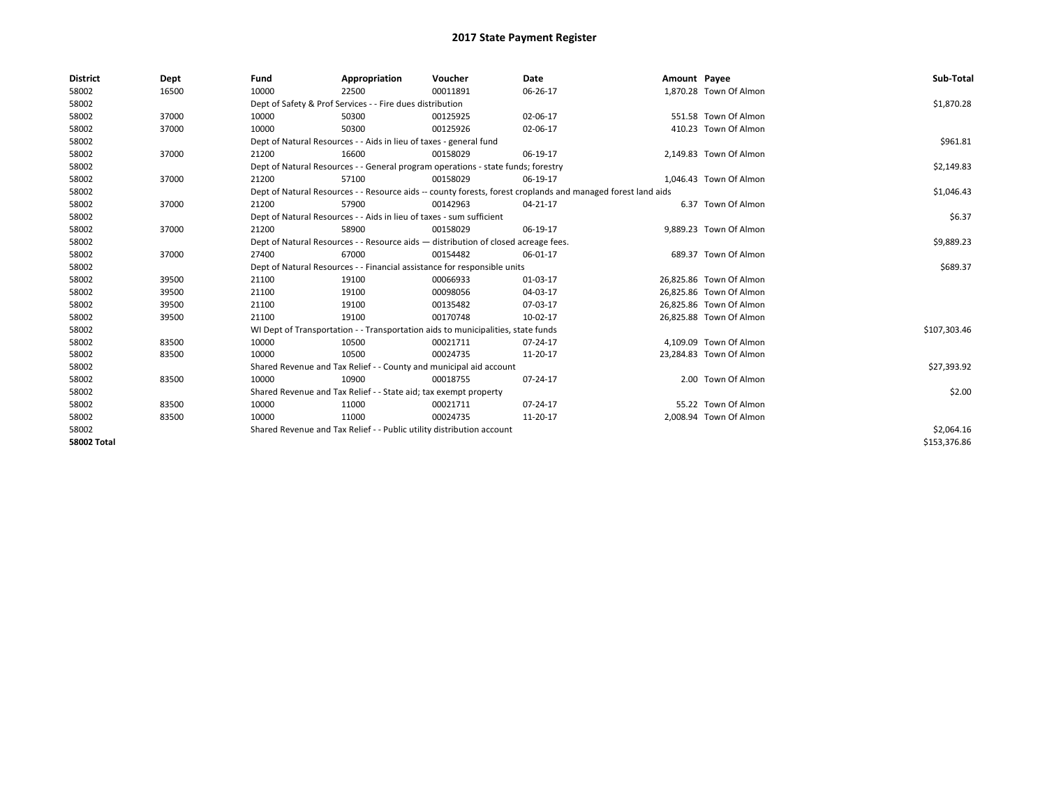# 2017 State Payment Register

| District | Dept | Fund | Appropriation | Voucher | Date | Amount | Payee | Sub-Total |
|---|---|---|---|---|---|---|---|---|
| 58002 | 16500 | 10000 | 22500 | 00011891 | 06-26-17 | 1,870.28 | Town Of Almon | |
| 58002 | | Dept of Safety & Prof Services - - Fire dues distribution | | | | | | $1,870.28 |
| 58002 | 37000 | 10000 | 50300 | 00125925 | 02-06-17 | 551.58 | Town Of Almon | |
| 58002 | 37000 | 10000 | 50300 | 00125926 | 02-06-17 | 410.23 | Town Of Almon | |
| 58002 | | Dept of Natural Resources - - Aids in lieu of taxes - general fund | | | | | | $961.81 |
| 58002 | 37000 | 21200 | 16600 | 00158029 | 06-19-17 | 2,149.83 | Town Of Almon | |
| 58002 | | Dept of Natural Resources - - General program operations - state funds; forestry | | | | | | $2,149.83 |
| 58002 | 37000 | 21200 | 57100 | 00158029 | 06-19-17 | 1,046.43 | Town Of Almon | |
| 58002 | | Dept of Natural Resources - - Resource aids -- county forests, forest croplands and managed forest land aids | | | | | | $1,046.43 |
| 58002 | 37000 | 21200 | 57900 | 00142963 | 04-21-17 | 6.37 | Town Of Almon | |
| 58002 | | Dept of Natural Resources - - Aids in lieu of taxes - sum sufficient | | | | | | $6.37 |
| 58002 | 37000 | 21200 | 58900 | 00158029 | 06-19-17 | 9,889.23 | Town Of Almon | |
| 58002 | | Dept of Natural Resources - - Resource aids — distribution of closed acreage fees. | | | | | | $9,889.23 |
| 58002 | 37000 | 27400 | 67000 | 00154482 | 06-01-17 | 689.37 | Town Of Almon | |
| 58002 | | Dept of Natural Resources - - Financial assistance for responsible units | | | | | | $689.37 |
| 58002 | 39500 | 21100 | 19100 | 00066933 | 01-03-17 | 26,825.86 | Town Of Almon | |
| 58002 | 39500 | 21100 | 19100 | 00098056 | 04-03-17 | 26,825.86 | Town Of Almon | |
| 58002 | 39500 | 21100 | 19100 | 00135482 | 07-03-17 | 26,825.86 | Town Of Almon | |
| 58002 | 39500 | 21100 | 19100 | 00170748 | 10-02-17 | 26,825.88 | Town Of Almon | |
| 58002 | | WI Dept of Transportation - - Transportation aids to municipalities, state funds | | | | | | $107,303.46 |
| 58002 | 83500 | 10000 | 10500 | 00021711 | 07-24-17 | 4,109.09 | Town Of Almon | |
| 58002 | 83500 | 10000 | 10500 | 00024735 | 11-20-17 | 23,284.83 | Town Of Almon | |
| 58002 | | Shared Revenue and Tax Relief - - County and municipal aid account | | | | | | $27,393.92 |
| 58002 | 83500 | 10000 | 10900 | 00018755 | 07-24-17 | 2.00 | Town Of Almon | |
| 58002 | | Shared Revenue and Tax Relief - - State aid; tax exempt property | | | | | | $2.00 |
| 58002 | 83500 | 10000 | 11000 | 00021711 | 07-24-17 | 55.22 | Town Of Almon | |
| 58002 | 83500 | 10000 | 11000 | 00024735 | 11-20-17 | 2,008.94 | Town Of Almon | |
| 58002 | | Shared Revenue and Tax Relief - - Public utility distribution account | | | | | | $2,064.16 |
| **58002 Total** | | | | | | | | $153,376.86 |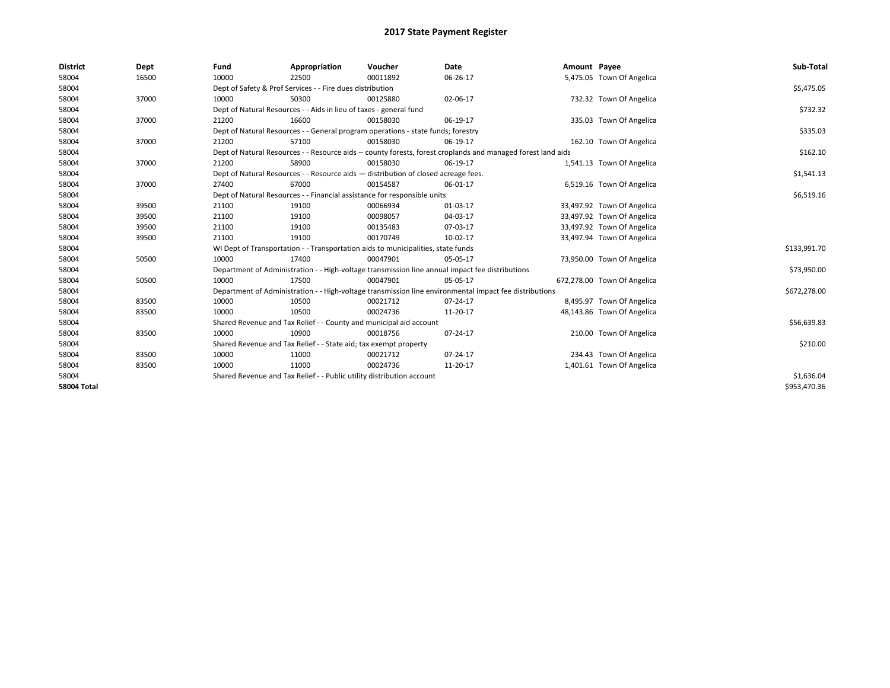# 2017 State Payment Register

| District | Dept | Fund | Appropriation | Voucher | Date | Amount | Payee | Sub-Total |
|---|---|---|---|---|---|---|---|---|
| 58004 | 16500 | 10000 | 22500 | 00011892 | 06-26-17 | 5,475.05 | Town Of Angelica | |
| 58004 | | Dept of Safety & Prof Services - - Fire dues distribution | | | | | | $5,475.05 |
| 58004 | 37000 | 10000 | 50300 | 00125880 | 02-06-17 | 732.32 | Town Of Angelica | |
| 58004 | | Dept of Natural Resources - - Aids in lieu of taxes - general fund | | | | | | $732.32 |
| 58004 | 37000 | 21200 | 16600 | 00158030 | 06-19-17 | 335.03 | Town Of Angelica | |
| 58004 | | Dept of Natural Resources - - General program operations - state funds; forestry | | | | | | $335.03 |
| 58004 | 37000 | 21200 | 57100 | 00158030 | 06-19-17 | 162.10 | Town Of Angelica | |
| 58004 | | Dept of Natural Resources - - Resource aids -- county forests, forest croplands and managed forest land aids | | | | | | $162.10 |
| 58004 | 37000 | 21200 | 58900 | 00158030 | 06-19-17 | 1,541.13 | Town Of Angelica | |
| 58004 | | Dept of Natural Resources - - Resource aids — distribution of closed acreage fees. | | | | | | $1,541.13 |
| 58004 | 37000 | 27400 | 67000 | 00154587 | 06-01-17 | 6,519.16 | Town Of Angelica | |
| 58004 | | Dept of Natural Resources - - Financial assistance for responsible units | | | | | | $6,519.16 |
| 58004 | 39500 | 21100 | 19100 | 00066934 | 01-03-17 | 33,497.92 | Town Of Angelica | |
| 58004 | 39500 | 21100 | 19100 | 00098057 | 04-03-17 | 33,497.92 | Town Of Angelica | |
| 58004 | 39500 | 21100 | 19100 | 00135483 | 07-03-17 | 33,497.92 | Town Of Angelica | |
| 58004 | 39500 | 21100 | 19100 | 00170749 | 10-02-17 | 33,497.94 | Town Of Angelica | |
| 58004 | | WI Dept of Transportation - - Transportation aids to municipalities, state funds | | | | | | $133,991.70 |
| 58004 | 50500 | 10000 | 17400 | 00047901 | 05-05-17 | 73,950.00 | Town Of Angelica | |
| 58004 | | Department of Administration - - High-voltage transmission line annual impact fee distributions | | | | | | $73,950.00 |
| 58004 | 50500 | 10000 | 17500 | 00047901 | 05-05-17 | 672,278.00 | Town Of Angelica | |
| 58004 | | Department of Administration - - High-voltage transmission line environmental impact fee distributions | | | | | | $672,278.00 |
| 58004 | 83500 | 10000 | 10500 | 00021712 | 07-24-17 | 8,495.97 | Town Of Angelica | |
| 58004 | 83500 | 10000 | 10500 | 00024736 | 11-20-17 | 48,143.86 | Town Of Angelica | |
| 58004 | | Shared Revenue and Tax Relief - - County and municipal aid account | | | | | | $56,639.83 |
| 58004 | 83500 | 10000 | 10900 | 00018756 | 07-24-17 | 210.00 | Town Of Angelica | |
| 58004 | | Shared Revenue and Tax Relief - - State aid; tax exempt property | | | | | | $210.00 |
| 58004 | 83500 | 10000 | 11000 | 00021712 | 07-24-17 | 234.43 | Town Of Angelica | |
| 58004 | 83500 | 10000 | 11000 | 00024736 | 11-20-17 | 1,401.61 | Town Of Angelica | |
| 58004 | | Shared Revenue and Tax Relief - - Public utility distribution account | | | | | | $1,636.04 |
| **58004 Total** | | | | | | | | $953,470.36 |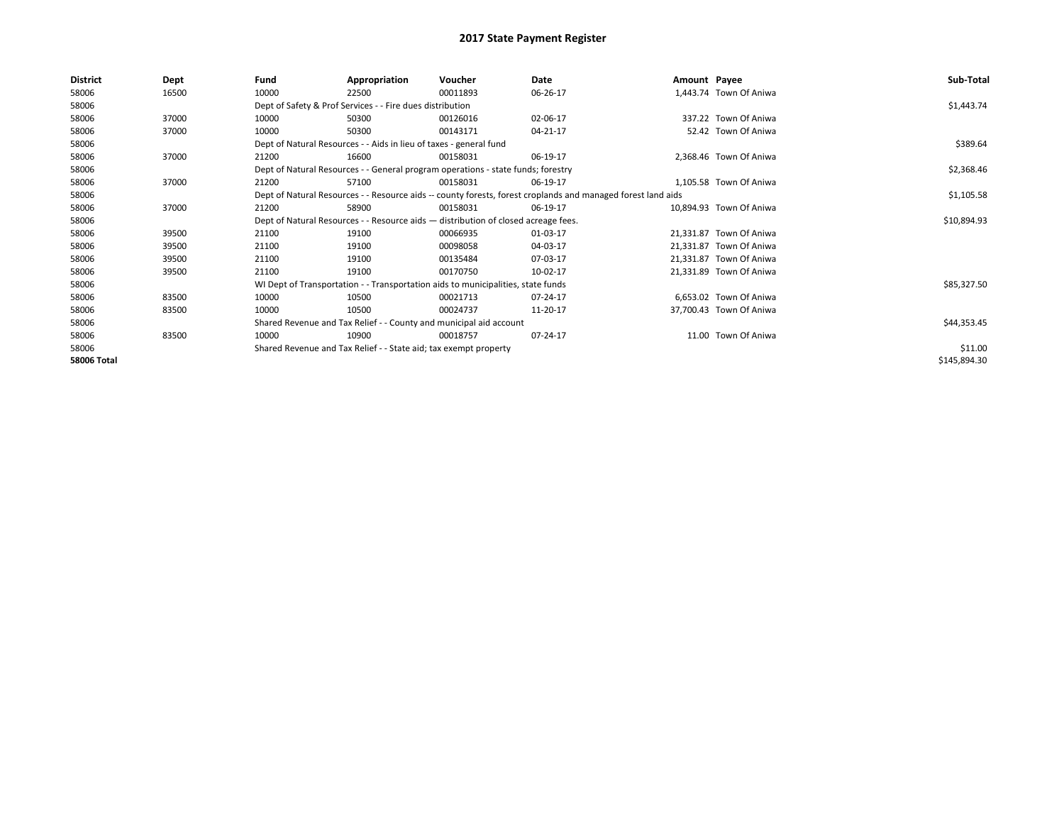# 2017 State Payment Register

| District | Dept | Fund | Appropriation | Voucher | Date | Amount | Payee | Sub-Total |
|---|---|---|---|---|---|---|---|---|
| 58006 | 16500 | 10000 | 22500 | 00011893 | 06-26-17 | 1,443.74 | Town Of Aniwa | |
| 58006 | | Dept of Safety & Prof Services - - Fire dues distribution | | | | | | $1,443.74 |
| 58006 | 37000 | 10000 | 50300 | 00126016 | 02-06-17 | 337.22 | Town Of Aniwa | |
| 58006 | 37000 | 10000 | 50300 | 00143171 | 04-21-17 | 52.42 | Town Of Aniwa | |
| 58006 | | Dept of Natural Resources - - Aids in lieu of taxes - general fund | | | | | | $389.64 |
| 58006 | 37000 | 21200 | 16600 | 00158031 | 06-19-17 | 2,368.46 | Town Of Aniwa | |
| 58006 | | Dept of Natural Resources - - General program operations - state funds; forestry | | | | | | $2,368.46 |
| 58006 | 37000 | 21200 | 57100 | 00158031 | 06-19-17 | 1,105.58 | Town Of Aniwa | |
| 58006 | | Dept of Natural Resources - - Resource aids -- county forests, forest croplands and managed forest land aids | | | | | | $1,105.58 |
| 58006 | 37000 | 21200 | 58900 | 00158031 | 06-19-17 | 10,894.93 | Town Of Aniwa | |
| 58006 | | Dept of Natural Resources - - Resource aids — distribution of closed acreage fees. | | | | | | $10,894.93 |
| 58006 | 39500 | 21100 | 19100 | 00066935 | 01-03-17 | 21,331.87 | Town Of Aniwa | |
| 58006 | 39500 | 21100 | 19100 | 00098058 | 04-03-17 | 21,331.87 | Town Of Aniwa | |
| 58006 | 39500 | 21100 | 19100 | 00135484 | 07-03-17 | 21,331.87 | Town Of Aniwa | |
| 58006 | 39500 | 21100 | 19100 | 00170750 | 10-02-17 | 21,331.89 | Town Of Aniwa | |
| 58006 | | WI Dept of Transportation - - Transportation aids to municipalities, state funds | | | | | | $85,327.50 |
| 58006 | 83500 | 10000 | 10500 | 00021713 | 07-24-17 | 6,653.02 | Town Of Aniwa | |
| 58006 | 83500 | 10000 | 10500 | 00024737 | 11-20-17 | 37,700.43 | Town Of Aniwa | |
| 58006 | | Shared Revenue and Tax Relief - - County and municipal aid account | | | | | | $44,353.45 |
| 58006 | 83500 | 10000 | 10900 | 00018757 | 07-24-17 | 11.00 | Town Of Aniwa | |
| 58006 | | Shared Revenue and Tax Relief - - State aid; tax exempt property | | | | | | $11.00 |
| **58006 Total** | | | | | | | | $145,894.30 |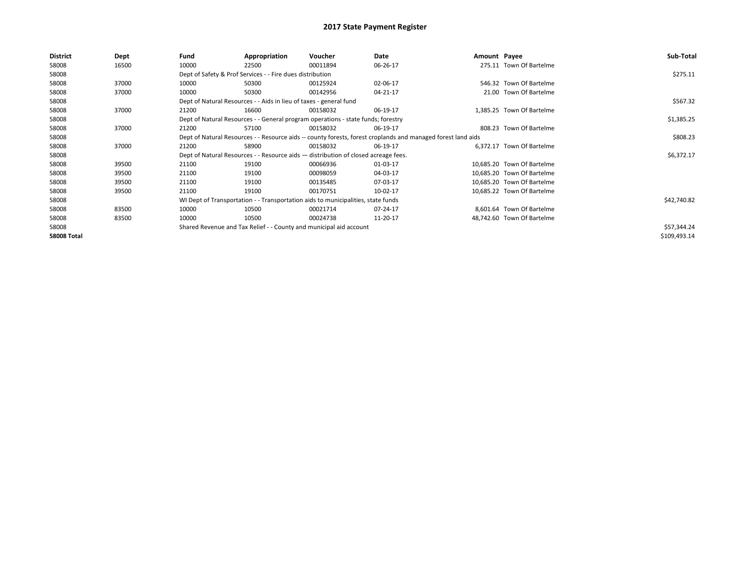# 2017 State Payment Register

| District | Dept | Fund | Appropriation | Voucher | Date | Amount | Payee | Sub-Total |
|---|---|---|---|---|---|---|---|---|
| 58008 | 16500 | 10000 | 22500 | 00011894 | 06-26-17 | 275.11 | Town Of Bartelme | |
| 58008 | | Dept of Safety & Prof Services - - Fire dues distribution | | | | | | $275.11 |
| 58008 | 37000 | 10000 | 50300 | 00125924 | 02-06-17 | 546.32 | Town Of Bartelme | |
| 58008 | 37000 | 10000 | 50300 | 00142956 | 04-21-17 | 21.00 | Town Of Bartelme | |
| 58008 | | Dept of Natural Resources - - Aids in lieu of taxes - general fund | | | | | | $567.32 |
| 58008 | 37000 | 21200 | 16600 | 00158032 | 06-19-17 | 1,385.25 | Town Of Bartelme | |
| 58008 | | Dept of Natural Resources - - General program operations - state funds; forestry | | | | | | $1,385.25 |
| 58008 | 37000 | 21200 | 57100 | 00158032 | 06-19-17 | 808.23 | Town Of Bartelme | |
| 58008 | | Dept of Natural Resources - - Resource aids -- county forests, forest croplands and managed forest land aids | | | | | | $808.23 |
| 58008 | 37000 | 21200 | 58900 | 00158032 | 06-19-17 | 6,372.17 | Town Of Bartelme | |
| 58008 | | Dept of Natural Resources - - Resource aids — distribution of closed acreage fees. | | | | | | $6,372.17 |
| 58008 | 39500 | 21100 | 19100 | 00066936 | 01-03-17 | 10,685.20 | Town Of Bartelme | |
| 58008 | 39500 | 21100 | 19100 | 00098059 | 04-03-17 | 10,685.20 | Town Of Bartelme | |
| 58008 | 39500 | 21100 | 19100 | 00135485 | 07-03-17 | 10,685.20 | Town Of Bartelme | |
| 58008 | 39500 | 21100 | 19100 | 00170751 | 10-02-17 | 10,685.22 | Town Of Bartelme | |
| 58008 | | WI Dept of Transportation - - Transportation aids to municipalities, state funds | | | | | | $42,740.82 |
| 58008 | 83500 | 10000 | 10500 | 00021714 | 07-24-17 | 8,601.64 | Town Of Bartelme | |
| 58008 | 83500 | 10000 | 10500 | 00024738 | 11-20-17 | 48,742.60 | Town Of Bartelme | |
| 58008 | | Shared Revenue and Tax Relief - - County and municipal aid account | | | | | | $57,344.24 |
| **58008 Total** | | | | | | | | $109,493.14 |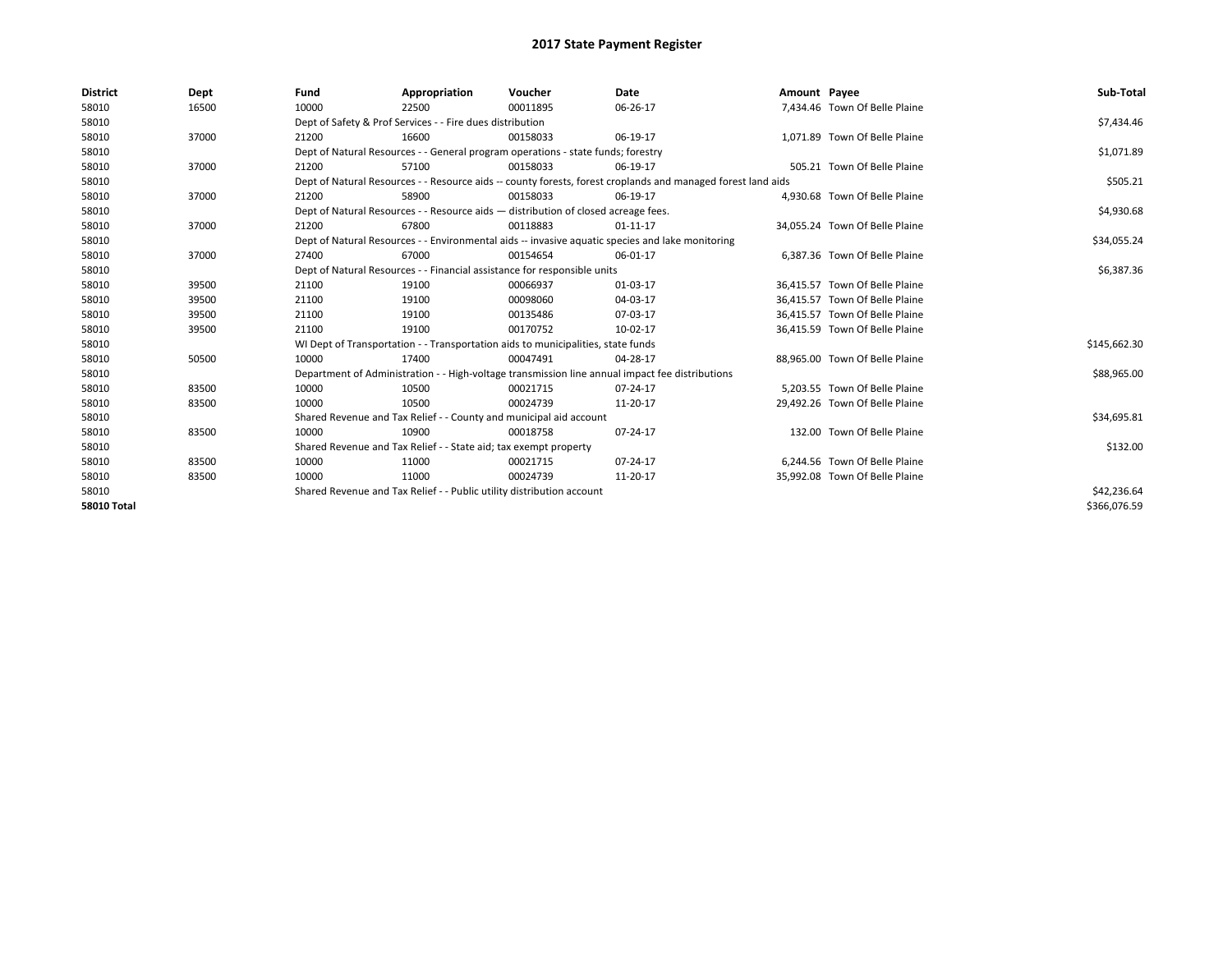# 2017 State Payment Register

| District | Dept | Fund | Appropriation | Voucher | Date | Amount | Payee | Sub-Total |
|---|---|---|---|---|---|---|---|---|
| 58010 | 16500 | 10000 | 22500 | 00011895 | 06-26-17 | 7,434.46 | Town Of Belle Plaine | |
| 58010 | | Dept of Safety & Prof Services - - Fire dues distribution | | | | | | $7,434.46 |
| 58010 | 37000 | 21200 | 16600 | 00158033 | 06-19-17 | 1,071.89 | Town Of Belle Plaine | |
| 58010 | | Dept of Natural Resources - - General program operations - state funds; forestry | | | | | | $1,071.89 |
| 58010 | 37000 | 21200 | 57100 | 00158033 | 06-19-17 | 505.21 | Town Of Belle Plaine | |
| 58010 | | Dept of Natural Resources - - Resource aids -- county forests, forest croplands and managed forest land aids | | | | | | $505.21 |
| 58010 | 37000 | 21200 | 58900 | 00158033 | 06-19-17 | 4,930.68 | Town Of Belle Plaine | |
| 58010 | | Dept of Natural Resources - - Resource aids — distribution of closed acreage fees. | | | | | | $4,930.68 |
| 58010 | 37000 | 21200 | 67800 | 00118883 | 01-11-17 | 34,055.24 | Town Of Belle Plaine | |
| 58010 | | Dept of Natural Resources - - Environmental aids -- invasive aquatic species and lake monitoring | | | | | | $34,055.24 |
| 58010 | 37000 | 27400 | 67000 | 00154654 | 06-01-17 | 6,387.36 | Town Of Belle Plaine | |
| 58010 | | Dept of Natural Resources - - Financial assistance for responsible units | | | | | | $6,387.36 |
| 58010 | 39500 | 21100 | 19100 | 00066937 | 01-03-17 | 36,415.57 | Town Of Belle Plaine | |
| 58010 | 39500 | 21100 | 19100 | 00098060 | 04-03-17 | 36,415.57 | Town Of Belle Plaine | |
| 58010 | 39500 | 21100 | 19100 | 00135486 | 07-03-17 | 36,415.57 | Town Of Belle Plaine | |
| 58010 | 39500 | 21100 | 19100 | 00170752 | 10-02-17 | 36,415.59 | Town Of Belle Plaine | |
| 58010 | | WI Dept of Transportation - - Transportation aids to municipalities, state funds | | | | | | $145,662.30 |
| 58010 | 50500 | 10000 | 17400 | 00047491 | 04-28-17 | 88,965.00 | Town Of Belle Plaine | |
| 58010 | | Department of Administration - - High-voltage transmission line annual impact fee distributions | | | | | | $88,965.00 |
| 58010 | 83500 | 10000 | 10500 | 00021715 | 07-24-17 | 5,203.55 | Town Of Belle Plaine | |
| 58010 | 83500 | 10000 | 10500 | 00024739 | 11-20-17 | 29,492.26 | Town Of Belle Plaine | |
| 58010 | | Shared Revenue and Tax Relief - - County and municipal aid account | | | | | | $34,695.81 |
| 58010 | 83500 | 10000 | 10900 | 00018758 | 07-24-17 | 132.00 | Town Of Belle Plaine | |
| 58010 | | Shared Revenue and Tax Relief - - State aid; tax exempt property | | | | | | $132.00 |
| 58010 | 83500 | 10000 | 11000 | 00021715 | 07-24-17 | 6,244.56 | Town Of Belle Plaine | |
| 58010 | 83500 | 10000 | 11000 | 00024739 | 11-20-17 | 35,992.08 | Town Of Belle Plaine | |
| 58010 | | Shared Revenue and Tax Relief - - Public utility distribution account | | | | | | $42,236.64 |
| **58010 Total** | | | | | | | | $366,076.59 |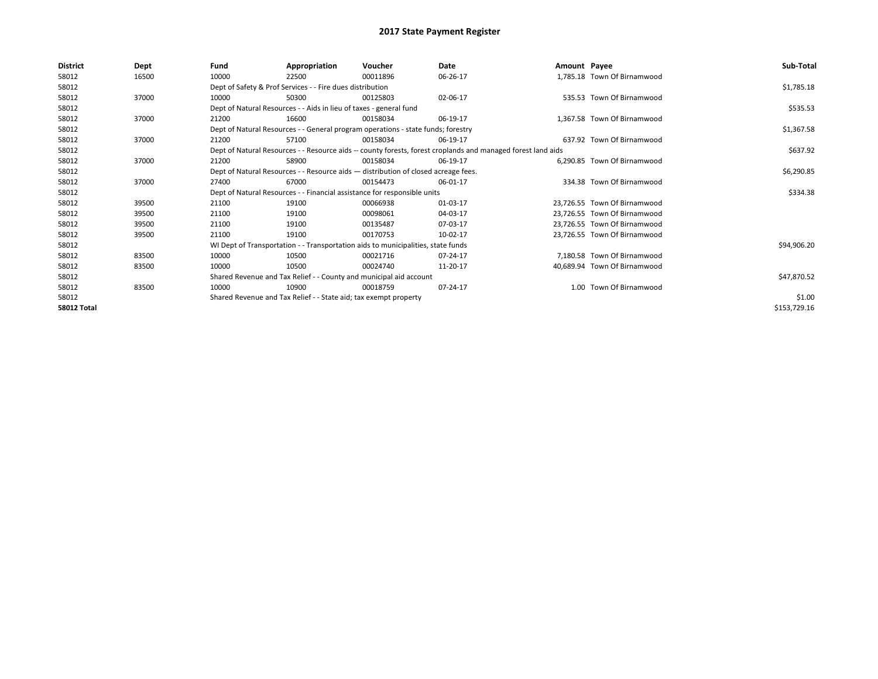# 2017 State Payment Register

| District | Dept | Fund | Appropriation | Voucher | Date | Amount | Payee | Sub-Total |
|---|---|---|---|---|---|---|---|---|
| 58012 | 16500 | 10000 | 22500 | 00011896 | 06-26-17 | 1,785.18 | Town Of Birnamwood | |
| 58012 | | Dept of Safety & Prof Services - - Fire dues distribution | | | | | | $1,785.18 |
| 58012 | 37000 | 10000 | 50300 | 00125803 | 02-06-17 | 535.53 | Town Of Birnamwood | |
| 58012 | | Dept of Natural Resources - - Aids in lieu of taxes - general fund | | | | | | $535.53 |
| 58012 | 37000 | 21200 | 16600 | 00158034 | 06-19-17 | 1,367.58 | Town Of Birnamwood | |
| 58012 | | Dept of Natural Resources - - General program operations - state funds; forestry | | | | | | $1,367.58 |
| 58012 | 37000 | 21200 | 57100 | 00158034 | 06-19-17 | 637.92 | Town Of Birnamwood | |
| 58012 | | Dept of Natural Resources - - Resource aids -- county forests, forest croplands and managed forest land aids | | | | | | $637.92 |
| 58012 | 37000 | 21200 | 58900 | 00158034 | 06-19-17 | 6,290.85 | Town Of Birnamwood | |
| 58012 | | Dept of Natural Resources - - Resource aids — distribution of closed acreage fees. | | | | | | $6,290.85 |
| 58012 | 37000 | 27400 | 67000 | 00154473 | 06-01-17 | 334.38 | Town Of Birnamwood | |
| 58012 | | Dept of Natural Resources - - Financial assistance for responsible units | | | | | | $334.38 |
| 58012 | 39500 | 21100 | 19100 | 00066938 | 01-03-17 | 23,726.55 | Town Of Birnamwood | |
| 58012 | 39500 | 21100 | 19100 | 00098061 | 04-03-17 | 23,726.55 | Town Of Birnamwood | |
| 58012 | 39500 | 21100 | 19100 | 00135487 | 07-03-17 | 23,726.55 | Town Of Birnamwood | |
| 58012 | 39500 | 21100 | 19100 | 00170753 | 10-02-17 | 23,726.55 | Town Of Birnamwood | |
| 58012 | | WI Dept of Transportation - - Transportation aids to municipalities, state funds | | | | | | $94,906.20 |
| 58012 | 83500 | 10000 | 10500 | 00021716 | 07-24-17 | 7,180.58 | Town Of Birnamwood | |
| 58012 | 83500 | 10000 | 10500 | 00024740 | 11-20-17 | 40,689.94 | Town Of Birnamwood | |
| 58012 | | Shared Revenue and Tax Relief - - County and municipal aid account | | | | | | $47,870.52 |
| 58012 | 83500 | 10000 | 10900 | 00018759 | 07-24-17 | 1.00 | Town Of Birnamwood | |
| 58012 | | Shared Revenue and Tax Relief - - State aid; tax exempt property | | | | | | $1.00 |
| **58012 Total** | | | | | | | | $153,729.16 |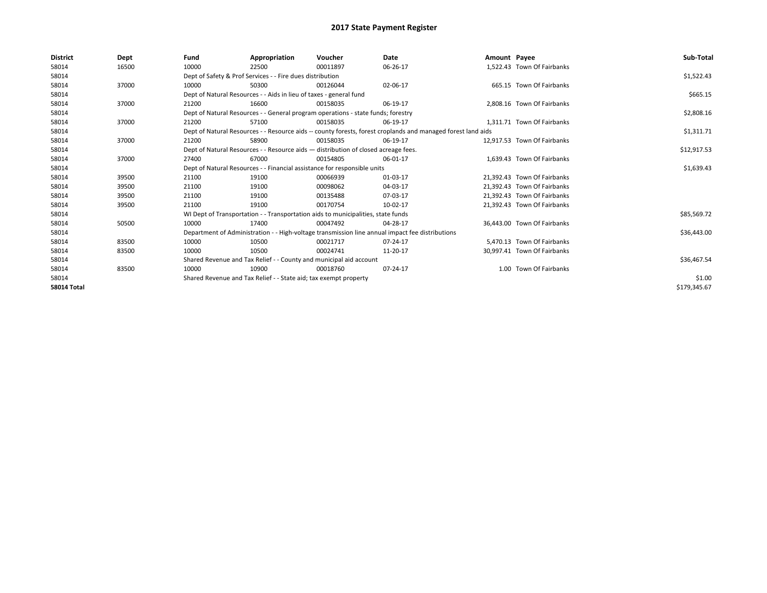# 2017 State Payment Register

| District | Dept | Fund | Appropriation | Voucher | Date | Amount | Payee | Sub-Total |
|---|---|---|---|---|---|---|---|---|
| 58014 | 16500 | 10000 | 22500 | 00011897 | 06-26-17 | 1,522.43 | Town Of Fairbanks | |
| 58014 | | Dept of Safety & Prof Services - - Fire dues distribution | | | | | | $1,522.43 |
| 58014 | 37000 | 10000 | 50300 | 00126044 | 02-06-17 | 665.15 | Town Of Fairbanks | |
| 58014 | | Dept of Natural Resources - - Aids in lieu of taxes - general fund | | | | | | $665.15 |
| 58014 | 37000 | 21200 | 16600 | 00158035 | 06-19-17 | 2,808.16 | Town Of Fairbanks | |
| 58014 | | Dept of Natural Resources - - General program operations - state funds; forestry | | | | | | $2,808.16 |
| 58014 | 37000 | 21200 | 57100 | 00158035 | 06-19-17 | 1,311.71 | Town Of Fairbanks | |
| 58014 | | Dept of Natural Resources - - Resource aids -- county forests, forest croplands and managed forest land aids | | | | | | $1,311.71 |
| 58014 | 37000 | 21200 | 58900 | 00158035 | 06-19-17 | 12,917.53 | Town Of Fairbanks | |
| 58014 | | Dept of Natural Resources - - Resource aids — distribution of closed acreage fees. | | | | | | $12,917.53 |
| 58014 | 37000 | 27400 | 67000 | 00154805 | 06-01-17 | 1,639.43 | Town Of Fairbanks | |
| 58014 | | Dept of Natural Resources - - Financial assistance for responsible units | | | | | | $1,639.43 |
| 58014 | 39500 | 21100 | 19100 | 00066939 | 01-03-17 | 21,392.43 | Town Of Fairbanks | |
| 58014 | 39500 | 21100 | 19100 | 00098062 | 04-03-17 | 21,392.43 | Town Of Fairbanks | |
| 58014 | 39500 | 21100 | 19100 | 00135488 | 07-03-17 | 21,392.43 | Town Of Fairbanks | |
| 58014 | 39500 | 21100 | 19100 | 00170754 | 10-02-17 | 21,392.43 | Town Of Fairbanks | |
| 58014 | | WI Dept of Transportation - - Transportation aids to municipalities, state funds | | | | | | $85,569.72 |
| 58014 | 50500 | 10000 | 17400 | 00047492 | 04-28-17 | 36,443.00 | Town Of Fairbanks | |
| 58014 | | Department of Administration - - High-voltage transmission line annual impact fee distributions | | | | | | $36,443.00 |
| 58014 | 83500 | 10000 | 10500 | 00021717 | 07-24-17 | 5,470.13 | Town Of Fairbanks | |
| 58014 | 83500 | 10000 | 10500 | 00024741 | 11-20-17 | 30,997.41 | Town Of Fairbanks | |
| 58014 | | Shared Revenue and Tax Relief - - County and municipal aid account | | | | | | $36,467.54 |
| 58014 | 83500 | 10000 | 10900 | 00018760 | 07-24-17 | 1.00 | Town Of Fairbanks | |
| 58014 | | Shared Revenue and Tax Relief - - State aid; tax exempt property | | | | | | $1.00 |
| **58014 Total** | | | | | | | | $179,345.67 |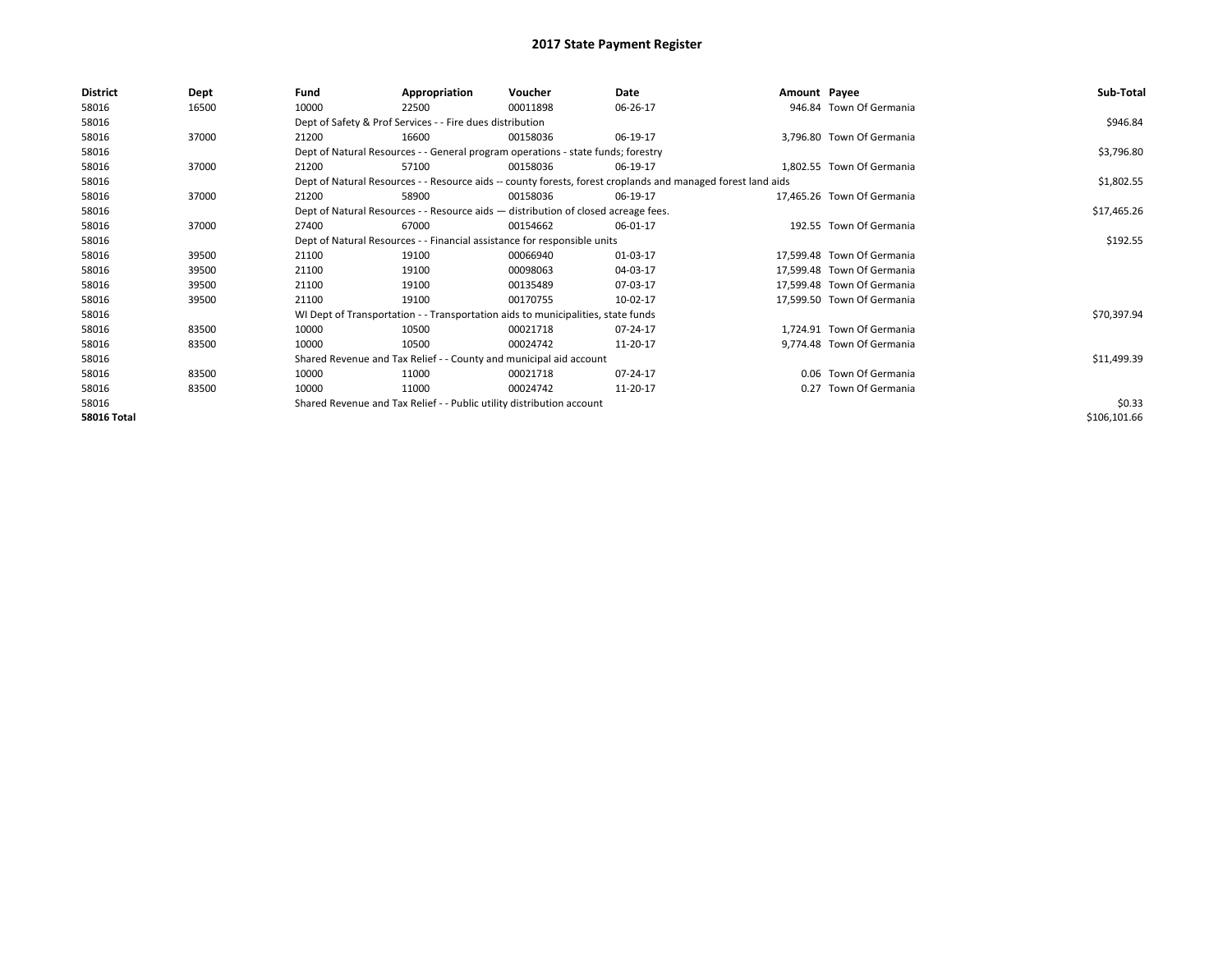# 2017 State Payment Register

| District | Dept | Fund | Appropriation | Voucher | Date | Amount | Payee | Sub-Total |
|---|---|---|---|---|---|---|---|---|
| 58016 | 16500 | 10000 | 22500 | 00011898 | 06-26-17 | 946.84 | Town Of Germania | |
| 58016 | | Dept of Safety & Prof Services - - Fire dues distribution | | | | | | $946.84 |
| 58016 | 37000 | 21200 | 16600 | 00158036 | 06-19-17 | 3,796.80 | Town Of Germania | |
| 58016 | | Dept of Natural Resources - - General program operations - state funds; forestry | | | | | | $3,796.80 |
| 58016 | 37000 | 21200 | 57100 | 00158036 | 06-19-17 | 1,802.55 | Town Of Germania | |
| 58016 | | Dept of Natural Resources - - Resource aids -- county forests, forest croplands and managed forest land aids | | | | | | $1,802.55 |
| 58016 | 37000 | 21200 | 58900 | 00158036 | 06-19-17 | 17,465.26 | Town Of Germania | |
| 58016 | | Dept of Natural Resources - - Resource aids — distribution of closed acreage fees. | | | | | | $17,465.26 |
| 58016 | 37000 | 27400 | 67000 | 00154662 | 06-01-17 | 192.55 | Town Of Germania | |
| 58016 | | Dept of Natural Resources - - Financial assistance for responsible units | | | | | | $192.55 |
| 58016 | 39500 | 21100 | 19100 | 00066940 | 01-03-17 | 17,599.48 | Town Of Germania | |
| 58016 | 39500 | 21100 | 19100 | 00098063 | 04-03-17 | 17,599.48 | Town Of Germania | |
| 58016 | 39500 | 21100 | 19100 | 00135489 | 07-03-17 | 17,599.48 | Town Of Germania | |
| 58016 | 39500 | 21100 | 19100 | 00170755 | 10-02-17 | 17,599.50 | Town Of Germania | |
| 58016 | | WI Dept of Transportation - - Transportation aids to municipalities, state funds | | | | | | $70,397.94 |
| 58016 | 83500 | 10000 | 10500 | 00021718 | 07-24-17 | 1,724.91 | Town Of Germania | |
| 58016 | 83500 | 10000 | 10500 | 00024742 | 11-20-17 | 9,774.48 | Town Of Germania | |
| 58016 | | Shared Revenue and Tax Relief - - County and municipal aid account | | | | | | $11,499.39 |
| 58016 | 83500 | 10000 | 11000 | 00021718 | 07-24-17 | 0.06 | Town Of Germania | |
| 58016 | 83500 | 10000 | 11000 | 00024742 | 11-20-17 | 0.27 | Town Of Germania | |
| 58016 | | Shared Revenue and Tax Relief - - Public utility distribution account | | | | | | $0.33 |
| **58016 Total** | | | | | | | | $106,101.66 |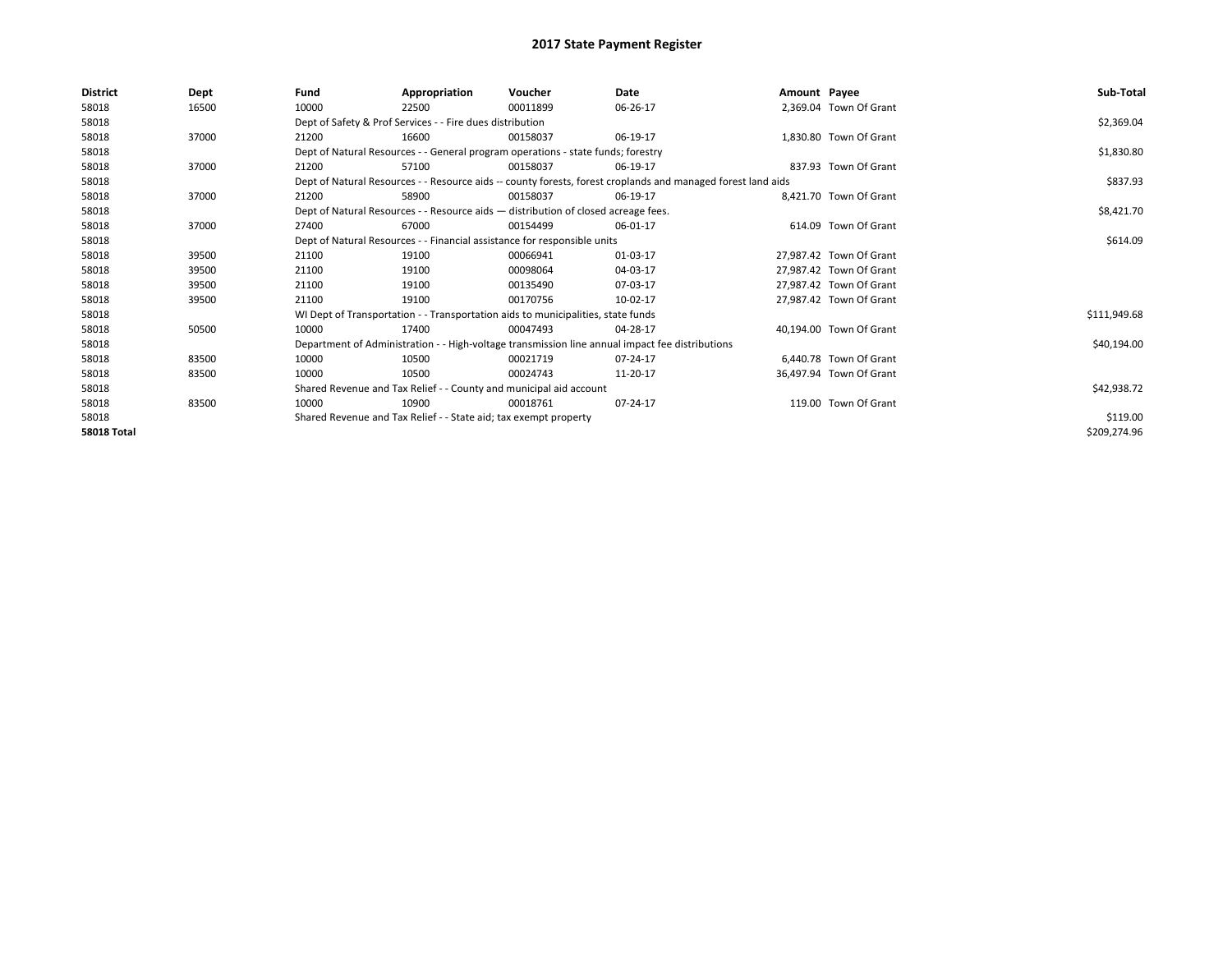# 2017 State Payment Register

| District | Dept | Fund | Appropriation | Voucher | Date | Amount | Payee | Sub-Total |
|---|---|---|---|---|---|---|---|---|
| 58018 | 16500 | 10000 | 22500 | 00011899 | 06-26-17 | 2,369.04 | Town Of Grant | |
| 58018 | | Dept of Safety & Prof Services - - Fire dues distribution | | | | | | $2,369.04 |
| 58018 | 37000 | 21200 | 16600 | 00158037 | 06-19-17 | 1,830.80 | Town Of Grant | |
| 58018 | | Dept of Natural Resources - - General program operations - state funds; forestry | | | | | | $1,830.80 |
| 58018 | 37000 | 21200 | 57100 | 00158037 | 06-19-17 | 837.93 | Town Of Grant | |
| 58018 | | Dept of Natural Resources - - Resource aids -- county forests, forest croplands and managed forest land aids | | | | | | $837.93 |
| 58018 | 37000 | 21200 | 58900 | 00158037 | 06-19-17 | 8,421.70 | Town Of Grant | |
| 58018 | | Dept of Natural Resources - - Resource aids — distribution of closed acreage fees. | | | | | | $8,421.70 |
| 58018 | 37000 | 27400 | 67000 | 00154499 | 06-01-17 | 614.09 | Town Of Grant | |
| 58018 | | Dept of Natural Resources - - Financial assistance for responsible units | | | | | | $614.09 |
| 58018 | 39500 | 21100 | 19100 | 00066941 | 01-03-17 | 27,987.42 | Town Of Grant | |
| 58018 | 39500 | 21100 | 19100 | 00098064 | 04-03-17 | 27,987.42 | Town Of Grant | |
| 58018 | 39500 | 21100 | 19100 | 00135490 | 07-03-17 | 27,987.42 | Town Of Grant | |
| 58018 | 39500 | 21100 | 19100 | 00170756 | 10-02-17 | 27,987.42 | Town Of Grant | |
| 58018 | | WI Dept of Transportation - - Transportation aids to municipalities, state funds | | | | | | $111,949.68 |
| 58018 | 50500 | 10000 | 17400 | 00047493 | 04-28-17 | 40,194.00 | Town Of Grant | |
| 58018 | | Department of Administration - - High-voltage transmission line annual impact fee distributions | | | | | | $40,194.00 |
| 58018 | 83500 | 10000 | 10500 | 00021719 | 07-24-17 | 6,440.78 | Town Of Grant | |
| 58018 | 83500 | 10000 | 10500 | 00024743 | 11-20-17 | 36,497.94 | Town Of Grant | |
| 58018 | | Shared Revenue and Tax Relief - - County and municipal aid account | | | | | | $42,938.72 |
| 58018 | 83500 | 10000 | 10900 | 00018761 | 07-24-17 | 119.00 | Town Of Grant | |
| 58018 | | Shared Revenue and Tax Relief - - State aid; tax exempt property | | | | | | $119.00 |
| **58018 Total** | | | | | | | | $209,274.96 |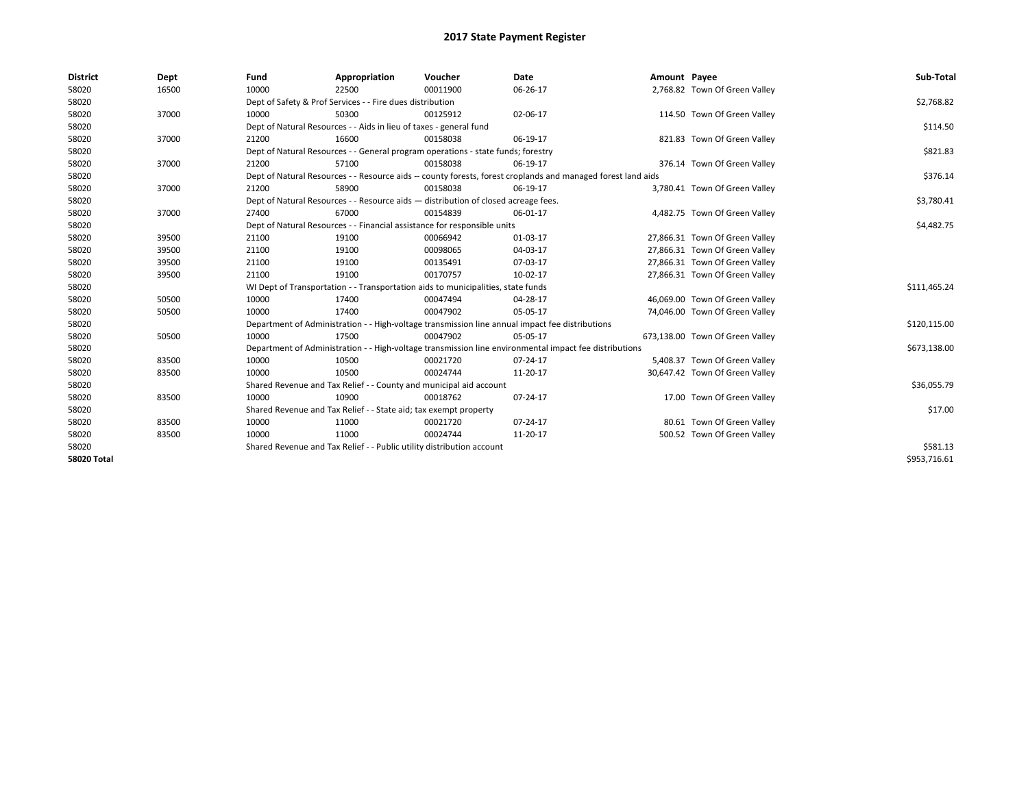# 2017 State Payment Register

| District | Dept | Fund | Appropriation | Voucher | Date | Amount | Payee | Sub-Total |
|---|---|---|---|---|---|---|---|---|
| 58020 | 16500 | 10000 | 22500 | 00011900 | 06-26-17 | 2,768.82 | Town Of Green Valley | |
| 58020 | | Dept of Safety & Prof Services - - Fire dues distribution | | | | | | $2,768.82 |
| 58020 | 37000 | 10000 | 50300 | 00125912 | 02-06-17 | 114.50 | Town Of Green Valley | |
| 58020 | | Dept of Natural Resources - - Aids in lieu of taxes - general fund | | | | | | $114.50 |
| 58020 | 37000 | 21200 | 16600 | 00158038 | 06-19-17 | 821.83 | Town Of Green Valley | |
| 58020 | | Dept of Natural Resources - - General program operations - state funds; forestry | | | | | | $821.83 |
| 58020 | 37000 | 21200 | 57100 | 00158038 | 06-19-17 | 376.14 | Town Of Green Valley | |
| 58020 | | Dept of Natural Resources - - Resource aids -- county forests, forest croplands and managed forest land aids | | | | | | $376.14 |
| 58020 | 37000 | 21200 | 58900 | 00158038 | 06-19-17 | 3,780.41 | Town Of Green Valley | |
| 58020 | | Dept of Natural Resources - - Resource aids — distribution of closed acreage fees. | | | | | | $3,780.41 |
| 58020 | 37000 | 27400 | 67000 | 00154839 | 06-01-17 | 4,482.75 | Town Of Green Valley | |
| 58020 | | Dept of Natural Resources - - Financial assistance for responsible units | | | | | | $4,482.75 |
| 58020 | 39500 | 21100 | 19100 | 00066942 | 01-03-17 | 27,866.31 | Town Of Green Valley | |
| 58020 | 39500 | 21100 | 19100 | 00098065 | 04-03-17 | 27,866.31 | Town Of Green Valley | |
| 58020 | 39500 | 21100 | 19100 | 00135491 | 07-03-17 | 27,866.31 | Town Of Green Valley | |
| 58020 | 39500 | 21100 | 19100 | 00170757 | 10-02-17 | 27,866.31 | Town Of Green Valley | |
| 58020 | | WI Dept of Transportation - - Transportation aids to municipalities, state funds | | | | | | $111,465.24 |
| 58020 | 50500 | 10000 | 17400 | 00047494 | 04-28-17 | 46,069.00 | Town Of Green Valley | |
| 58020 | 50500 | 10000 | 17400 | 00047902 | 05-05-17 | 74,046.00 | Town Of Green Valley | |
| 58020 | | Department of Administration - - High-voltage transmission line annual impact fee distributions | | | | | | $120,115.00 |
| 58020 | 50500 | 10000 | 17500 | 00047902 | 05-05-17 | 673,138.00 | Town Of Green Valley | |
| 58020 | | Department of Administration - - High-voltage transmission line environmental impact fee distributions | | | | | | $673,138.00 |
| 58020 | 83500 | 10000 | 10500 | 00021720 | 07-24-17 | 5,408.37 | Town Of Green Valley | |
| 58020 | 83500 | 10000 | 10500 | 00024744 | 11-20-17 | 30,647.42 | Town Of Green Valley | |
| 58020 | | Shared Revenue and Tax Relief - - County and municipal aid account | | | | | | $36,055.79 |
| 58020 | 83500 | 10000 | 10900 | 00018762 | 07-24-17 | 17.00 | Town Of Green Valley | |
| 58020 | | Shared Revenue and Tax Relief - - State aid; tax exempt property | | | | | | $17.00 |
| 58020 | 83500 | 10000 | 11000 | 00021720 | 07-24-17 | 80.61 | Town Of Green Valley | |
| 58020 | 83500 | 10000 | 11000 | 00024744 | 11-20-17 | 500.52 | Town Of Green Valley | |
| 58020 | | Shared Revenue and Tax Relief - - Public utility distribution account | | | | | | $581.13 |
| **58020 Total** | | | | | | | | $953,716.61 |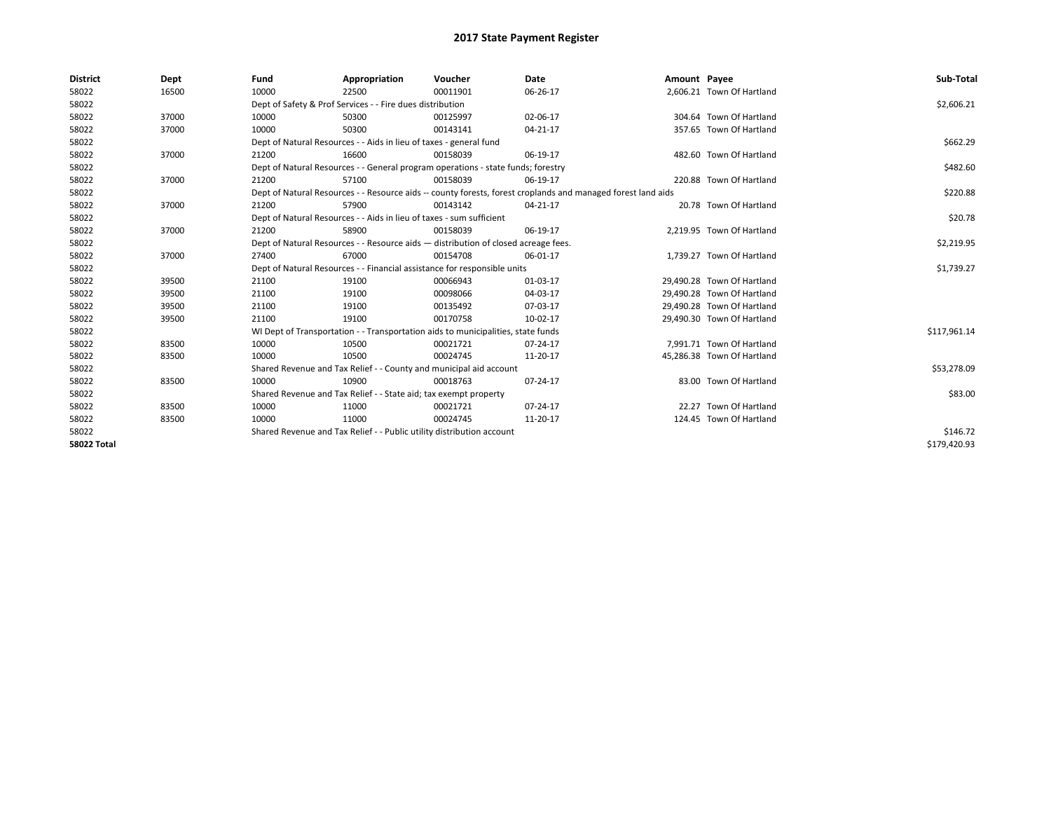# 2017 State Payment Register

| District | Dept | Fund | Appropriation | Voucher | Date | Amount | Payee | Sub-Total |
|---|---|---|---|---|---|---|---|---|
| 58022 | 16500 | 10000 | 22500 | 00011901 | 06-26-17 | 2,606.21 | Town Of Hartland | |
| 58022 | | Dept of Safety & Prof Services - - Fire dues distribution | | | | | | $2,606.21 |
| 58022 | 37000 | 10000 | 50300 | 00125997 | 02-06-17 | 304.64 | Town Of Hartland | |
| 58022 | 37000 | 10000 | 50300 | 00143141 | 04-21-17 | 357.65 | Town Of Hartland | |
| 58022 | | Dept of Natural Resources - - Aids in lieu of taxes - general fund | | | | | | $662.29 |
| 58022 | 37000 | 21200 | 16600 | 00158039 | 06-19-17 | 482.60 | Town Of Hartland | |
| 58022 | | Dept of Natural Resources - - General program operations - state funds; forestry | | | | | | $482.60 |
| 58022 | 37000 | 21200 | 57100 | 00158039 | 06-19-17 | 220.88 | Town Of Hartland | |
| 58022 | | Dept of Natural Resources - - Resource aids -- county forests, forest croplands and managed forest land aids | | | | | | $220.88 |
| 58022 | 37000 | 21200 | 57900 | 00143142 | 04-21-17 | 20.78 | Town Of Hartland | |
| 58022 | | Dept of Natural Resources - - Aids in lieu of taxes - sum sufficient | | | | | | $20.78 |
| 58022 | 37000 | 21200 | 58900 | 00158039 | 06-19-17 | 2,219.95 | Town Of Hartland | |
| 58022 | | Dept of Natural Resources - - Resource aids — distribution of closed acreage fees. | | | | | | $2,219.95 |
| 58022 | 37000 | 27400 | 67000 | 00154708 | 06-01-17 | 1,739.27 | Town Of Hartland | |
| 58022 | | Dept of Natural Resources - - Financial assistance for responsible units | | | | | | $1,739.27 |
| 58022 | 39500 | 21100 | 19100 | 00066943 | 01-03-17 | 29,490.28 | Town Of Hartland | |
| 58022 | 39500 | 21100 | 19100 | 00098066 | 04-03-17 | 29,490.28 | Town Of Hartland | |
| 58022 | 39500 | 21100 | 19100 | 00135492 | 07-03-17 | 29,490.28 | Town Of Hartland | |
| 58022 | 39500 | 21100 | 19100 | 00170758 | 10-02-17 | 29,490.30 | Town Of Hartland | |
| 58022 | | WI Dept of Transportation - - Transportation aids to municipalities, state funds | | | | | | $117,961.14 |
| 58022 | 83500 | 10000 | 10500 | 00021721 | 07-24-17 | 7,991.71 | Town Of Hartland | |
| 58022 | 83500 | 10000 | 10500 | 00024745 | 11-20-17 | 45,286.38 | Town Of Hartland | |
| 58022 | | Shared Revenue and Tax Relief - - County and municipal aid account | | | | | | $53,278.09 |
| 58022 | 83500 | 10000 | 10900 | 00018763 | 07-24-17 | 83.00 | Town Of Hartland | |
| 58022 | | Shared Revenue and Tax Relief - - State aid; tax exempt property | | | | | | $83.00 |
| 58022 | 83500 | 10000 | 11000 | 00021721 | 07-24-17 | 22.27 | Town Of Hartland | |
| 58022 | 83500 | 10000 | 11000 | 00024745 | 11-20-17 | 124.45 | Town Of Hartland | |
| 58022 | | Shared Revenue and Tax Relief - - Public utility distribution account | | | | | | $146.72 |
| **58022 Total** | | | | | | | | $179,420.93 |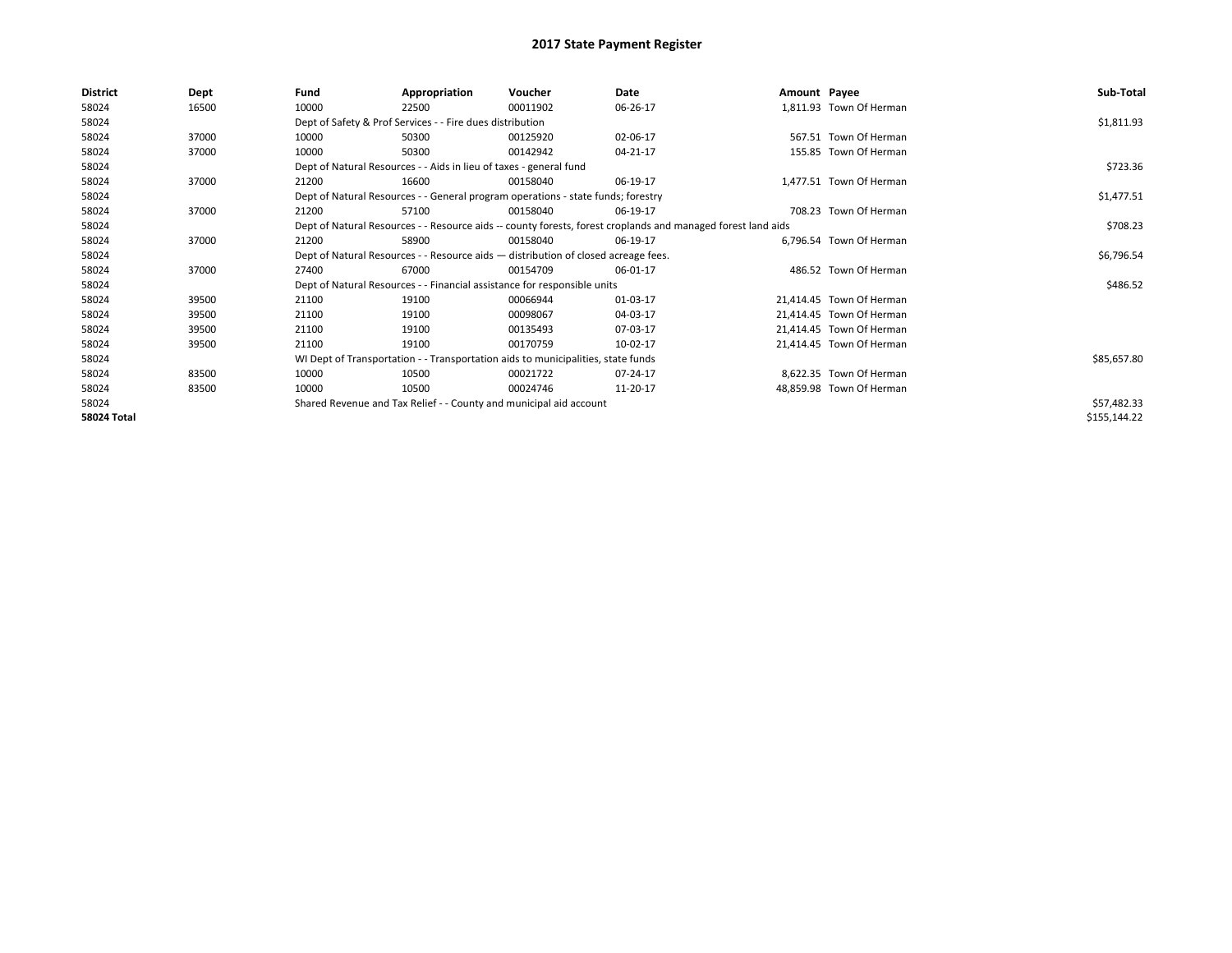# 2017 State Payment Register

| District | Dept | Fund | Appropriation | Voucher | Date | Amount | Payee | Sub-Total |
|---|---|---|---|---|---|---|---|---|
| 58024 | 16500 | 10000 | 22500 | 00011902 | 06-26-17 | 1,811.93 | Town Of Herman | |
| 58024 | | Dept of Safety & Prof Services - - Fire dues distribution | | | | | | $1,811.93 |
| 58024 | 37000 | 10000 | 50300 | 00125920 | 02-06-17 | 567.51 | Town Of Herman | |
| 58024 | 37000 | 10000 | 50300 | 00142942 | 04-21-17 | 155.85 | Town Of Herman | |
| 58024 | | Dept of Natural Resources - - Aids in lieu of taxes - general fund | | | | | | $723.36 |
| 58024 | 37000 | 21200 | 16600 | 00158040 | 06-19-17 | 1,477.51 | Town Of Herman | |
| 58024 | | Dept of Natural Resources - - General program operations - state funds; forestry | | | | | | $1,477.51 |
| 58024 | 37000 | 21200 | 57100 | 00158040 | 06-19-17 | 708.23 | Town Of Herman | |
| 58024 | | Dept of Natural Resources - - Resource aids -- county forests, forest croplands and managed forest land aids | | | | | | $708.23 |
| 58024 | 37000 | 21200 | 58900 | 00158040 | 06-19-17 | 6,796.54 | Town Of Herman | |
| 58024 | | Dept of Natural Resources - - Resource aids — distribution of closed acreage fees. | | | | | | $6,796.54 |
| 58024 | 37000 | 27400 | 67000 | 00154709 | 06-01-17 | 486.52 | Town Of Herman | |
| 58024 | | Dept of Natural Resources - - Financial assistance for responsible units | | | | | | $486.52 |
| 58024 | 39500 | 21100 | 19100 | 00066944 | 01-03-17 | 21,414.45 | Town Of Herman | |
| 58024 | 39500 | 21100 | 19100 | 00098067 | 04-03-17 | 21,414.45 | Town Of Herman | |
| 58024 | 39500 | 21100 | 19100 | 00135493 | 07-03-17 | 21,414.45 | Town Of Herman | |
| 58024 | 39500 | 21100 | 19100 | 00170759 | 10-02-17 | 21,414.45 | Town Of Herman | |
| 58024 | | WI Dept of Transportation - - Transportation aids to municipalities, state funds | | | | | | $85,657.80 |
| 58024 | 83500 | 10000 | 10500 | 00021722 | 07-24-17 | 8,622.35 | Town Of Herman | |
| 58024 | 83500 | 10000 | 10500 | 00024746 | 11-20-17 | 48,859.98 | Town Of Herman | |
| 58024 | | Shared Revenue and Tax Relief - - County and municipal aid account | | | | | | $57,482.33 |
| **58024 Total** | | | | | | | | $155,144.22 |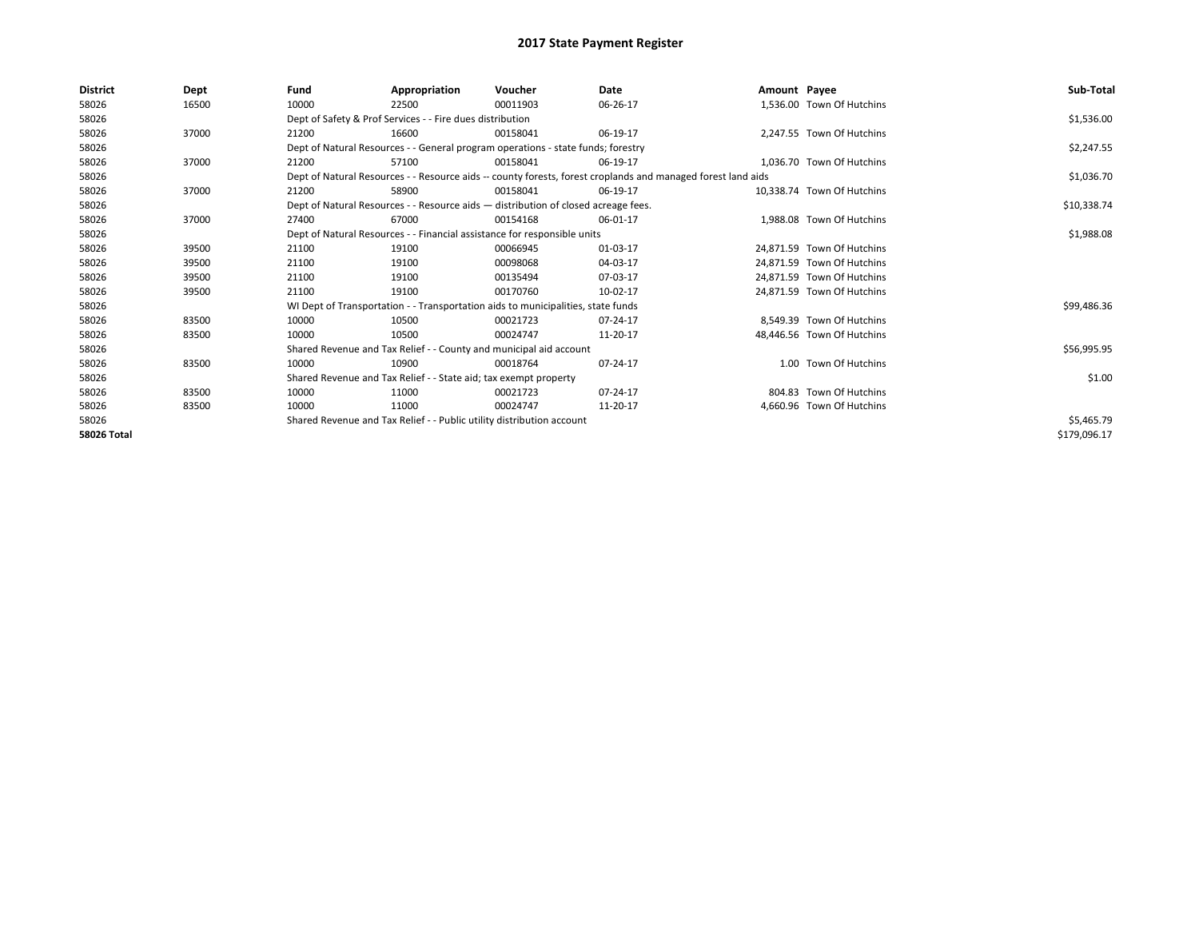# 2017 State Payment Register

| District | Dept | Fund | Appropriation | Voucher | Date | Amount | Payee | Sub-Total |
|---|---|---|---|---|---|---|---|---|
| 58026 | 16500 | 10000 | 22500 | 00011903 | 06-26-17 | 1,536.00 | Town Of Hutchins | |
| 58026 | | Dept of Safety & Prof Services - - Fire dues distribution | | | | | | $1,536.00 |
| 58026 | 37000 | 21200 | 16600 | 00158041 | 06-19-17 | 2,247.55 | Town Of Hutchins | |
| 58026 | | Dept of Natural Resources - - General program operations - state funds; forestry | | | | | | $2,247.55 |
| 58026 | 37000 | 21200 | 57100 | 00158041 | 06-19-17 | 1,036.70 | Town Of Hutchins | |
| 58026 | | Dept of Natural Resources - - Resource aids -- county forests, forest croplands and managed forest land aids | | | | | | $1,036.70 |
| 58026 | 37000 | 21200 | 58900 | 00158041 | 06-19-17 | 10,338.74 | Town Of Hutchins | |
| 58026 | | Dept of Natural Resources - - Resource aids — distribution of closed acreage fees. | | | | | | $10,338.74 |
| 58026 | 37000 | 27400 | 67000 | 00154168 | 06-01-17 | 1,988.08 | Town Of Hutchins | |
| 58026 | | Dept of Natural Resources - - Financial assistance for responsible units | | | | | | $1,988.08 |
| 58026 | 39500 | 21100 | 19100 | 00066945 | 01-03-17 | 24,871.59 | Town Of Hutchins | |
| 58026 | 39500 | 21100 | 19100 | 00098068 | 04-03-17 | 24,871.59 | Town Of Hutchins | |
| 58026 | 39500 | 21100 | 19100 | 00135494 | 07-03-17 | 24,871.59 | Town Of Hutchins | |
| 58026 | 39500 | 21100 | 19100 | 00170760 | 10-02-17 | 24,871.59 | Town Of Hutchins | |
| 58026 | | WI Dept of Transportation - - Transportation aids to municipalities, state funds | | | | | | $99,486.36 |
| 58026 | 83500 | 10000 | 10500 | 00021723 | 07-24-17 | 8,549.39 | Town Of Hutchins | |
| 58026 | 83500 | 10000 | 10500 | 00024747 | 11-20-17 | 48,446.56 | Town Of Hutchins | |
| 58026 | | Shared Revenue and Tax Relief - - County and municipal aid account | | | | | | $56,995.95 |
| 58026 | 83500 | 10000 | 10900 | 00018764 | 07-24-17 | 1.00 | Town Of Hutchins | |
| 58026 | | Shared Revenue and Tax Relief - - State aid; tax exempt property | | | | | | $1.00 |
| 58026 | 83500 | 10000 | 11000 | 00021723 | 07-24-17 | 804.83 | Town Of Hutchins | |
| 58026 | 83500 | 10000 | 11000 | 00024747 | 11-20-17 | 4,660.96 | Town Of Hutchins | |
| 58026 | | Shared Revenue and Tax Relief - - Public utility distribution account | | | | | | $5,465.79 |
| **58026 Total** | | | | | | | | $179,096.17 |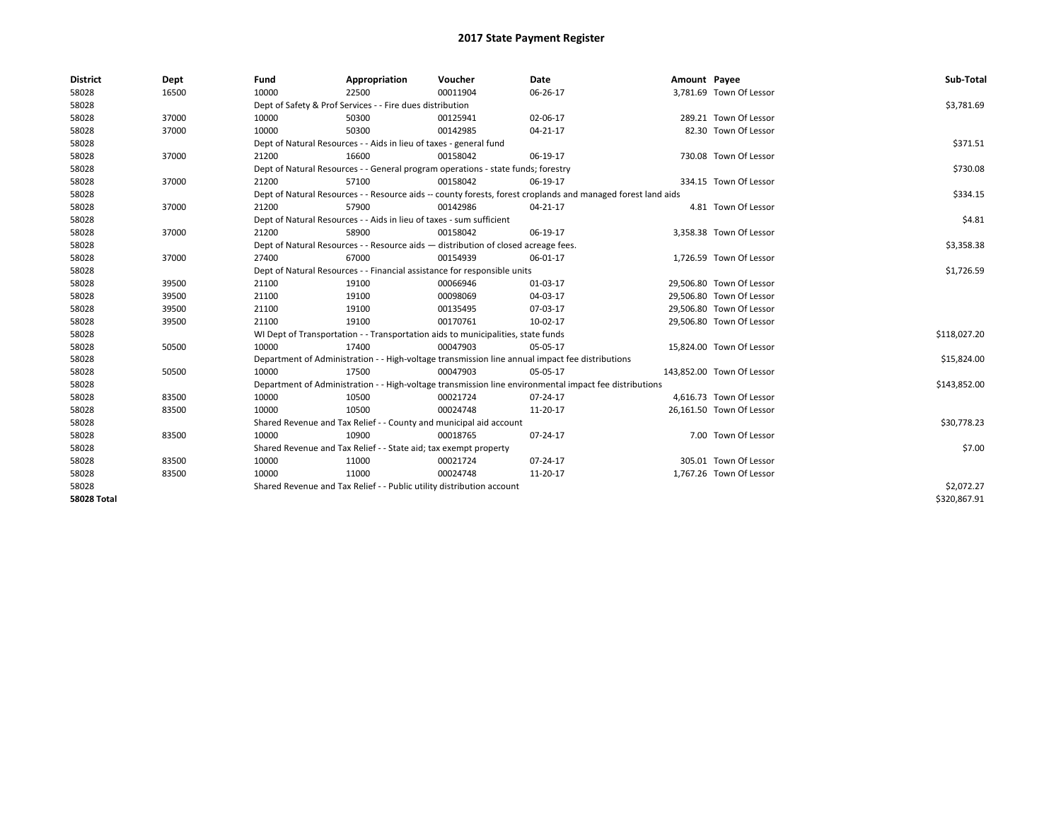# 2017 State Payment Register

| District | Dept | Fund | Appropriation | Voucher | Date | Amount | Payee | Sub-Total |
|---|---|---|---|---|---|---|---|---|
| 58028 | 16500 | 10000 | 22500 | 00011904 | 06-26-17 | 3,781.69 | Town Of Lessor | |
| 58028 | | Dept of Safety & Prof Services - - Fire dues distribution | | | | | | $3,781.69 |
| 58028 | 37000 | 10000 | 50300 | 00125941 | 02-06-17 | 289.21 | Town Of Lessor | |
| 58028 | 37000 | 10000 | 50300 | 00142985 | 04-21-17 | 82.30 | Town Of Lessor | |
| 58028 | | Dept of Natural Resources - - Aids in lieu of taxes - general fund | | | | | | $371.51 |
| 58028 | 37000 | 21200 | 16600 | 00158042 | 06-19-17 | 730.08 | Town Of Lessor | |
| 58028 | | Dept of Natural Resources - - General program operations - state funds; forestry | | | | | | $730.08 |
| 58028 | 37000 | 21200 | 57100 | 00158042 | 06-19-17 | 334.15 | Town Of Lessor | |
| 58028 | | Dept of Natural Resources - - Resource aids -- county forests, forest croplands and managed forest land aids | | | | | | $334.15 |
| 58028 | 37000 | 21200 | 57900 | 00142986 | 04-21-17 | 4.81 | Town Of Lessor | |
| 58028 | | Dept of Natural Resources - - Aids in lieu of taxes - sum sufficient | | | | | | $4.81 |
| 58028 | 37000 | 21200 | 58900 | 00158042 | 06-19-17 | 3,358.38 | Town Of Lessor | |
| 58028 | | Dept of Natural Resources - - Resource aids — distribution of closed acreage fees. | | | | | | $3,358.38 |
| 58028 | 37000 | 27400 | 67000 | 00154939 | 06-01-17 | 1,726.59 | Town Of Lessor | |
| 58028 | | Dept of Natural Resources - - Financial assistance for responsible units | | | | | | $1,726.59 |
| 58028 | 39500 | 21100 | 19100 | 00066946 | 01-03-17 | 29,506.80 | Town Of Lessor | |
| 58028 | 39500 | 21100 | 19100 | 00098069 | 04-03-17 | 29,506.80 | Town Of Lessor | |
| 58028 | 39500 | 21100 | 19100 | 00135495 | 07-03-17 | 29,506.80 | Town Of Lessor | |
| 58028 | 39500 | 21100 | 19100 | 00170761 | 10-02-17 | 29,506.80 | Town Of Lessor | |
| 58028 | | WI Dept of Transportation - - Transportation aids to municipalities, state funds | | | | | | $118,027.20 |
| 58028 | 50500 | 10000 | 17400 | 00047903 | 05-05-17 | 15,824.00 | Town Of Lessor | |
| 58028 | | Department of Administration - - High-voltage transmission line annual impact fee distributions | | | | | | $15,824.00 |
| 58028 | 50500 | 10000 | 17500 | 00047903 | 05-05-17 | 143,852.00 | Town Of Lessor | |
| 58028 | | Department of Administration - - High-voltage transmission line environmental impact fee distributions | | | | | | $143,852.00 |
| 58028 | 83500 | 10000 | 10500 | 00021724 | 07-24-17 | 4,616.73 | Town Of Lessor | |
| 58028 | 83500 | 10000 | 10500 | 00024748 | 11-20-17 | 26,161.50 | Town Of Lessor | |
| 58028 | | Shared Revenue and Tax Relief - - County and municipal aid account | | | | | | $30,778.23 |
| 58028 | 83500 | 10000 | 10900 | 00018765 | 07-24-17 | 7.00 | Town Of Lessor | |
| 58028 | | Shared Revenue and Tax Relief - - State aid; tax exempt property | | | | | | $7.00 |
| 58028 | 83500 | 10000 | 11000 | 00021724 | 07-24-17 | 305.01 | Town Of Lessor | |
| 58028 | 83500 | 10000 | 11000 | 00024748 | 11-20-17 | 1,767.26 | Town Of Lessor | |
| 58028 | | Shared Revenue and Tax Relief - - Public utility distribution account | | | | | | $2,072.27 |
| **58028 Total** | | | | | | | | $320,867.91 |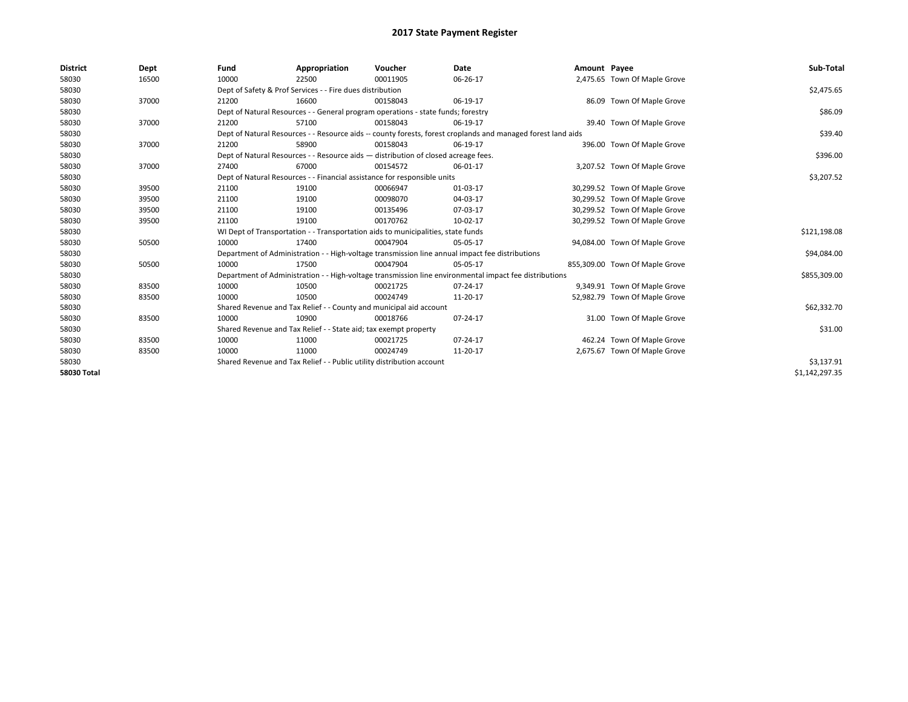# 2017 State Payment Register

| District | Dept | Fund | Appropriation | Voucher | Date | Amount | Payee | Sub-Total |
|---|---|---|---|---|---|---|---|---|
| 58030 | 16500 | 10000 | 22500 | 00011905 | 06-26-17 | 2,475.65 | Town Of Maple Grove | |
| 58030 | | Dept of Safety & Prof Services - - Fire dues distribution | | | | | | $2,475.65 |
| 58030 | 37000 | 21200 | 16600 | 00158043 | 06-19-17 | 86.09 | Town Of Maple Grove | |
| 58030 | | Dept of Natural Resources - - General program operations - state funds; forestry | | | | | | $86.09 |
| 58030 | 37000 | 21200 | 57100 | 00158043 | 06-19-17 | 39.40 | Town Of Maple Grove | |
| 58030 | | Dept of Natural Resources - - Resource aids -- county forests, forest croplands and managed forest land aids | | | | | | $39.40 |
| 58030 | 37000 | 21200 | 58900 | 00158043 | 06-19-17 | 396.00 | Town Of Maple Grove | |
| 58030 | | Dept of Natural Resources - - Resource aids — distribution of closed acreage fees. | | | | | | $396.00 |
| 58030 | 37000 | 27400 | 67000 | 00154572 | 06-01-17 | 3,207.52 | Town Of Maple Grove | |
| 58030 | | Dept of Natural Resources - - Financial assistance for responsible units | | | | | | $3,207.52 |
| 58030 | 39500 | 21100 | 19100 | 00066947 | 01-03-17 | 30,299.52 | Town Of Maple Grove | |
| 58030 | 39500 | 21100 | 19100 | 00098070 | 04-03-17 | 30,299.52 | Town Of Maple Grove | |
| 58030 | 39500 | 21100 | 19100 | 00135496 | 07-03-17 | 30,299.52 | Town Of Maple Grove | |
| 58030 | 39500 | 21100 | 19100 | 00170762 | 10-02-17 | 30,299.52 | Town Of Maple Grove | |
| 58030 | | WI Dept of Transportation - - Transportation aids to municipalities, state funds | | | | | | $121,198.08 |
| 58030 | 50500 | 10000 | 17400 | 00047904 | 05-05-17 | 94,084.00 | Town Of Maple Grove | |
| 58030 | | Department of Administration - - High-voltage transmission line annual impact fee distributions | | | | | | $94,084.00 |
| 58030 | 50500 | 10000 | 17500 | 00047904 | 05-05-17 | 855,309.00 | Town Of Maple Grove | |
| 58030 | | Department of Administration - - High-voltage transmission line environmental impact fee distributions | | | | | | $855,309.00 |
| 58030 | 83500 | 10000 | 10500 | 00021725 | 07-24-17 | 9,349.91 | Town Of Maple Grove | |
| 58030 | 83500 | 10000 | 10500 | 00024749 | 11-20-17 | 52,982.79 | Town Of Maple Grove | |
| 58030 | | Shared Revenue and Tax Relief - - County and municipal aid account | | | | | | $62,332.70 |
| 58030 | 83500 | 10000 | 10900 | 00018766 | 07-24-17 | 31.00 | Town Of Maple Grove | |
| 58030 | | Shared Revenue and Tax Relief - - State aid; tax exempt property | | | | | | $31.00 |
| 58030 | 83500 | 10000 | 11000 | 00021725 | 07-24-17 | 462.24 | Town Of Maple Grove | |
| 58030 | 83500 | 10000 | 11000 | 00024749 | 11-20-17 | 2,675.67 | Town Of Maple Grove | |
| 58030 | | Shared Revenue and Tax Relief - - Public utility distribution account | | | | | | $3,137.91 |
| **58030 Total** | | | | | | | | $1,142,297.35 |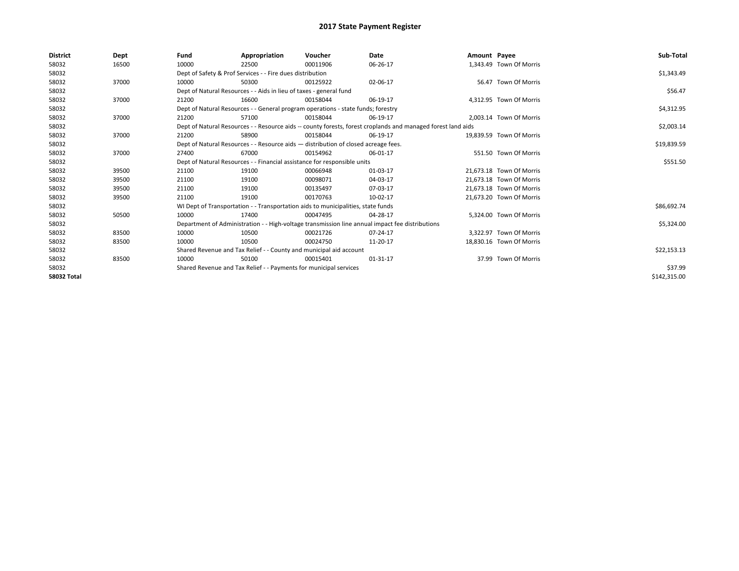# 2017 State Payment Register

| District | Dept | Fund | Appropriation | Voucher | Date | Amount | Payee | Sub-Total |
|---|---|---|---|---|---|---|---|---|
| 58032 | 16500 | 10000 | 22500 | 00011906 | 06-26-17 | 1,343.49 | Town Of Morris | |
| 58032 | | Dept of Safety & Prof Services - - Fire dues distribution | | | | | | $1,343.49 |
| 58032 | 37000 | 10000 | 50300 | 00125922 | 02-06-17 | 56.47 | Town Of Morris | |
| 58032 | | Dept of Natural Resources - - Aids in lieu of taxes - general fund | | | | | | $56.47 |
| 58032 | 37000 | 21200 | 16600 | 00158044 | 06-19-17 | 4,312.95 | Town Of Morris | |
| 58032 | | Dept of Natural Resources - - General program operations - state funds; forestry | | | | | | $4,312.95 |
| 58032 | 37000 | 21200 | 57100 | 00158044 | 06-19-17 | 2,003.14 | Town Of Morris | |
| 58032 | | Dept of Natural Resources - - Resource aids -- county forests, forest croplands and managed forest land aids | | | | | | $2,003.14 |
| 58032 | 37000 | 21200 | 58900 | 00158044 | 06-19-17 | 19,839.59 | Town Of Morris | |
| 58032 | | Dept of Natural Resources - - Resource aids — distribution of closed acreage fees. | | | | | | $19,839.59 |
| 58032 | 37000 | 27400 | 67000 | 00154962 | 06-01-17 | 551.50 | Town Of Morris | |
| 58032 | | Dept of Natural Resources - - Financial assistance for responsible units | | | | | | $551.50 |
| 58032 | 39500 | 21100 | 19100 | 00066948 | 01-03-17 | 21,673.18 | Town Of Morris | |
| 58032 | 39500 | 21100 | 19100 | 00098071 | 04-03-17 | 21,673.18 | Town Of Morris | |
| 58032 | 39500 | 21100 | 19100 | 00135497 | 07-03-17 | 21,673.18 | Town Of Morris | |
| 58032 | 39500 | 21100 | 19100 | 00170763 | 10-02-17 | 21,673.20 | Town Of Morris | |
| 58032 | | WI Dept of Transportation - - Transportation aids to municipalities, state funds | | | | | | $86,692.74 |
| 58032 | 50500 | 10000 | 17400 | 00047495 | 04-28-17 | 5,324.00 | Town Of Morris | |
| 58032 | | Department of Administration - - High-voltage transmission line annual impact fee distributions | | | | | | $5,324.00 |
| 58032 | 83500 | 10000 | 10500 | 00021726 | 07-24-17 | 3,322.97 | Town Of Morris | |
| 58032 | 83500 | 10000 | 10500 | 00024750 | 11-20-17 | 18,830.16 | Town Of Morris | |
| 58032 | | Shared Revenue and Tax Relief - - County and municipal aid account | | | | | | $22,153.13 |
| 58032 | 83500 | 10000 | 50100 | 00015401 | 01-31-17 | 37.99 | Town Of Morris | |
| 58032 | | Shared Revenue and Tax Relief - - Payments for municipal services | | | | | | $37.99 |
| **58032 Total** | | | | | | | | $142,315.00 |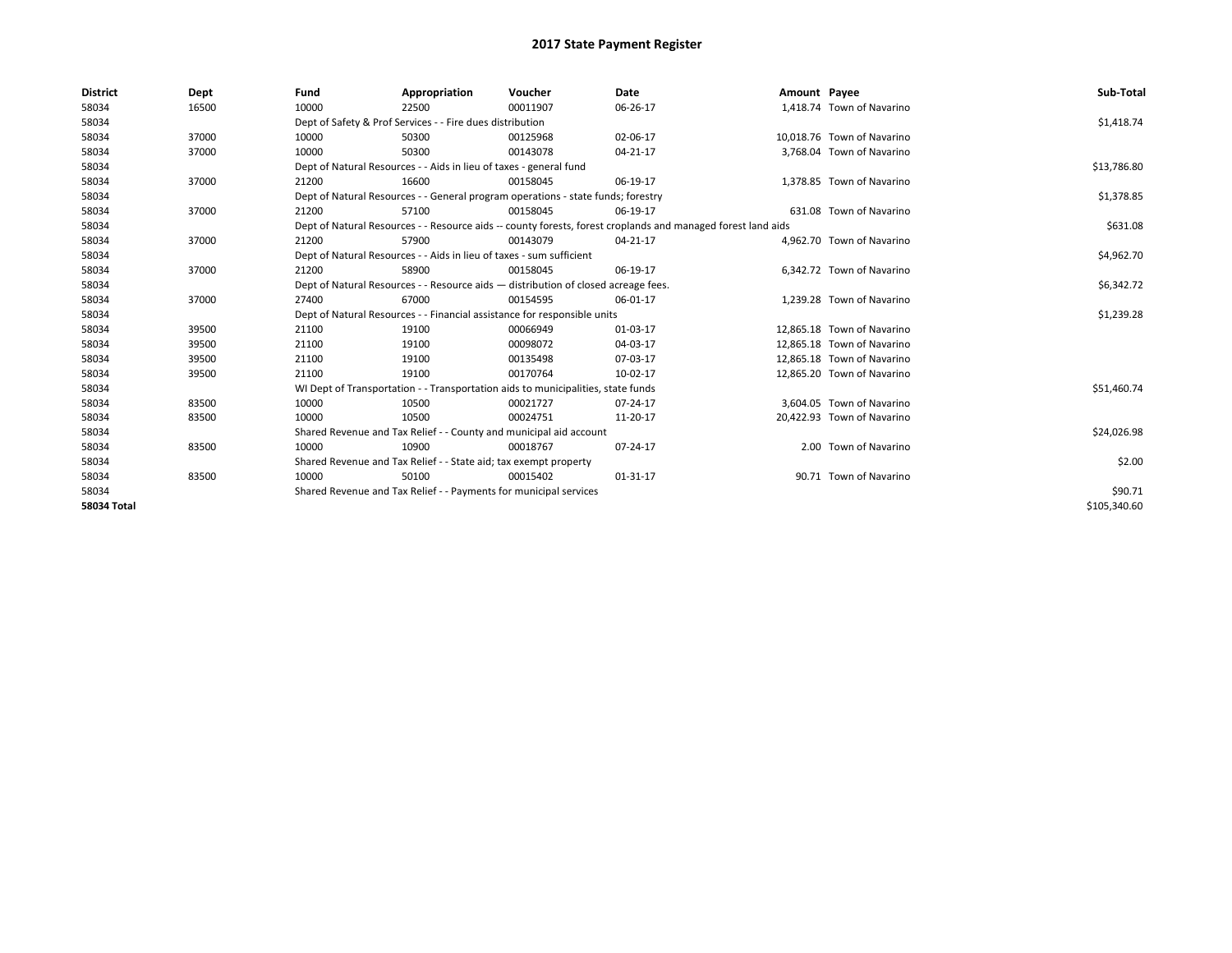# 2017 State Payment Register

| District | Dept | Fund | Appropriation | Voucher | Date | Amount | Payee | Sub-Total |
|---|---|---|---|---|---|---|---|---|
| 58034 | 16500 | 10000 | 22500 | 00011907 | 06-26-17 | 1,418.74 | Town of Navarino | |
| 58034 | | Dept of Safety & Prof Services - - Fire dues distribution | | | | | | $1,418.74 |
| 58034 | 37000 | 10000 | 50300 | 00125968 | 02-06-17 | 10,018.76 | Town of Navarino | |
| 58034 | 37000 | 10000 | 50300 | 00143078 | 04-21-17 | 3,768.04 | Town of Navarino | |
| 58034 | | Dept of Natural Resources - - Aids in lieu of taxes - general fund | | | | | | $13,786.80 |
| 58034 | 37000 | 21200 | 16600 | 00158045 | 06-19-17 | 1,378.85 | Town of Navarino | |
| 58034 | | Dept of Natural Resources - - General program operations - state funds; forestry | | | | | | $1,378.85 |
| 58034 | 37000 | 21200 | 57100 | 00158045 | 06-19-17 | 631.08 | Town of Navarino | |
| 58034 | | Dept of Natural Resources - - Resource aids -- county forests, forest croplands and managed forest land aids | | | | | | $631.08 |
| 58034 | 37000 | 21200 | 57900 | 00143079 | 04-21-17 | 4,962.70 | Town of Navarino | |
| 58034 | | Dept of Natural Resources - - Aids in lieu of taxes - sum sufficient | | | | | | $4,962.70 |
| 58034 | 37000 | 21200 | 58900 | 00158045 | 06-19-17 | 6,342.72 | Town of Navarino | |
| 58034 | | Dept of Natural Resources - - Resource aids — distribution of closed acreage fees. | | | | | | $6,342.72 |
| 58034 | 37000 | 27400 | 67000 | 00154595 | 06-01-17 | 1,239.28 | Town of Navarino | |
| 58034 | | Dept of Natural Resources - - Financial assistance for responsible units | | | | | | $1,239.28 |
| 58034 | 39500 | 21100 | 19100 | 00066949 | 01-03-17 | 12,865.18 | Town of Navarino | |
| 58034 | 39500 | 21100 | 19100 | 00098072 | 04-03-17 | 12,865.18 | Town of Navarino | |
| 58034 | 39500 | 21100 | 19100 | 00135498 | 07-03-17 | 12,865.18 | Town of Navarino | |
| 58034 | 39500 | 21100 | 19100 | 00170764 | 10-02-17 | 12,865.20 | Town of Navarino | |
| 58034 | | WI Dept of Transportation - - Transportation aids to municipalities, state funds | | | | | | $51,460.74 |
| 58034 | 83500 | 10000 | 10500 | 00021727 | 07-24-17 | 3,604.05 | Town of Navarino | |
| 58034 | 83500 | 10000 | 10500 | 00024751 | 11-20-17 | 20,422.93 | Town of Navarino | |
| 58034 | | Shared Revenue and Tax Relief - - County and municipal aid account | | | | | | $24,026.98 |
| 58034 | 83500 | 10000 | 10900 | 00018767 | 07-24-17 | 2.00 | Town of Navarino | |
| 58034 | | Shared Revenue and Tax Relief - - State aid; tax exempt property | | | | | | $2.00 |
| 58034 | 83500 | 10000 | 50100 | 00015402 | 01-31-17 | 90.71 | Town of Navarino | |
| 58034 | | Shared Revenue and Tax Relief - - Payments for municipal services | | | | | | $90.71 |
| **58034 Total** | | | | | | | | $105,340.60 |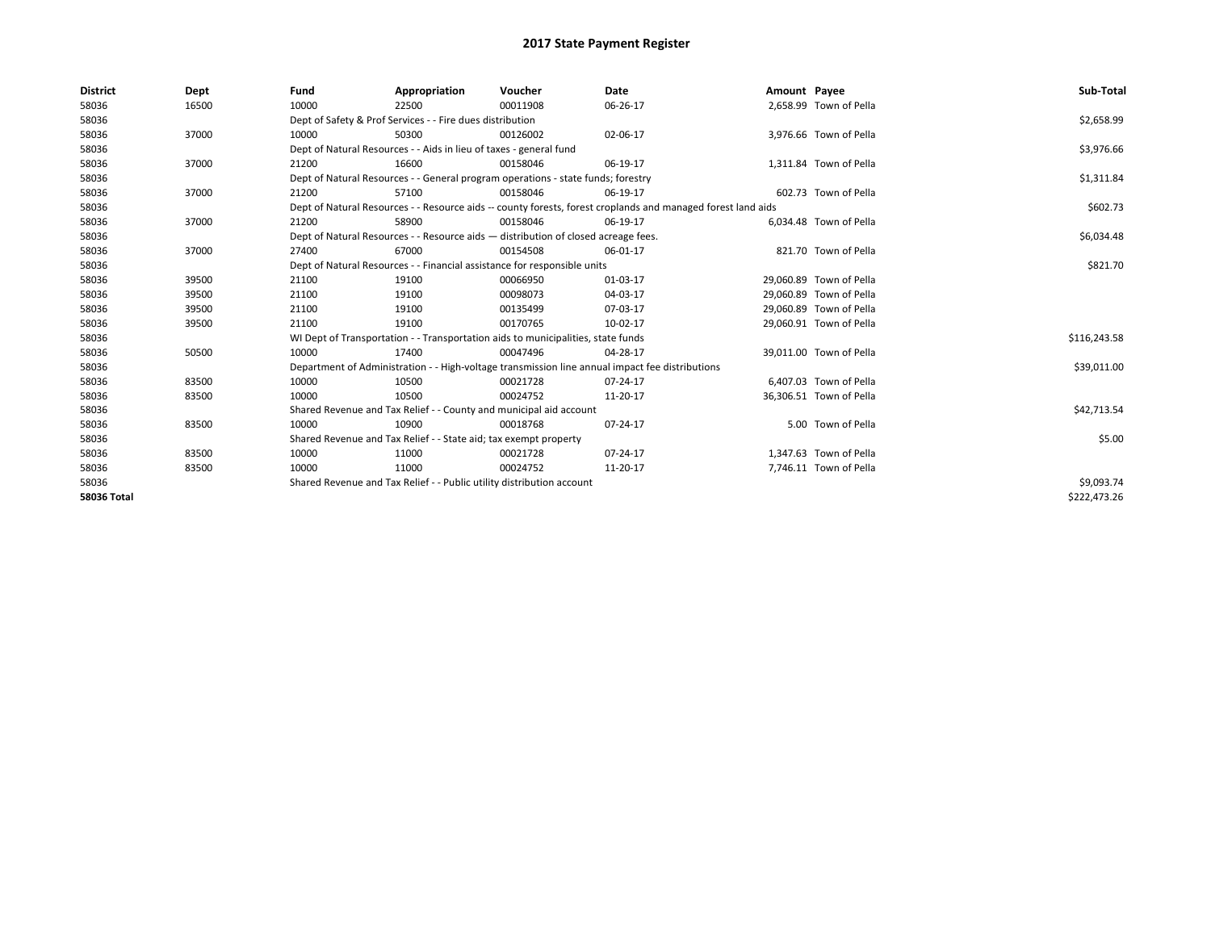# 2017 State Payment Register

| District | Dept | Fund | Appropriation | Voucher | Date | Amount | Payee | Sub-Total |
|---|---|---|---|---|---|---|---|---|
| 58036 | 16500 | 10000 | 22500 | 00011908 | 06-26-17 | 2,658.99 | Town of Pella | |
| 58036 | | Dept of Safety & Prof Services - - Fire dues distribution | | | | | | $2,658.99 |
| 58036 | 37000 | 10000 | 50300 | 00126002 | 02-06-17 | 3,976.66 | Town of Pella | |
| 58036 | | Dept of Natural Resources - - Aids in lieu of taxes - general fund | | | | | | $3,976.66 |
| 58036 | 37000 | 21200 | 16600 | 00158046 | 06-19-17 | 1,311.84 | Town of Pella | |
| 58036 | | Dept of Natural Resources - - General program operations - state funds; forestry | | | | | | $1,311.84 |
| 58036 | 37000 | 21200 | 57100 | 00158046 | 06-19-17 | 602.73 | Town of Pella | |
| 58036 | | Dept of Natural Resources - - Resource aids -- county forests, forest croplands and managed forest land aids | | | | | | $602.73 |
| 58036 | 37000 | 21200 | 58900 | 00158046 | 06-19-17 | 6,034.48 | Town of Pella | |
| 58036 | | Dept of Natural Resources - - Resource aids — distribution of closed acreage fees. | | | | | | $6,034.48 |
| 58036 | 37000 | 27400 | 67000 | 00154508 | 06-01-17 | 821.70 | Town of Pella | |
| 58036 | | Dept of Natural Resources - - Financial assistance for responsible units | | | | | | $821.70 |
| 58036 | 39500 | 21100 | 19100 | 00066950 | 01-03-17 | 29,060.89 | Town of Pella | |
| 58036 | 39500 | 21100 | 19100 | 00098073 | 04-03-17 | 29,060.89 | Town of Pella | |
| 58036 | 39500 | 21100 | 19100 | 00135499 | 07-03-17 | 29,060.89 | Town of Pella | |
| 58036 | 39500 | 21100 | 19100 | 00170765 | 10-02-17 | 29,060.91 | Town of Pella | |
| 58036 | | WI Dept of Transportation - - Transportation aids to municipalities, state funds | | | | | | $116,243.58 |
| 58036 | 50500 | 10000 | 17400 | 00047496 | 04-28-17 | 39,011.00 | Town of Pella | |
| 58036 | | Department of Administration - - High-voltage transmission line annual impact fee distributions | | | | | | $39,011.00 |
| 58036 | 83500 | 10000 | 10500 | 00021728 | 07-24-17 | 6,407.03 | Town of Pella | |
| 58036 | 83500 | 10000 | 10500 | 00024752 | 11-20-17 | 36,306.51 | Town of Pella | |
| 58036 | | Shared Revenue and Tax Relief - - County and municipal aid account | | | | | | $42,713.54 |
| 58036 | 83500 | 10000 | 10900 | 00018768 | 07-24-17 | 5.00 | Town of Pella | |
| 58036 | | Shared Revenue and Tax Relief - - State aid; tax exempt property | | | | | | $5.00 |
| 58036 | 83500 | 10000 | 11000 | 00021728 | 07-24-17 | 1,347.63 | Town of Pella | |
| 58036 | 83500 | 10000 | 11000 | 00024752 | 11-20-17 | 7,746.11 | Town of Pella | |
| 58036 | | Shared Revenue and Tax Relief - - Public utility distribution account | | | | | | $9,093.74 |
| **58036 Total** | | | | | | | | $222,473.26 |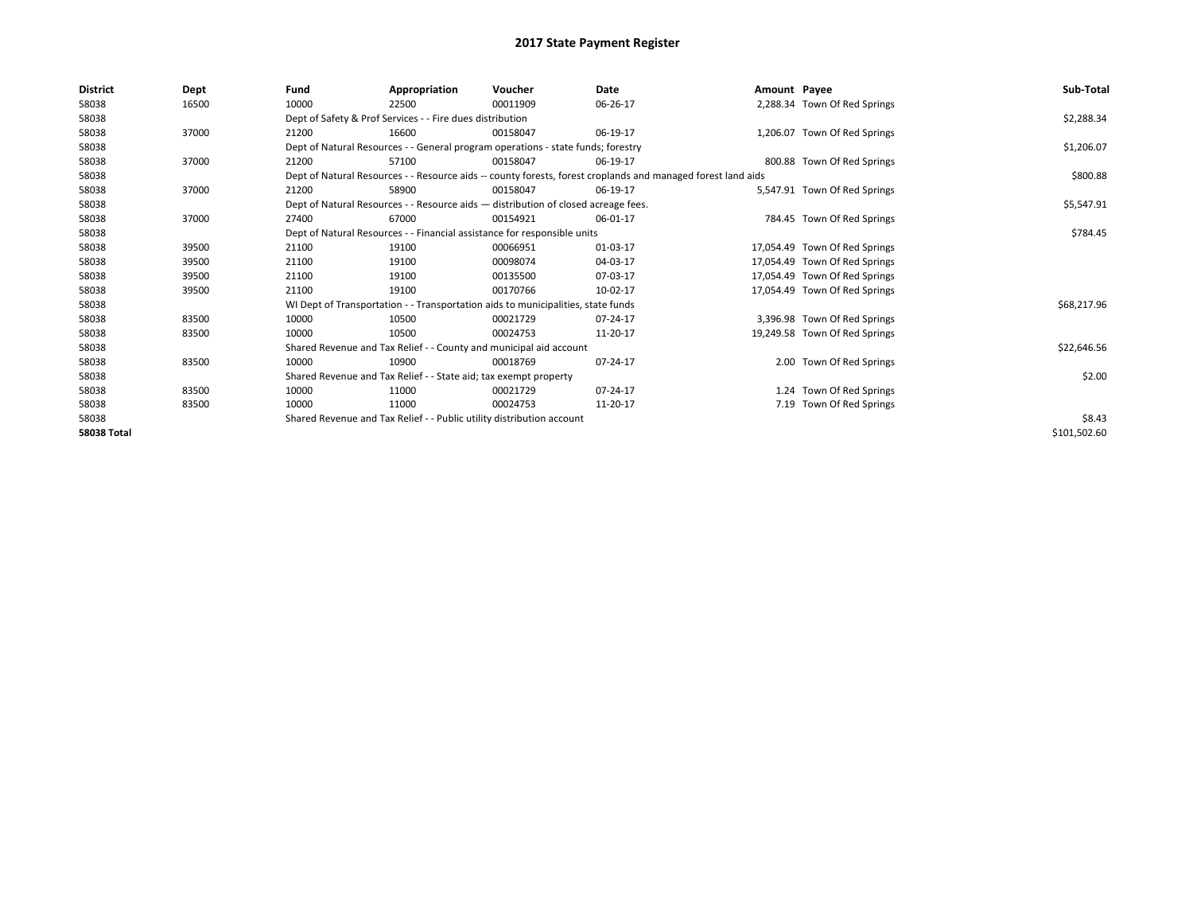# 2017 State Payment Register

| District | Dept | Fund | Appropriation | Voucher | Date | Amount | Payee | Sub-Total |
|---|---|---|---|---|---|---|---|---|
| 58038 | 16500 | 10000 | 22500 | 00011909 | 06-26-17 | 2,288.34 | Town Of Red Springs | |
| 58038 | | Dept of Safety & Prof Services - - Fire dues distribution | | | | | | $2,288.34 |
| 58038 | 37000 | 21200 | 16600 | 00158047 | 06-19-17 | 1,206.07 | Town Of Red Springs | |
| 58038 | | Dept of Natural Resources - - General program operations - state funds; forestry | | | | | | $1,206.07 |
| 58038 | 37000 | 21200 | 57100 | 00158047 | 06-19-17 | 800.88 | Town Of Red Springs | |
| 58038 | | Dept of Natural Resources - - Resource aids -- county forests, forest croplands and managed forest land aids | | | | | | $800.88 |
| 58038 | 37000 | 21200 | 58900 | 00158047 | 06-19-17 | 5,547.91 | Town Of Red Springs | |
| 58038 | | Dept of Natural Resources - - Resource aids — distribution of closed acreage fees. | | | | | | $5,547.91 |
| 58038 | 37000 | 27400 | 67000 | 00154921 | 06-01-17 | 784.45 | Town Of Red Springs | |
| 58038 | | Dept of Natural Resources - - Financial assistance for responsible units | | | | | | $784.45 |
| 58038 | 39500 | 21100 | 19100 | 00066951 | 01-03-17 | 17,054.49 | Town Of Red Springs | |
| 58038 | 39500 | 21100 | 19100 | 00098074 | 04-03-17 | 17,054.49 | Town Of Red Springs | |
| 58038 | 39500 | 21100 | 19100 | 00135500 | 07-03-17 | 17,054.49 | Town Of Red Springs | |
| 58038 | 39500 | 21100 | 19100 | 00170766 | 10-02-17 | 17,054.49 | Town Of Red Springs | |
| 58038 | | WI Dept of Transportation - - Transportation aids to municipalities, state funds | | | | | | $68,217.96 |
| 58038 | 83500 | 10000 | 10500 | 00021729 | 07-24-17 | 3,396.98 | Town Of Red Springs | |
| 58038 | 83500 | 10000 | 10500 | 00024753 | 11-20-17 | 19,249.58 | Town Of Red Springs | |
| 58038 | | Shared Revenue and Tax Relief - - County and municipal aid account | | | | | | $22,646.56 |
| 58038 | 83500 | 10000 | 10900 | 00018769 | 07-24-17 | 2.00 | Town Of Red Springs | |
| 58038 | | Shared Revenue and Tax Relief - - State aid; tax exempt property | | | | | | $2.00 |
| 58038 | 83500 | 10000 | 11000 | 00021729 | 07-24-17 | 1.24 | Town Of Red Springs | |
| 58038 | 83500 | 10000 | 11000 | 00024753 | 11-20-17 | 7.19 | Town Of Red Springs | |
| 58038 | | Shared Revenue and Tax Relief - - Public utility distribution account | | | | | | $8.43 |
| **58038 Total** | | | | | | | | $101,502.60 |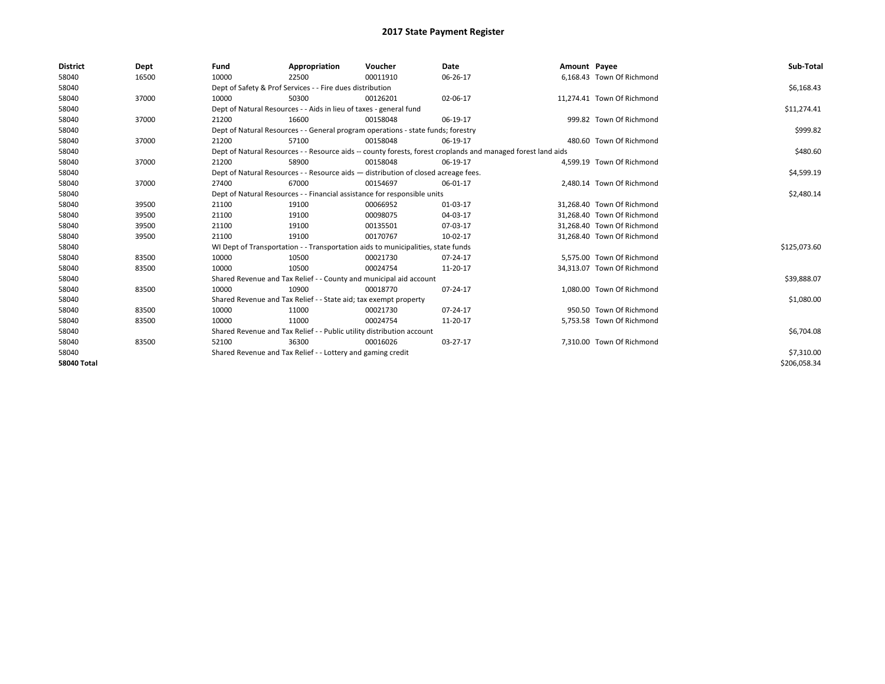# 2017 State Payment Register

| District | Dept | Fund | Appropriation | Voucher | Date | Amount | Payee | Sub-Total |
|---|---|---|---|---|---|---|---|---|
| 58040 | 16500 | 10000 | 22500 | 00011910 | 06-26-17 | 6,168.43 | Town Of Richmond | |
| 58040 | | Dept of Safety & Prof Services - - Fire dues distribution | | | | | | $6,168.43 |
| 58040 | 37000 | 10000 | 50300 | 00126201 | 02-06-17 | 11,274.41 | Town Of Richmond | |
| 58040 | | Dept of Natural Resources - - Aids in lieu of taxes - general fund | | | | | | $11,274.41 |
| 58040 | 37000 | 21200 | 16600 | 00158048 | 06-19-17 | 999.82 | Town Of Richmond | |
| 58040 | | Dept of Natural Resources - - General program operations - state funds; forestry | | | | | | $999.82 |
| 58040 | 37000 | 21200 | 57100 | 00158048 | 06-19-17 | 480.60 | Town Of Richmond | |
| 58040 | | Dept of Natural Resources - - Resource aids -- county forests, forest croplands and managed forest land aids | | | | | | $480.60 |
| 58040 | 37000 | 21200 | 58900 | 00158048 | 06-19-17 | 4,599.19 | Town Of Richmond | |
| 58040 | | Dept of Natural Resources - - Resource aids — distribution of closed acreage fees. | | | | | | $4,599.19 |
| 58040 | 37000 | 27400 | 67000 | 00154697 | 06-01-17 | 2,480.14 | Town Of Richmond | |
| 58040 | | Dept of Natural Resources - - Financial assistance for responsible units | | | | | | $2,480.14 |
| 58040 | 39500 | 21100 | 19100 | 00066952 | 01-03-17 | 31,268.40 | Town Of Richmond | |
| 58040 | 39500 | 21100 | 19100 | 00098075 | 04-03-17 | 31,268.40 | Town Of Richmond | |
| 58040 | 39500 | 21100 | 19100 | 00135501 | 07-03-17 | 31,268.40 | Town Of Richmond | |
| 58040 | 39500 | 21100 | 19100 | 00170767 | 10-02-17 | 31,268.40 | Town Of Richmond | |
| 58040 | | WI Dept of Transportation - - Transportation aids to municipalities, state funds | | | | | | $125,073.60 |
| 58040 | 83500 | 10000 | 10500 | 00021730 | 07-24-17 | 5,575.00 | Town Of Richmond | |
| 58040 | 83500 | 10000 | 10500 | 00024754 | 11-20-17 | 34,313.07 | Town Of Richmond | |
| 58040 | | Shared Revenue and Tax Relief - - County and municipal aid account | | | | | | $39,888.07 |
| 58040 | 83500 | 10000 | 10900 | 00018770 | 07-24-17 | 1,080.00 | Town Of Richmond | |
| 58040 | | Shared Revenue and Tax Relief - - State aid; tax exempt property | | | | | | $1,080.00 |
| 58040 | 83500 | 10000 | 11000 | 00021730 | 07-24-17 | 950.50 | Town Of Richmond | |
| 58040 | 83500 | 10000 | 11000 | 00024754 | 11-20-17 | 5,753.58 | Town Of Richmond | |
| 58040 | | Shared Revenue and Tax Relief - - Public utility distribution account | | | | | | $6,704.08 |
| 58040 | 83500 | 52100 | 36300 | 00016026 | 03-27-17 | 7,310.00 | Town Of Richmond | |
| 58040 | | Shared Revenue and Tax Relief - - Lottery and gaming credit | | | | | | $7,310.00 |
| **58040 Total** | | | | | | | | $206,058.34 |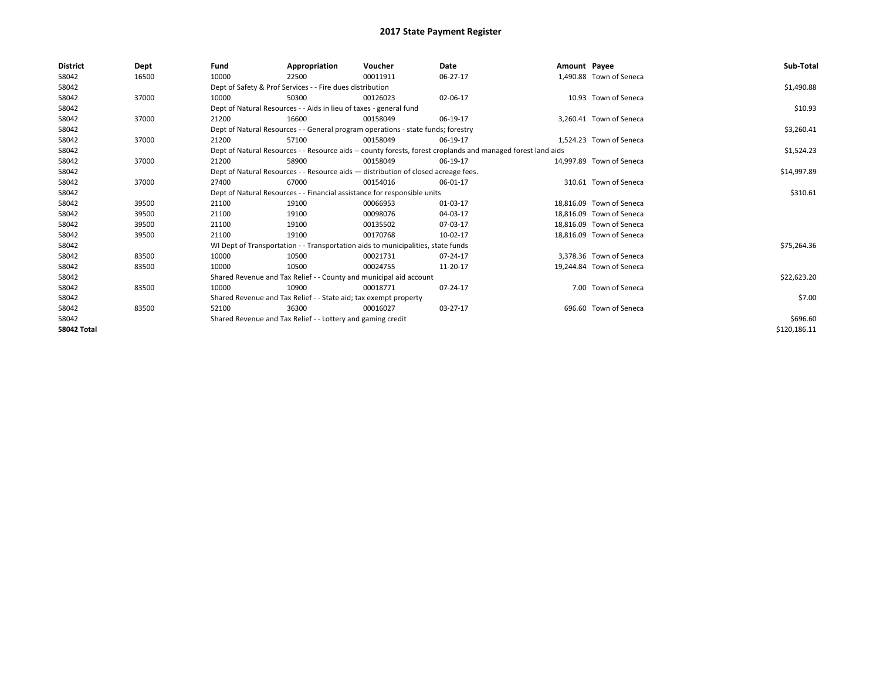# 2017 State Payment Register

| District | Dept | Fund | Appropriation | Voucher | Date | Amount | Payee | Sub-Total |
|---|---|---|---|---|---|---|---|---|
| 58042 | 16500 | 10000 | 22500 | 00011911 | 06-27-17 | 1,490.88 | Town of Seneca | |
| 58042 | | Dept of Safety & Prof Services - - Fire dues distribution | | | | | | $1,490.88 |
| 58042 | 37000 | 10000 | 50300 | 00126023 | 02-06-17 | 10.93 | Town of Seneca | |
| 58042 | | Dept of Natural Resources - - Aids in lieu of taxes - general fund | | | | | | $10.93 |
| 58042 | 37000 | 21200 | 16600 | 00158049 | 06-19-17 | 3,260.41 | Town of Seneca | |
| 58042 | | Dept of Natural Resources - - General program operations - state funds; forestry | | | | | | $3,260.41 |
| 58042 | 37000 | 21200 | 57100 | 00158049 | 06-19-17 | 1,524.23 | Town of Seneca | |
| 58042 | | Dept of Natural Resources - - Resource aids -- county forests, forest croplands and managed forest land aids | | | | | | $1,524.23 |
| 58042 | 37000 | 21200 | 58900 | 00158049 | 06-19-17 | 14,997.89 | Town of Seneca | |
| 58042 | | Dept of Natural Resources - - Resource aids — distribution of closed acreage fees. | | | | | | $14,997.89 |
| 58042 | 37000 | 27400 | 67000 | 00154016 | 06-01-17 | 310.61 | Town of Seneca | |
| 58042 | | Dept of Natural Resources - - Financial assistance for responsible units | | | | | | $310.61 |
| 58042 | 39500 | 21100 | 19100 | 00066953 | 01-03-17 | 18,816.09 | Town of Seneca | |
| 58042 | 39500 | 21100 | 19100 | 00098076 | 04-03-17 | 18,816.09 | Town of Seneca | |
| 58042 | 39500 | 21100 | 19100 | 00135502 | 07-03-17 | 18,816.09 | Town of Seneca | |
| 58042 | 39500 | 21100 | 19100 | 00170768 | 10-02-17 | 18,816.09 | Town of Seneca | |
| 58042 | | WI Dept of Transportation - - Transportation aids to municipalities, state funds | | | | | | $75,264.36 |
| 58042 | 83500 | 10000 | 10500 | 00021731 | 07-24-17 | 3,378.36 | Town of Seneca | |
| 58042 | 83500 | 10000 | 10500 | 00024755 | 11-20-17 | 19,244.84 | Town of Seneca | |
| 58042 | | Shared Revenue and Tax Relief - - County and municipal aid account | | | | | | $22,623.20 |
| 58042 | 83500 | 10000 | 10900 | 00018771 | 07-24-17 | 7.00 | Town of Seneca | |
| 58042 | | Shared Revenue and Tax Relief - - State aid; tax exempt property | | | | | | $7.00 |
| 58042 | 83500 | 52100 | 36300 | 00016027 | 03-27-17 | 696.60 | Town of Seneca | |
| 58042 | | Shared Revenue and Tax Relief - - Lottery and gaming credit | | | | | | $696.60 |
| **58042 Total** | | | | | | | | $120,186.11 |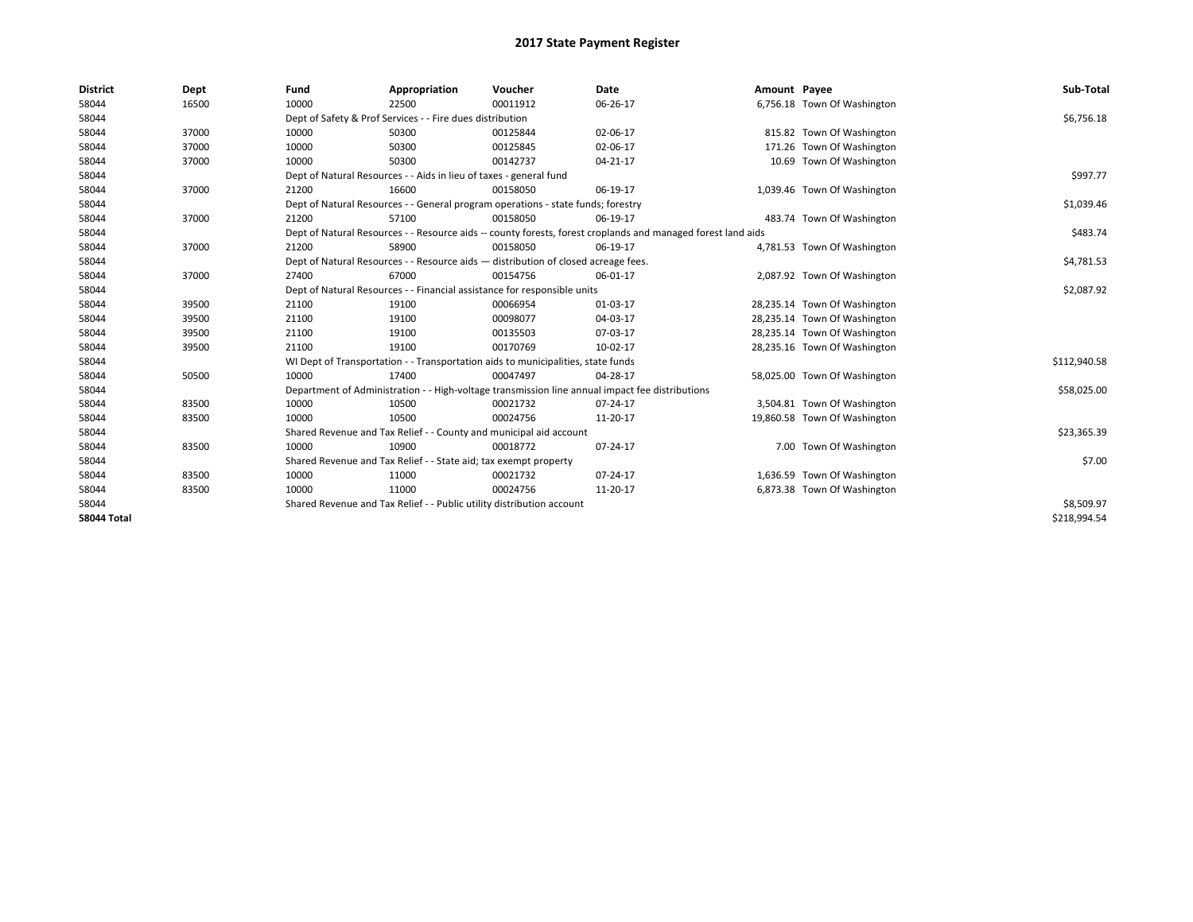# 2017 State Payment Register

| District | Dept | Fund | Appropriation | Voucher | Date | Amount | Payee | Sub-Total |
|---|---|---|---|---|---|---|---|---|
| 58044 | 16500 | 10000 | 22500 | 00011912 | 06-26-17 | 6,756.18 | Town Of Washington | |
| 58044 | | Dept of Safety & Prof Services - - Fire dues distribution | | | | | | $6,756.18 |
| 58044 | 37000 | 10000 | 50300 | 00125844 | 02-06-17 | 815.82 | Town Of Washington | |
| 58044 | 37000 | 10000 | 50300 | 00125845 | 02-06-17 | 171.26 | Town Of Washington | |
| 58044 | 37000 | 10000 | 50300 | 00142737 | 04-21-17 | 10.69 | Town Of Washington | |
| 58044 | | Dept of Natural Resources - - Aids in lieu of taxes - general fund | | | | | | $997.77 |
| 58044 | 37000 | 21200 | 16600 | 00158050 | 06-19-17 | 1,039.46 | Town Of Washington | |
| 58044 | | Dept of Natural Resources - - General program operations - state funds; forestry | | | | | | $1,039.46 |
| 58044 | 37000 | 21200 | 57100 | 00158050 | 06-19-17 | 483.74 | Town Of Washington | |
| 58044 | | Dept of Natural Resources - - Resource aids -- county forests, forest croplands and managed forest land aids | | | | | | $483.74 |
| 58044 | 37000 | 21200 | 58900 | 00158050 | 06-19-17 | 4,781.53 | Town Of Washington | |
| 58044 | | Dept of Natural Resources - - Resource aids — distribution of closed acreage fees. | | | | | | $4,781.53 |
| 58044 | 37000 | 27400 | 67000 | 00154756 | 06-01-17 | 2,087.92 | Town Of Washington | |
| 58044 | | Dept of Natural Resources - - Financial assistance for responsible units | | | | | | $2,087.92 |
| 58044 | 39500 | 21100 | 19100 | 00066954 | 01-03-17 | 28,235.14 | Town Of Washington | |
| 58044 | 39500 | 21100 | 19100 | 00098077 | 04-03-17 | 28,235.14 | Town Of Washington | |
| 58044 | 39500 | 21100 | 19100 | 00135503 | 07-03-17 | 28,235.14 | Town Of Washington | |
| 58044 | 39500 | 21100 | 19100 | 00170769 | 10-02-17 | 28,235.16 | Town Of Washington | |
| 58044 | | WI Dept of Transportation - - Transportation aids to municipalities, state funds | | | | | | $112,940.58 |
| 58044 | 50500 | 10000 | 17400 | 00047497 | 04-28-17 | 58,025.00 | Town Of Washington | |
| 58044 | | Department of Administration - - High-voltage transmission line annual impact fee distributions | | | | | | $58,025.00 |
| 58044 | 83500 | 10000 | 10500 | 00021732 | 07-24-17 | 3,504.81 | Town Of Washington | |
| 58044 | 83500 | 10000 | 10500 | 00024756 | 11-20-17 | 19,860.58 | Town Of Washington | |
| 58044 | | Shared Revenue and Tax Relief - - County and municipal aid account | | | | | | $23,365.39 |
| 58044 | 83500 | 10000 | 10900 | 00018772 | 07-24-17 | 7.00 | Town Of Washington | |
| 58044 | | Shared Revenue and Tax Relief - - State aid; tax exempt property | | | | | | $7.00 |
| 58044 | 83500 | 10000 | 11000 | 00021732 | 07-24-17 | 1,636.59 | Town Of Washington | |
| 58044 | 83500 | 10000 | 11000 | 00024756 | 11-20-17 | 6,873.38 | Town Of Washington | |
| 58044 | | Shared Revenue and Tax Relief - - Public utility distribution account | | | | | | $8,509.97 |
| **58044 Total** | | | | | | | | $218,994.54 |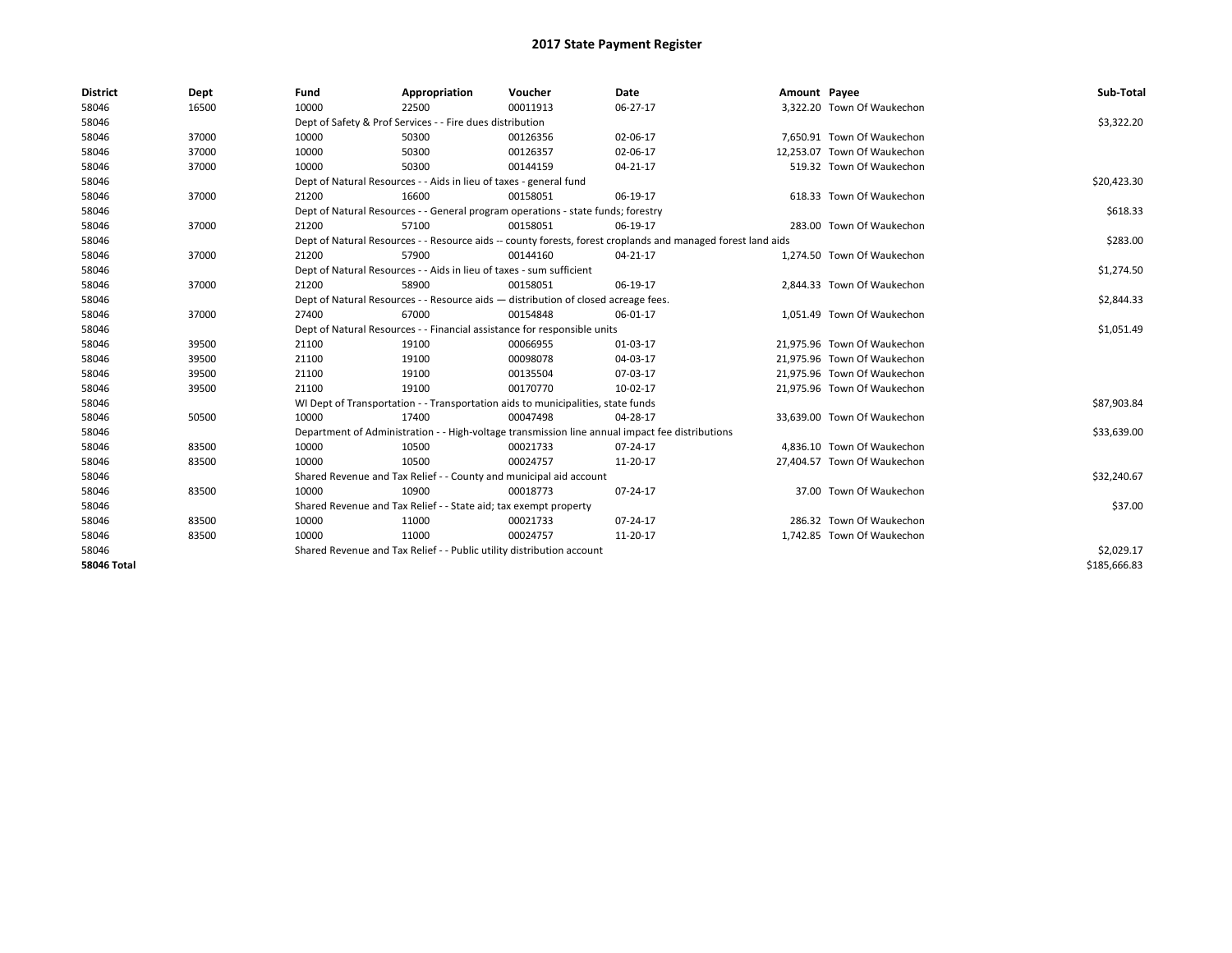# 2017 State Payment Register

| District | Dept | Fund | Appropriation | Voucher | Date | Amount | Payee | Sub-Total |
|---|---|---|---|---|---|---|---|---|
| 58046 | 16500 | 10000 | 22500 | 00011913 | 06-27-17 | 3,322.20 | Town Of Waukechon | |
| 58046 | | Dept of Safety & Prof Services - - Fire dues distribution | | | | | | $3,322.20 |
| 58046 | 37000 | 10000 | 50300 | 00126356 | 02-06-17 | 7,650.91 | Town Of Waukechon | |
| 58046 | 37000 | 10000 | 50300 | 00126357 | 02-06-17 | 12,253.07 | Town Of Waukechon | |
| 58046 | 37000 | 10000 | 50300 | 00144159 | 04-21-17 | 519.32 | Town Of Waukechon | |
| 58046 | | Dept of Natural Resources - - Aids in lieu of taxes - general fund | | | | | | $20,423.30 |
| 58046 | 37000 | 21200 | 16600 | 00158051 | 06-19-17 | 618.33 | Town Of Waukechon | |
| 58046 | | Dept of Natural Resources - - General program operations - state funds; forestry | | | | | | $618.33 |
| 58046 | 37000 | 21200 | 57100 | 00158051 | 06-19-17 | 283.00 | Town Of Waukechon | |
| 58046 | | Dept of Natural Resources - - Resource aids -- county forests, forest croplands and managed forest land aids | | | | | | $283.00 |
| 58046 | 37000 | 21200 | 57900 | 00144160 | 04-21-17 | 1,274.50 | Town Of Waukechon | |
| 58046 | | Dept of Natural Resources - - Aids in lieu of taxes - sum sufficient | | | | | | $1,274.50 |
| 58046 | 37000 | 21200 | 58900 | 00158051 | 06-19-17 | 2,844.33 | Town Of Waukechon | |
| 58046 | | Dept of Natural Resources - - Resource aids — distribution of closed acreage fees. | | | | | | $2,844.33 |
| 58046 | 37000 | 27400 | 67000 | 00154848 | 06-01-17 | 1,051.49 | Town Of Waukechon | |
| 58046 | | Dept of Natural Resources - - Financial assistance for responsible units | | | | | | $1,051.49 |
| 58046 | 39500 | 21100 | 19100 | 00066955 | 01-03-17 | 21,975.96 | Town Of Waukechon | |
| 58046 | 39500 | 21100 | 19100 | 00098078 | 04-03-17 | 21,975.96 | Town Of Waukechon | |
| 58046 | 39500 | 21100 | 19100 | 00135504 | 07-03-17 | 21,975.96 | Town Of Waukechon | |
| 58046 | 39500 | 21100 | 19100 | 00170770 | 10-02-17 | 21,975.96 | Town Of Waukechon | |
| 58046 | | WI Dept of Transportation - - Transportation aids to municipalities, state funds | | | | | | $87,903.84 |
| 58046 | 50500 | 10000 | 17400 | 00047498 | 04-28-17 | 33,639.00 | Town Of Waukechon | |
| 58046 | | Department of Administration - - High-voltage transmission line annual impact fee distributions | | | | | | $33,639.00 |
| 58046 | 83500 | 10000 | 10500 | 00021733 | 07-24-17 | 4,836.10 | Town Of Waukechon | |
| 58046 | 83500 | 10000 | 10500 | 00024757 | 11-20-17 | 27,404.57 | Town Of Waukechon | |
| 58046 | | Shared Revenue and Tax Relief - - County and municipal aid account | | | | | | $32,240.67 |
| 58046 | 83500 | 10000 | 10900 | 00018773 | 07-24-17 | 37.00 | Town Of Waukechon | |
| 58046 | | Shared Revenue and Tax Relief - - State aid; tax exempt property | | | | | | $37.00 |
| 58046 | 83500 | 10000 | 11000 | 00021733 | 07-24-17 | 286.32 | Town Of Waukechon | |
| 58046 | 83500 | 10000 | 11000 | 00024757 | 11-20-17 | 1,742.85 | Town Of Waukechon | |
| 58046 | | Shared Revenue and Tax Relief - - Public utility distribution account | | | | | | $2,029.17 |
| **58046 Total** | | | | | | | | $185,666.83 |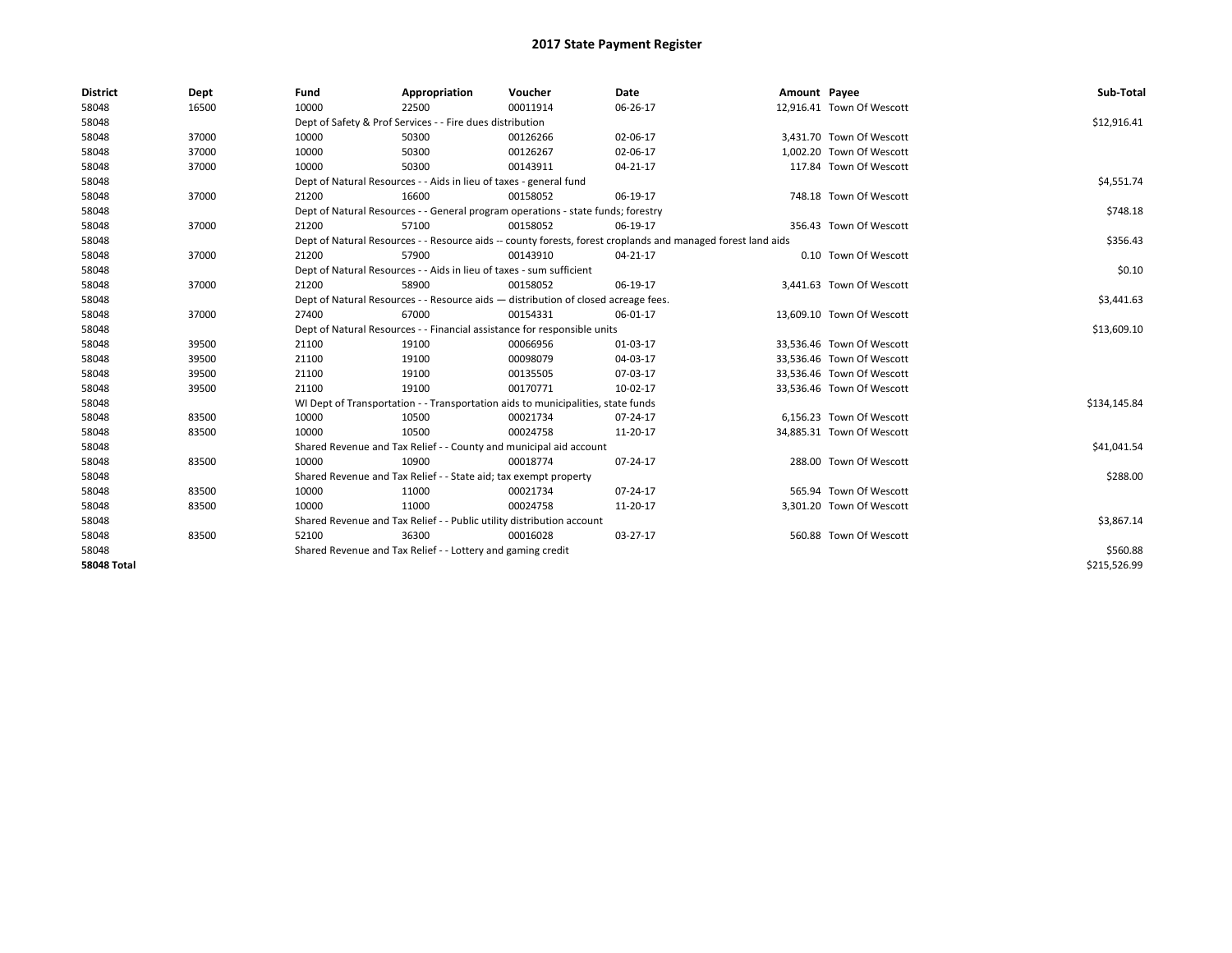# 2017 State Payment Register

| District | Dept | Fund | Appropriation | Voucher | Date | Amount | Payee | Sub-Total |
|---|---|---|---|---|---|---|---|---|
| 58048 | 16500 | 10000 | 22500 | 00011914 | 06-26-17 | 12,916.41 | Town Of Wescott | |
| 58048 | | Dept of Safety & Prof Services - - Fire dues distribution | | | | | | $12,916.41 |
| 58048 | 37000 | 10000 | 50300 | 00126266 | 02-06-17 | 3,431.70 | Town Of Wescott | |
| 58048 | 37000 | 10000 | 50300 | 00126267 | 02-06-17 | 1,002.20 | Town Of Wescott | |
| 58048 | 37000 | 10000 | 50300 | 00143911 | 04-21-17 | 117.84 | Town Of Wescott | |
| 58048 | | Dept of Natural Resources - - Aids in lieu of taxes - general fund | | | | | | $4,551.74 |
| 58048 | 37000 | 21200 | 16600 | 00158052 | 06-19-17 | 748.18 | Town Of Wescott | |
| 58048 | | Dept of Natural Resources - - General program operations - state funds; forestry | | | | | | $748.18 |
| 58048 | 37000 | 21200 | 57100 | 00158052 | 06-19-17 | 356.43 | Town Of Wescott | |
| 58048 | | Dept of Natural Resources - - Resource aids -- county forests, forest croplands and managed forest land aids | | | | | | $356.43 |
| 58048 | 37000 | 21200 | 57900 | 00143910 | 04-21-17 | 0.10 | Town Of Wescott | |
| 58048 | | Dept of Natural Resources - - Aids in lieu of taxes - sum sufficient | | | | | | $0.10 |
| 58048 | 37000 | 21200 | 58900 | 00158052 | 06-19-17 | 3,441.63 | Town Of Wescott | |
| 58048 | | Dept of Natural Resources - - Resource aids — distribution of closed acreage fees. | | | | | | $3,441.63 |
| 58048 | 37000 | 27400 | 67000 | 00154331 | 06-01-17 | 13,609.10 | Town Of Wescott | |
| 58048 | | Dept of Natural Resources - - Financial assistance for responsible units | | | | | | $13,609.10 |
| 58048 | 39500 | 21100 | 19100 | 00066956 | 01-03-17 | 33,536.46 | Town Of Wescott | |
| 58048 | 39500 | 21100 | 19100 | 00098079 | 04-03-17 | 33,536.46 | Town Of Wescott | |
| 58048 | 39500 | 21100 | 19100 | 00135505 | 07-03-17 | 33,536.46 | Town Of Wescott | |
| 58048 | 39500 | 21100 | 19100 | 00170771 | 10-02-17 | 33,536.46 | Town Of Wescott | |
| 58048 | | WI Dept of Transportation - - Transportation aids to municipalities, state funds | | | | | | $134,145.84 |
| 58048 | 83500 | 10000 | 10500 | 00021734 | 07-24-17 | 6,156.23 | Town Of Wescott | |
| 58048 | 83500 | 10000 | 10500 | 00024758 | 11-20-17 | 34,885.31 | Town Of Wescott | |
| 58048 | | Shared Revenue and Tax Relief - - County and municipal aid account | | | | | | $41,041.54 |
| 58048 | 83500 | 10000 | 10900 | 00018774 | 07-24-17 | 288.00 | Town Of Wescott | |
| 58048 | | Shared Revenue and Tax Relief - - State aid; tax exempt property | | | | | | $288.00 |
| 58048 | 83500 | 10000 | 11000 | 00021734 | 07-24-17 | 565.94 | Town Of Wescott | |
| 58048 | 83500 | 10000 | 11000 | 00024758 | 11-20-17 | 3,301.20 | Town Of Wescott | |
| 58048 | | Shared Revenue and Tax Relief - - Public utility distribution account | | | | | | $3,867.14 |
| 58048 | 83500 | 52100 | 36300 | 00016028 | 03-27-17 | 560.88 | Town Of Wescott | |
| 58048 | | Shared Revenue and Tax Relief - - Lottery and gaming credit | | | | | | $560.88 |
| **58048 Total** | | | | | | | | $215,526.99 |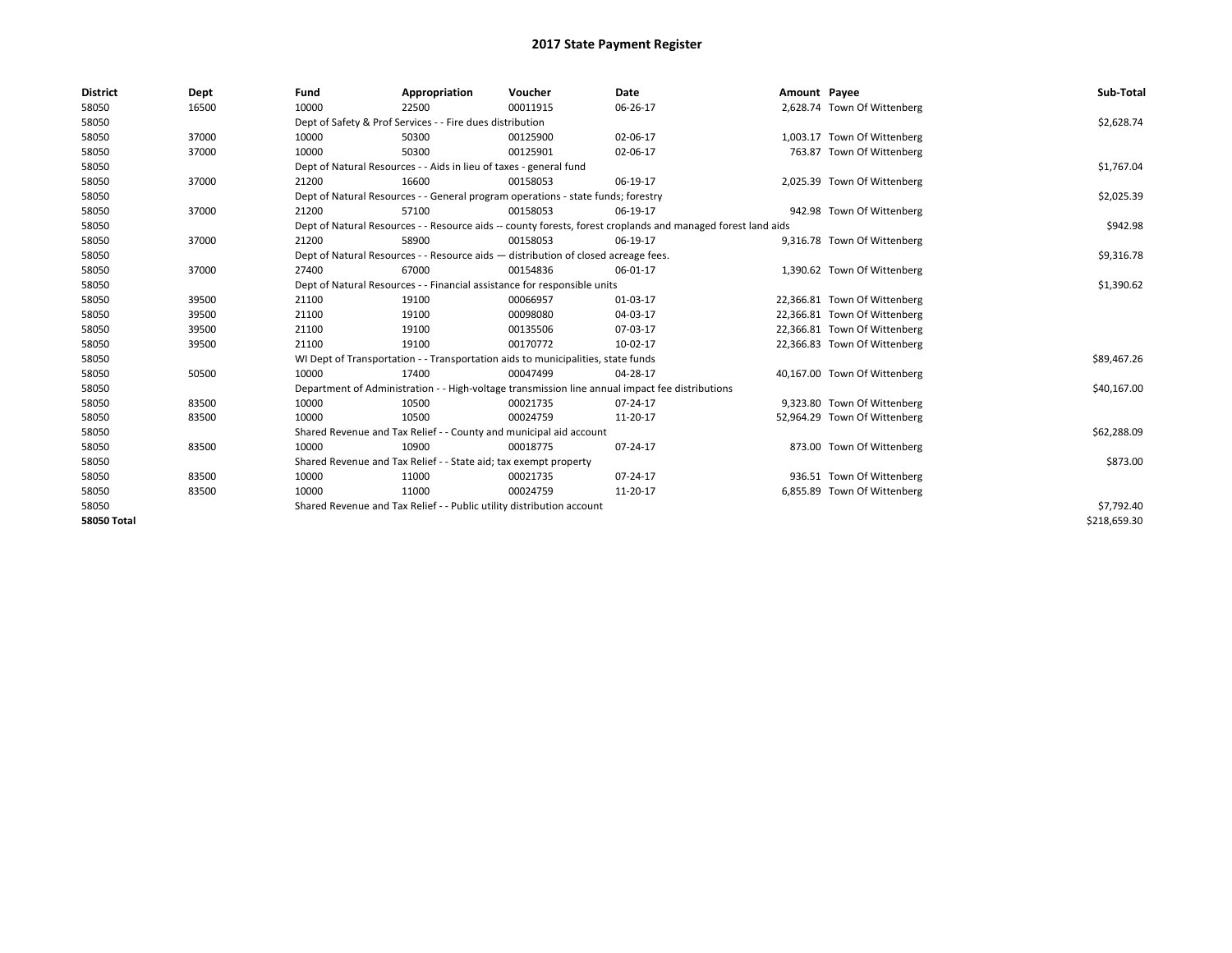# 2017 State Payment Register

| District | Dept | Fund | Appropriation | Voucher | Date | Amount | Payee | Sub-Total |
|---|---|---|---|---|---|---|---|---|
| 58050 | 16500 | 10000 | 22500 | 00011915 | 06-26-17 | 2,628.74 | Town Of Wittenberg | |
| 58050 | | Dept of Safety & Prof Services - - Fire dues distribution | | | | | | $2,628.74 |
| 58050 | 37000 | 10000 | 50300 | 00125900 | 02-06-17 | 1,003.17 | Town Of Wittenberg | |
| 58050 | 37000 | 10000 | 50300 | 00125901 | 02-06-17 | 763.87 | Town Of Wittenberg | |
| 58050 | | Dept of Natural Resources - - Aids in lieu of taxes - general fund | | | | | | $1,767.04 |
| 58050 | 37000 | 21200 | 16600 | 00158053 | 06-19-17 | 2,025.39 | Town Of Wittenberg | |
| 58050 | | Dept of Natural Resources - - General program operations - state funds; forestry | | | | | | $2,025.39 |
| 58050 | 37000 | 21200 | 57100 | 00158053 | 06-19-17 | 942.98 | Town Of Wittenberg | |
| 58050 | | Dept of Natural Resources - - Resource aids -- county forests, forest croplands and managed forest land aids | | | | | | $942.98 |
| 58050 | 37000 | 21200 | 58900 | 00158053 | 06-19-17 | 9,316.78 | Town Of Wittenberg | |
| 58050 | | Dept of Natural Resources - - Resource aids — distribution of closed acreage fees. | | | | | | $9,316.78 |
| 58050 | 37000 | 27400 | 67000 | 00154836 | 06-01-17 | 1,390.62 | Town Of Wittenberg | |
| 58050 | | Dept of Natural Resources - - Financial assistance for responsible units | | | | | | $1,390.62 |
| 58050 | 39500 | 21100 | 19100 | 00066957 | 01-03-17 | 22,366.81 | Town Of Wittenberg | |
| 58050 | 39500 | 21100 | 19100 | 00098080 | 04-03-17 | 22,366.81 | Town Of Wittenberg | |
| 58050 | 39500 | 21100 | 19100 | 00135506 | 07-03-17 | 22,366.81 | Town Of Wittenberg | |
| 58050 | 39500 | 21100 | 19100 | 00170772 | 10-02-17 | 22,366.83 | Town Of Wittenberg | |
| 58050 | | WI Dept of Transportation - - Transportation aids to municipalities, state funds | | | | | | $89,467.26 |
| 58050 | 50500 | 10000 | 17400 | 00047499 | 04-28-17 | 40,167.00 | Town Of Wittenberg | |
| 58050 | | Department of Administration - - High-voltage transmission line annual impact fee distributions | | | | | | $40,167.00 |
| 58050 | 83500 | 10000 | 10500 | 00021735 | 07-24-17 | 9,323.80 | Town Of Wittenberg | |
| 58050 | 83500 | 10000 | 10500 | 00024759 | 11-20-17 | 52,964.29 | Town Of Wittenberg | |
| 58050 | | Shared Revenue and Tax Relief - - County and municipal aid account | | | | | | $62,288.09 |
| 58050 | 83500 | 10000 | 10900 | 00018775 | 07-24-17 | 873.00 | Town Of Wittenberg | |
| 58050 | | Shared Revenue and Tax Relief - - State aid; tax exempt property | | | | | | $873.00 |
| 58050 | 83500 | 10000 | 11000 | 00021735 | 07-24-17 | 936.51 | Town Of Wittenberg | |
| 58050 | 83500 | 10000 | 11000 | 00024759 | 11-20-17 | 6,855.89 | Town Of Wittenberg | |
| 58050 | | Shared Revenue and Tax Relief - - Public utility distribution account | | | | | | $7,792.40 |
| **58050 Total** | | | | | | | | $218,659.30 |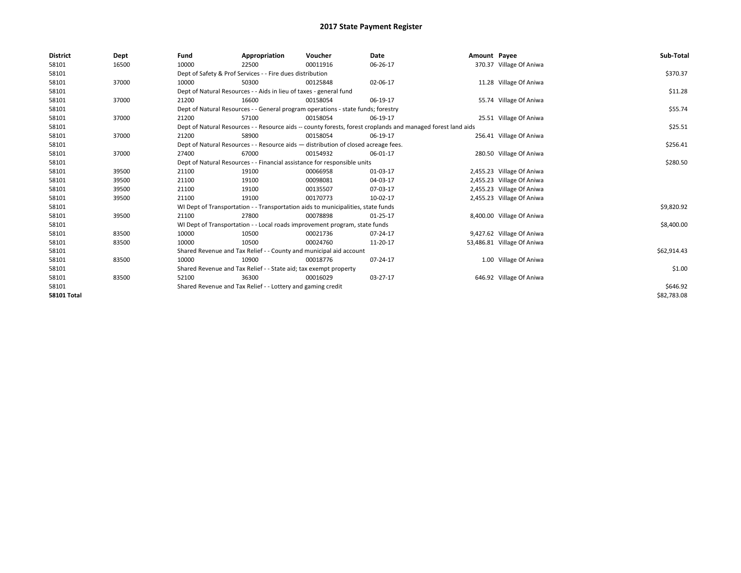# 2017 State Payment Register

| District | Dept | Fund | Appropriation | Voucher | Date | Amount | Payee | Sub-Total |
|---|---|---|---|---|---|---|---|---|
| 58101 | 16500 | 10000 | 22500 | 00011916 | 06-26-17 | 370.37 | Village Of Aniwa | |
| 58101 | | Dept of Safety & Prof Services - - Fire dues distribution | | | | | | $370.37 |
| 58101 | 37000 | 10000 | 50300 | 00125848 | 02-06-17 | 11.28 | Village Of Aniwa | |
| 58101 | | Dept of Natural Resources - - Aids in lieu of taxes - general fund | | | | | | $11.28 |
| 58101 | 37000 | 21200 | 16600 | 00158054 | 06-19-17 | 55.74 | Village Of Aniwa | |
| 58101 | | Dept of Natural Resources - - General program operations - state funds; forestry | | | | | | $55.74 |
| 58101 | 37000 | 21200 | 57100 | 00158054 | 06-19-17 | 25.51 | Village Of Aniwa | |
| 58101 | | Dept of Natural Resources - - Resource aids -- county forests, forest croplands and managed forest land aids | | | | | | $25.51 |
| 58101 | 37000 | 21200 | 58900 | 00158054 | 06-19-17 | 256.41 | Village Of Aniwa | |
| 58101 | | Dept of Natural Resources - - Resource aids — distribution of closed acreage fees. | | | | | | $256.41 |
| 58101 | 37000 | 27400 | 67000 | 00154932 | 06-01-17 | 280.50 | Village Of Aniwa | |
| 58101 | | Dept of Natural Resources - - Financial assistance for responsible units | | | | | | $280.50 |
| 58101 | 39500 | 21100 | 19100 | 00066958 | 01-03-17 | 2,455.23 | Village Of Aniwa | |
| 58101 | 39500 | 21100 | 19100 | 00098081 | 04-03-17 | 2,455.23 | Village Of Aniwa | |
| 58101 | 39500 | 21100 | 19100 | 00135507 | 07-03-17 | 2,455.23 | Village Of Aniwa | |
| 58101 | 39500 | 21100 | 19100 | 00170773 | 10-02-17 | 2,455.23 | Village Of Aniwa | |
| 58101 | | WI Dept of Transportation - - Transportation aids to municipalities, state funds | | | | | | $9,820.92 |
| 58101 | 39500 | 21100 | 27800 | 00078898 | 01-25-17 | 8,400.00 | Village Of Aniwa | |
| 58101 | | WI Dept of Transportation - - Local roads improvement program, state funds | | | | | | $8,400.00 |
| 58101 | 83500 | 10000 | 10500 | 00021736 | 07-24-17 | 9,427.62 | Village Of Aniwa | |
| 58101 | 83500 | 10000 | 10500 | 00024760 | 11-20-17 | 53,486.81 | Village Of Aniwa | |
| 58101 | | Shared Revenue and Tax Relief - - County and municipal aid account | | | | | | $62,914.43 |
| 58101 | 83500 | 10000 | 10900 | 00018776 | 07-24-17 | 1.00 | Village Of Aniwa | |
| 58101 | | Shared Revenue and Tax Relief - - State aid; tax exempt property | | | | | | $1.00 |
| 58101 | 83500 | 52100 | 36300 | 00016029 | 03-27-17 | 646.92 | Village Of Aniwa | |
| 58101 | | Shared Revenue and Tax Relief - - Lottery and gaming credit | | | | | | $646.92 |
| **58101 Total** | | | | | | | | $82,783.08 |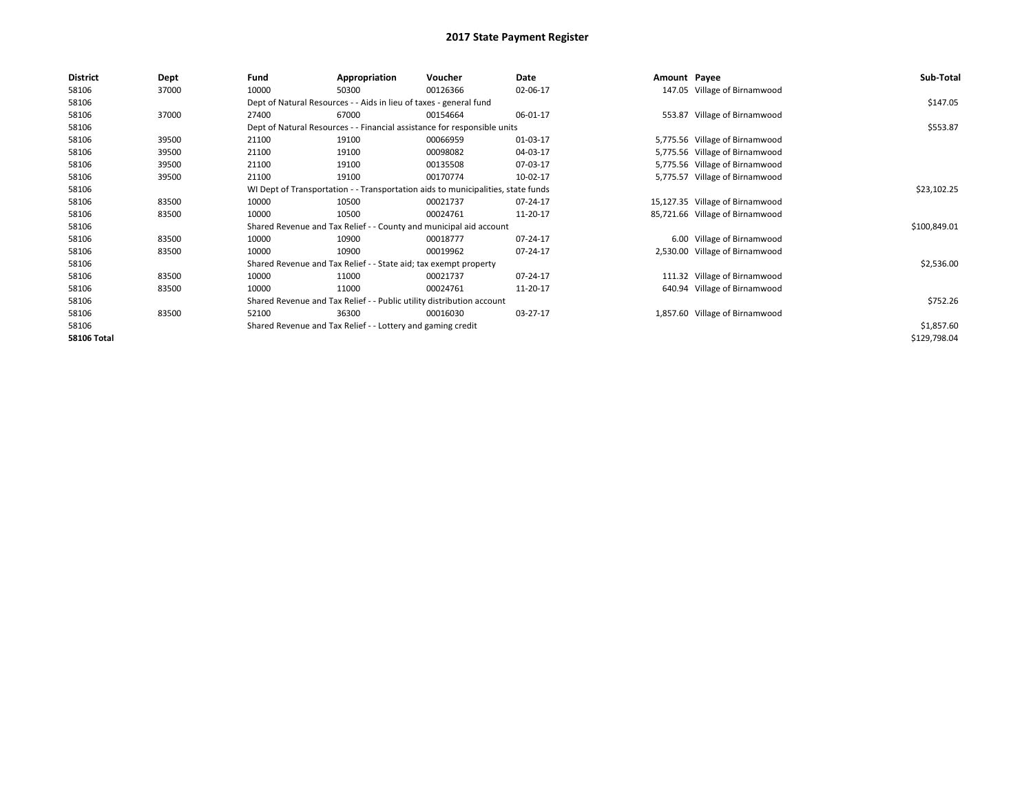# 2017 State Payment Register

| District | Dept | Fund | Appropriation | Voucher | Date | Amount | Payee | Sub-Total |
|---|---|---|---|---|---|---|---|---|
| 58106 | 37000 | 10000 | 50300 | 00126366 | 02-06-17 | 147.05 | Village of Birnamwood | |
| 58106 | | Dept of Natural Resources - - Aids in lieu of taxes - general fund | | | | | | $147.05 |
| 58106 | 37000 | 27400 | 67000 | 00154664 | 06-01-17 | 553.87 | Village of Birnamwood | |
| 58106 | | Dept of Natural Resources - - Financial assistance for responsible units | | | | | | $553.87 |
| 58106 | 39500 | 21100 | 19100 | 00066959 | 01-03-17 | 5,775.56 | Village of Birnamwood | |
| 58106 | 39500 | 21100 | 19100 | 00098082 | 04-03-17 | 5,775.56 | Village of Birnamwood | |
| 58106 | 39500 | 21100 | 19100 | 00135508 | 07-03-17 | 5,775.56 | Village of Birnamwood | |
| 58106 | 39500 | 21100 | 19100 | 00170774 | 10-02-17 | 5,775.57 | Village of Birnamwood | |
| 58106 | | WI Dept of Transportation - - Transportation aids to municipalities, state funds | | | | | | $23,102.25 |
| 58106 | 83500 | 10000 | 10500 | 00021737 | 07-24-17 | 15,127.35 | Village of Birnamwood | |
| 58106 | 83500 | 10000 | 10500 | 00024761 | 11-20-17 | 85,721.66 | Village of Birnamwood | |
| 58106 | | Shared Revenue and Tax Relief - - County and municipal aid account | | | | | | $100,849.01 |
| 58106 | 83500 | 10000 | 10900 | 00018777 | 07-24-17 | 6.00 | Village of Birnamwood | |
| 58106 | 83500 | 10000 | 10900 | 00019962 | 07-24-17 | 2,530.00 | Village of Birnamwood | |
| 58106 | | Shared Revenue and Tax Relief - - State aid; tax exempt property | | | | | | $2,536.00 |
| 58106 | 83500 | 10000 | 11000 | 00021737 | 07-24-17 | 111.32 | Village of Birnamwood | |
| 58106 | 83500 | 10000 | 11000 | 00024761 | 11-20-17 | 640.94 | Village of Birnamwood | |
| 58106 | | Shared Revenue and Tax Relief - - Public utility distribution account | | | | | | $752.26 |
| 58106 | 83500 | 52100 | 36300 | 00016030 | 03-27-17 | 1,857.60 | Village of Birnamwood | |
| 58106 | | Shared Revenue and Tax Relief - - Lottery and gaming credit | | | | | | $1,857.60 |
| **58106 Total** | | | | | | | | $129,798.04 |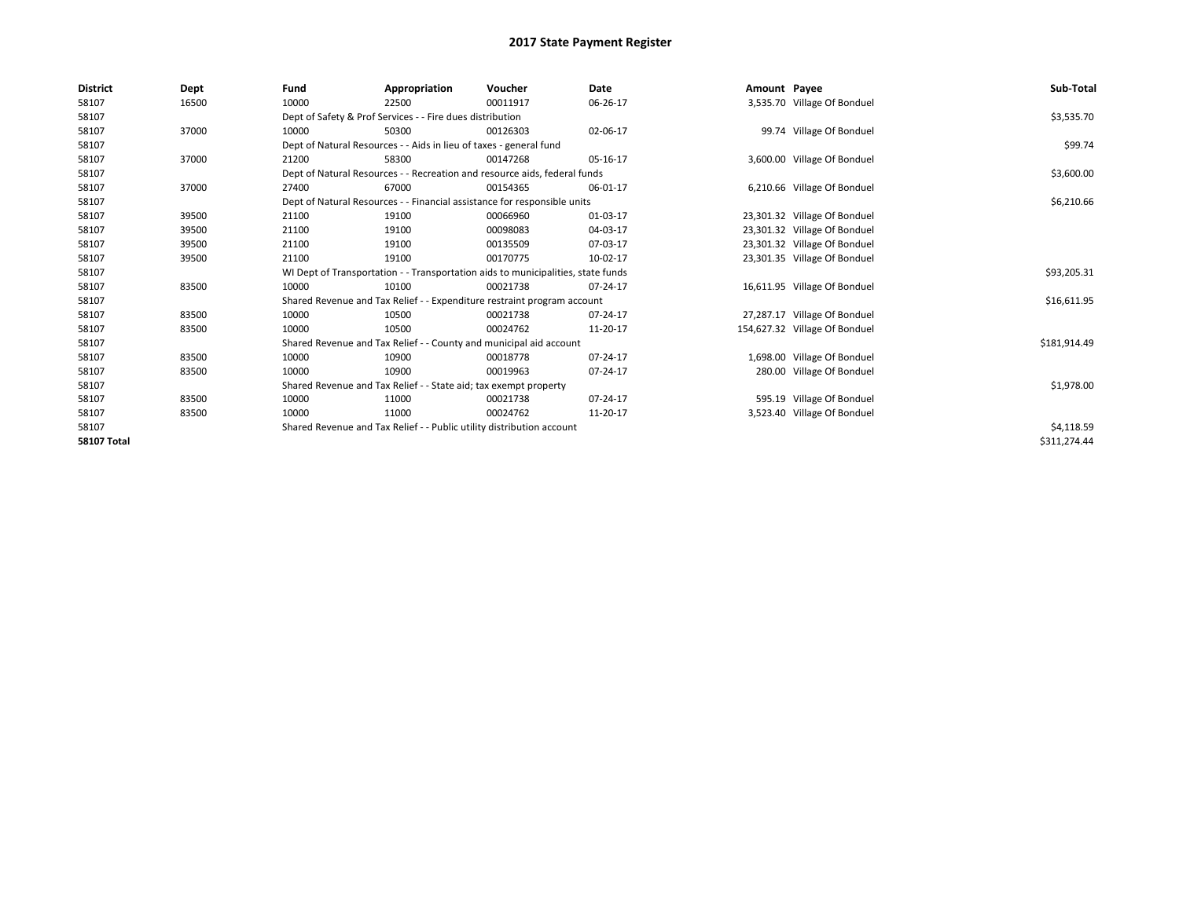# 2017 State Payment Register

| District | Dept | Fund | Appropriation | Voucher | Date | Amount | Payee | Sub-Total |
|---|---|---|---|---|---|---|---|---|
| 58107 | 16500 | 10000 | 22500 | 00011917 | 06-26-17 | 3,535.70 | Village Of Bonduel | |
| 58107 | | Dept of Safety & Prof Services - - Fire dues distribution | | | | | | $3,535.70 |
| 58107 | 37000 | 10000 | 50300 | 00126303 | 02-06-17 | 99.74 | Village Of Bonduel | |
| 58107 | | Dept of Natural Resources - - Aids in lieu of taxes - general fund | | | | | | $99.74 |
| 58107 | 37000 | 21200 | 58300 | 00147268 | 05-16-17 | 3,600.00 | Village Of Bonduel | |
| 58107 | | Dept of Natural Resources - - Recreation and resource aids, federal funds | | | | | | $3,600.00 |
| 58107 | 37000 | 27400 | 67000 | 00154365 | 06-01-17 | 6,210.66 | Village Of Bonduel | |
| 58107 | | Dept of Natural Resources - - Financial assistance for responsible units | | | | | | $6,210.66 |
| 58107 | 39500 | 21100 | 19100 | 00066960 | 01-03-17 | 23,301.32 | Village Of Bonduel | |
| 58107 | 39500 | 21100 | 19100 | 00098083 | 04-03-17 | 23,301.32 | Village Of Bonduel | |
| 58107 | 39500 | 21100 | 19100 | 00135509 | 07-03-17 | 23,301.32 | Village Of Bonduel | |
| 58107 | 39500 | 21100 | 19100 | 00170775 | 10-02-17 | 23,301.35 | Village Of Bonduel | |
| 58107 | | WI Dept of Transportation - - Transportation aids to municipalities, state funds | | | | | | $93,205.31 |
| 58107 | 83500 | 10000 | 10100 | 00021738 | 07-24-17 | 16,611.95 | Village Of Bonduel | |
| 58107 | | Shared Revenue and Tax Relief - - Expenditure restraint program account | | | | | | $16,611.95 |
| 58107 | 83500 | 10000 | 10500 | 00021738 | 07-24-17 | 27,287.17 | Village Of Bonduel | |
| 58107 | 83500 | 10000 | 10500 | 00024762 | 11-20-17 | 154,627.32 | Village Of Bonduel | |
| 58107 | | Shared Revenue and Tax Relief - - County and municipal aid account | | | | | | $181,914.49 |
| 58107 | 83500 | 10000 | 10900 | 00018778 | 07-24-17 | 1,698.00 | Village Of Bonduel | |
| 58107 | 83500 | 10000 | 10900 | 00019963 | 07-24-17 | 280.00 | Village Of Bonduel | |
| 58107 | | Shared Revenue and Tax Relief - - State aid; tax exempt property | | | | | | $1,978.00 |
| 58107 | 83500 | 10000 | 11000 | 00021738 | 07-24-17 | 595.19 | Village Of Bonduel | |
| 58107 | 83500 | 10000 | 11000 | 00024762 | 11-20-17 | 3,523.40 | Village Of Bonduel | |
| 58107 | | Shared Revenue and Tax Relief - - Public utility distribution account | | | | | | $4,118.59 |
| **58107 Total** | | | | | | | | $311,274.44 |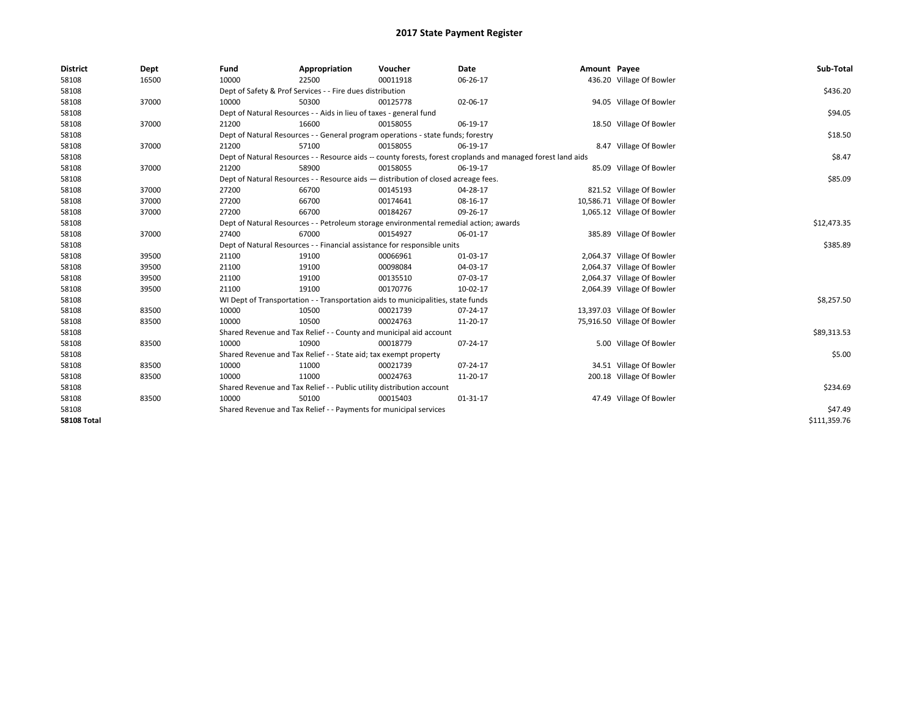# 2017 State Payment Register

| District | Dept | Fund | Appropriation | Voucher | Date | Amount | Payee | Sub-Total |
|---|---|---|---|---|---|---|---|---|
| 58108 | 16500 | 10000 | 22500 | 00011918 | 06-26-17 | 436.20 | Village Of Bowler | |
| 58108 | | Dept of Safety & Prof Services - - Fire dues distribution | | | | | | $436.20 |
| 58108 | 37000 | 10000 | 50300 | 00125778 | 02-06-17 | 94.05 | Village Of Bowler | |
| 58108 | | Dept of Natural Resources - - Aids in lieu of taxes - general fund | | | | | | $94.05 |
| 58108 | 37000 | 21200 | 16600 | 00158055 | 06-19-17 | 18.50 | Village Of Bowler | |
| 58108 | | Dept of Natural Resources - - General program operations - state funds; forestry | | | | | | $18.50 |
| 58108 | 37000 | 21200 | 57100 | 00158055 | 06-19-17 | 8.47 | Village Of Bowler | |
| 58108 | | Dept of Natural Resources - - Resource aids -- county forests, forest croplands and managed forest land aids | | | | | | $8.47 |
| 58108 | 37000 | 21200 | 58900 | 00158055 | 06-19-17 | 85.09 | Village Of Bowler | |
| 58108 | | Dept of Natural Resources - - Resource aids — distribution of closed acreage fees. | | | | | | $85.09 |
| 58108 | 37000 | 27200 | 66700 | 00145193 | 04-28-17 | 821.52 | Village Of Bowler | |
| 58108 | 37000 | 27200 | 66700 | 00174641 | 08-16-17 | 10,586.71 | Village Of Bowler | |
| 58108 | 37000 | 27200 | 66700 | 00184267 | 09-26-17 | 1,065.12 | Village Of Bowler | |
| 58108 | | Dept of Natural Resources - - Petroleum storage environmental remedial action; awards | | | | | | $12,473.35 |
| 58108 | 37000 | 27400 | 67000 | 00154927 | 06-01-17 | 385.89 | Village Of Bowler | |
| 58108 | | Dept of Natural Resources - - Financial assistance for responsible units | | | | | | $385.89 |
| 58108 | 39500 | 21100 | 19100 | 00066961 | 01-03-17 | 2,064.37 | Village Of Bowler | |
| 58108 | 39500 | 21100 | 19100 | 00098084 | 04-03-17 | 2,064.37 | Village Of Bowler | |
| 58108 | 39500 | 21100 | 19100 | 00135510 | 07-03-17 | 2,064.37 | Village Of Bowler | |
| 58108 | 39500 | 21100 | 19100 | 00170776 | 10-02-17 | 2,064.39 | Village Of Bowler | |
| 58108 | | WI Dept of Transportation - - Transportation aids to municipalities, state funds | | | | | | $8,257.50 |
| 58108 | 83500 | 10000 | 10500 | 00021739 | 07-24-17 | 13,397.03 | Village Of Bowler | |
| 58108 | 83500 | 10000 | 10500 | 00024763 | 11-20-17 | 75,916.50 | Village Of Bowler | |
| 58108 | | Shared Revenue and Tax Relief - - County and municipal aid account | | | | | | $89,313.53 |
| 58108 | 83500 | 10000 | 10900 | 00018779 | 07-24-17 | 5.00 | Village Of Bowler | |
| 58108 | | Shared Revenue and Tax Relief - - State aid; tax exempt property | | | | | | $5.00 |
| 58108 | 83500 | 10000 | 11000 | 00021739 | 07-24-17 | 34.51 | Village Of Bowler | |
| 58108 | 83500 | 10000 | 11000 | 00024763 | 11-20-17 | 200.18 | Village Of Bowler | |
| 58108 | | Shared Revenue and Tax Relief - - Public utility distribution account | | | | | | $234.69 |
| 58108 | 83500 | 10000 | 50100 | 00015403 | 01-31-17 | 47.49 | Village Of Bowler | |
| 58108 | | Shared Revenue and Tax Relief - - Payments for municipal services | | | | | | $47.49 |
| **58108 Total** | | | | | | | | $111,359.76 |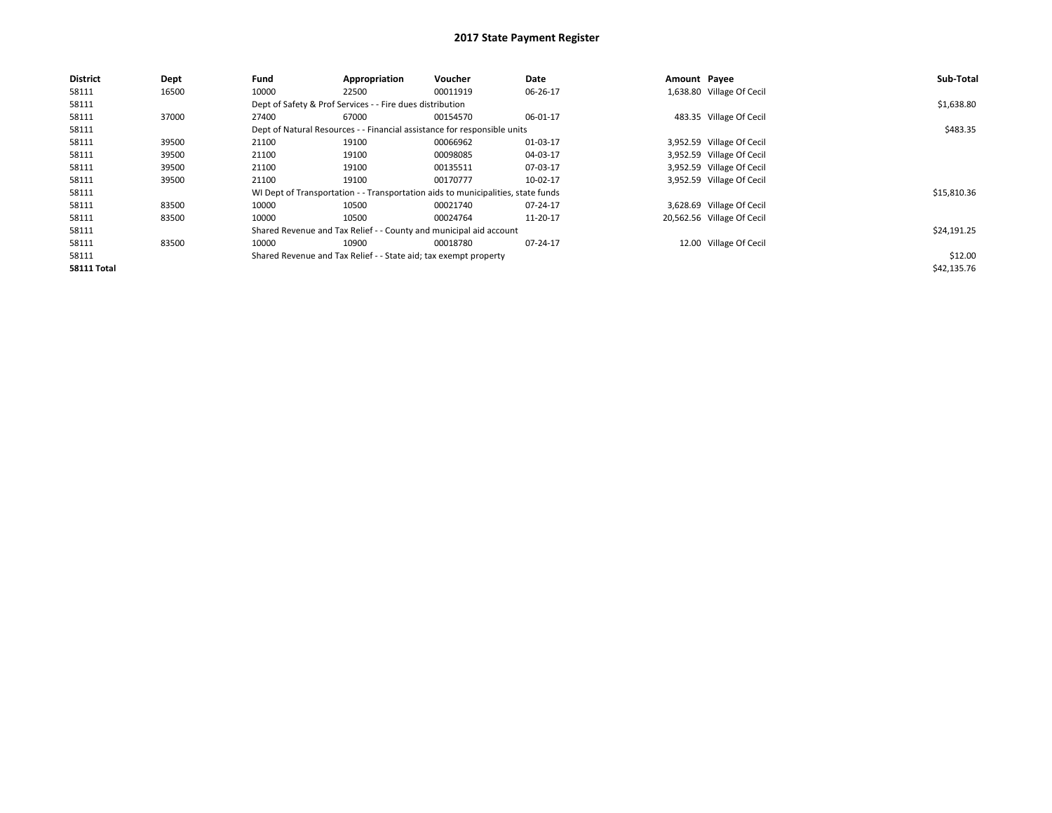# 2017 State Payment Register

| District | Dept | Fund | Appropriation | Voucher | Date | Amount | Payee | Sub-Total |
|---|---|---|---|---|---|---|---|---|
| 58111 | 16500 | 10000 | 22500 | 00011919 | 06-26-17 | 1,638.80 | Village Of Cecil | |
| 58111 | | Dept of Safety & Prof Services - - Fire dues distribution | | | | | | $1,638.80 |
| 58111 | 37000 | 27400 | 67000 | 00154570 | 06-01-17 | 483.35 | Village Of Cecil | |
| 58111 | | Dept of Natural Resources - - Financial assistance for responsible units | | | | | | $483.35 |
| 58111 | 39500 | 21100 | 19100 | 00066962 | 01-03-17 | 3,952.59 | Village Of Cecil | |
| 58111 | 39500 | 21100 | 19100 | 00098085 | 04-03-17 | 3,952.59 | Village Of Cecil | |
| 58111 | 39500 | 21100 | 19100 | 00135511 | 07-03-17 | 3,952.59 | Village Of Cecil | |
| 58111 | 39500 | 21100 | 19100 | 00170777 | 10-02-17 | 3,952.59 | Village Of Cecil | |
| 58111 | | WI Dept of Transportation - - Transportation aids to municipalities, state funds | | | | | | $15,810.36 |
| 58111 | 83500 | 10000 | 10500 | 00021740 | 07-24-17 | 3,628.69 | Village Of Cecil | |
| 58111 | 83500 | 10000 | 10500 | 00024764 | 11-20-17 | 20,562.56 | Village Of Cecil | |
| 58111 | | Shared Revenue and Tax Relief - - County and municipal aid account | | | | | | $24,191.25 |
| 58111 | 83500 | 10000 | 10900 | 00018780 | 07-24-17 | 12.00 | Village Of Cecil | |
| 58111 | | Shared Revenue and Tax Relief - - State aid; tax exempt property | | | | | | $12.00 |
| **58111 Total** | | | | | | | | $42,135.76 |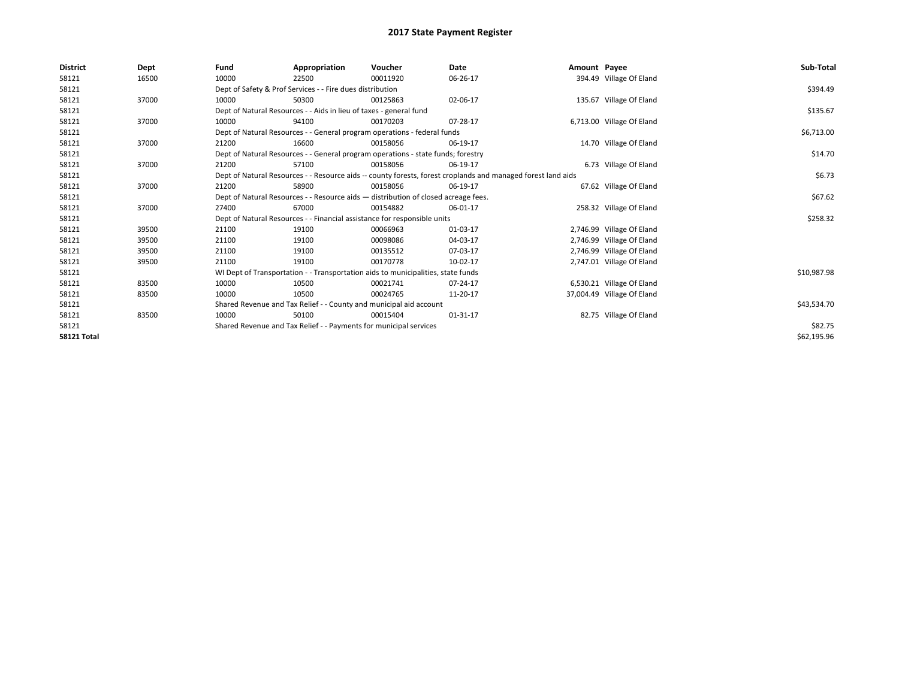## 2017 State Payment Register

| District | Dept | Fund | Appropriation | Voucher | Date | Amount | Payee | Sub-Total |
|---|---|---|---|---|---|---|---|---|
| 58121 | 16500 | 10000 | 22500 | 00011920 | 06-26-17 | 394.49 | Village Of Eland | |
| 58121 | | Dept of Safety & Prof Services - - Fire dues distribution | | | | | | $394.49 |
| 58121 | 37000 | 10000 | 50300 | 00125863 | 02-06-17 | 135.67 | Village Of Eland | |
| 58121 | | Dept of Natural Resources - - Aids in lieu of taxes - general fund | | | | | | $135.67 |
| 58121 | 37000 | 10000 | 94100 | 00170203 | 07-28-17 | 6,713.00 | Village Of Eland | |
| 58121 | | Dept of Natural Resources - - General program operations - federal funds | | | | | | $6,713.00 |
| 58121 | 37000 | 21200 | 16600 | 00158056 | 06-19-17 | 14.70 | Village Of Eland | |
| 58121 | | Dept of Natural Resources - - General program operations - state funds; forestry | | | | | | $14.70 |
| 58121 | 37000 | 21200 | 57100 | 00158056 | 06-19-17 | 6.73 | Village Of Eland | |
| 58121 | | Dept of Natural Resources - - Resource aids -- county forests, forest croplands and managed forest land aids | | | | | | $6.73 |
| 58121 | 37000 | 21200 | 58900 | 00158056 | 06-19-17 | 67.62 | Village Of Eland | |
| 58121 | | Dept of Natural Resources - - Resource aids — distribution of closed acreage fees. | | | | | | $67.62 |
| 58121 | 37000 | 27400 | 67000 | 00154882 | 06-01-17 | 258.32 | Village Of Eland | |
| 58121 | | Dept of Natural Resources - - Financial assistance for responsible units | | | | | | $258.32 |
| 58121 | 39500 | 21100 | 19100 | 00066963 | 01-03-17 | 2,746.99 | Village Of Eland | |
| 58121 | 39500 | 21100 | 19100 | 00098086 | 04-03-17 | 2,746.99 | Village Of Eland | |
| 58121 | 39500 | 21100 | 19100 | 00135512 | 07-03-17 | 2,746.99 | Village Of Eland | |
| 58121 | 39500 | 21100 | 19100 | 00170778 | 10-02-17 | 2,747.01 | Village Of Eland | |
| 58121 | | WI Dept of Transportation - - Transportation aids to municipalities, state funds | | | | | | $10,987.98 |
| 58121 | 83500 | 10000 | 10500 | 00021741 | 07-24-17 | 6,530.21 | Village Of Eland | |
| 58121 | 83500 | 10000 | 10500 | 00024765 | 11-20-17 | 37,004.49 | Village Of Eland | |
| 58121 | | Shared Revenue and Tax Relief - - County and municipal aid account | | | | | | $43,534.70 |
| 58121 | 83500 | 10000 | 50100 | 00015404 | 01-31-17 | 82.75 | Village Of Eland | |
| 58121 | | Shared Revenue and Tax Relief - - Payments for municipal services | | | | | | $82.75 |
| **58121 Total** | | | | | | | | $62,195.96 |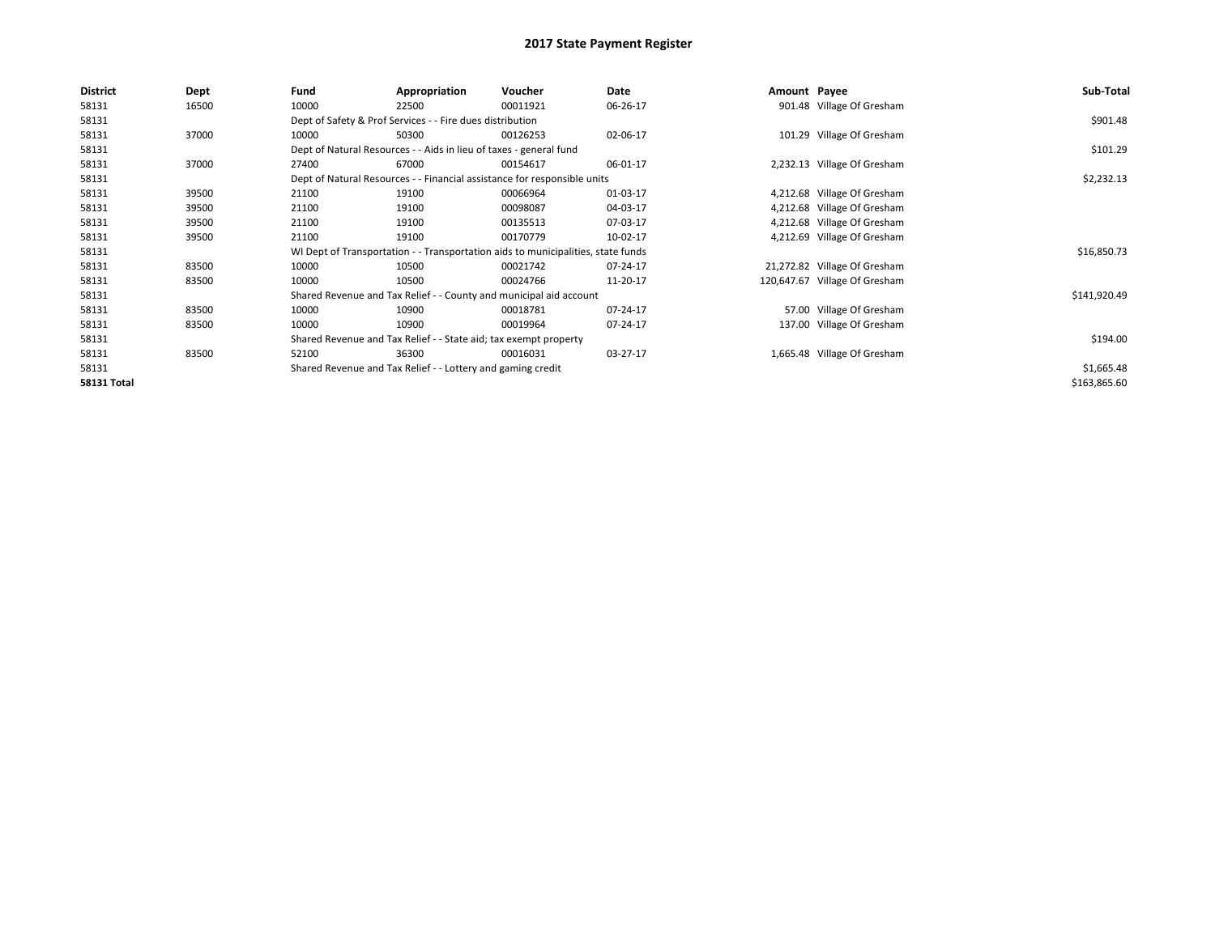# 2017 State Payment Register

| District | Dept | Fund | Appropriation | Voucher | Date | Amount | Payee | Sub-Total |
|---|---|---|---|---|---|---|---|---|
| 58131 | 16500 | 10000 | 22500 | 00011921 | 06-26-17 | 901.48 | Village Of Gresham | |
| 58131 | | Dept of Safety & Prof Services - - Fire dues distribution | | | | | | $901.48 |
| 58131 | 37000 | 10000 | 50300 | 00126253 | 02-06-17 | 101.29 | Village Of Gresham | |
| 58131 | | Dept of Natural Resources - - Aids in lieu of taxes - general fund | | | | | | $101.29 |
| 58131 | 37000 | 27400 | 67000 | 00154617 | 06-01-17 | 2,232.13 | Village Of Gresham | |
| 58131 | | Dept of Natural Resources - - Financial assistance for responsible units | | | | | | $2,232.13 |
| 58131 | 39500 | 21100 | 19100 | 00066964 | 01-03-17 | 4,212.68 | Village Of Gresham | |
| 58131 | 39500 | 21100 | 19100 | 00098087 | 04-03-17 | 4,212.68 | Village Of Gresham | |
| 58131 | 39500 | 21100 | 19100 | 00135513 | 07-03-17 | 4,212.68 | Village Of Gresham | |
| 58131 | 39500 | 21100 | 19100 | 00170779 | 10-02-17 | 4,212.69 | Village Of Gresham | |
| 58131 | | WI Dept of Transportation - - Transportation aids to municipalities, state funds | | | | | | $16,850.73 |
| 58131 | 83500 | 10000 | 10500 | 00021742 | 07-24-17 | 21,272.82 | Village Of Gresham | |
| 58131 | 83500 | 10000 | 10500 | 00024766 | 11-20-17 | 120,647.67 | Village Of Gresham | |
| 58131 | | Shared Revenue and Tax Relief - - County and municipal aid account | | | | | | $141,920.49 |
| 58131 | 83500 | 10000 | 10900 | 00018781 | 07-24-17 | 57.00 | Village Of Gresham | |
| 58131 | 83500 | 10000 | 10900 | 00019964 | 07-24-17 | 137.00 | Village Of Gresham | |
| 58131 | | Shared Revenue and Tax Relief - - State aid; tax exempt property | | | | | | $194.00 |
| 58131 | 83500 | 52100 | 36300 | 00016031 | 03-27-17 | 1,665.48 | Village Of Gresham | |
| 58131 | | Shared Revenue and Tax Relief - - Lottery and gaming credit | | | | | | $1,665.48 |
| **58131 Total** | | | | | | | | $163,865.60 |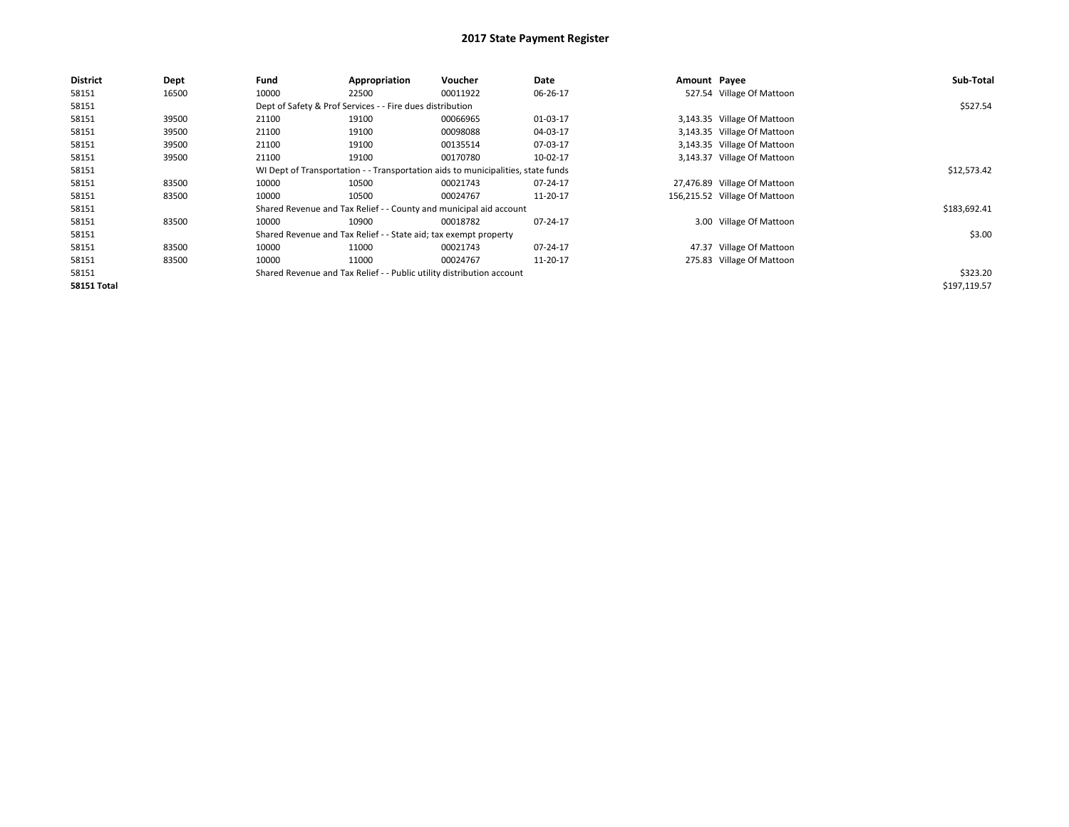# 2017 State Payment Register

| District | Dept | Fund | Appropriation | Voucher | Date | Amount | Payee | Sub-Total |
|---|---|---|---|---|---|---|---|---|
| 58151 | 16500 | 10000 | 22500 | 00011922 | 06-26-17 | 527.54 | Village Of Mattoon | |
| 58151 | | Dept of Safety & Prof Services - - Fire dues distribution | | | | | | $527.54 |
| 58151 | 39500 | 21100 | 19100 | 00066965 | 01-03-17 | 3,143.35 | Village Of Mattoon | |
| 58151 | 39500 | 21100 | 19100 | 00098088 | 04-03-17 | 3,143.35 | Village Of Mattoon | |
| 58151 | 39500 | 21100 | 19100 | 00135514 | 07-03-17 | 3,143.35 | Village Of Mattoon | |
| 58151 | 39500 | 21100 | 19100 | 00170780 | 10-02-17 | 3,143.37 | Village Of Mattoon | |
| 58151 | | WI Dept of Transportation - - Transportation aids to municipalities, state funds | | | | | | $12,573.42 |
| 58151 | 83500 | 10000 | 10500 | 00021743 | 07-24-17 | 27,476.89 | Village Of Mattoon | |
| 58151 | 83500 | 10000 | 10500 | 00024767 | 11-20-17 | 156,215.52 | Village Of Mattoon | |
| 58151 | | Shared Revenue and Tax Relief - - County and municipal aid account | | | | | | $183,692.41 |
| 58151 | 83500 | 10000 | 10900 | 00018782 | 07-24-17 | 3.00 | Village Of Mattoon | |
| 58151 | | Shared Revenue and Tax Relief - - State aid; tax exempt property | | | | | | $3.00 |
| 58151 | 83500 | 10000 | 11000 | 00021743 | 07-24-17 | 47.37 | Village Of Mattoon | |
| 58151 | 83500 | 10000 | 11000 | 00024767 | 11-20-17 | 275.83 | Village Of Mattoon | |
| 58151 | | Shared Revenue and Tax Relief - - Public utility distribution account | | | | | | $323.20 |
| **58151 Total** | | | | | | | | $197,119.57 |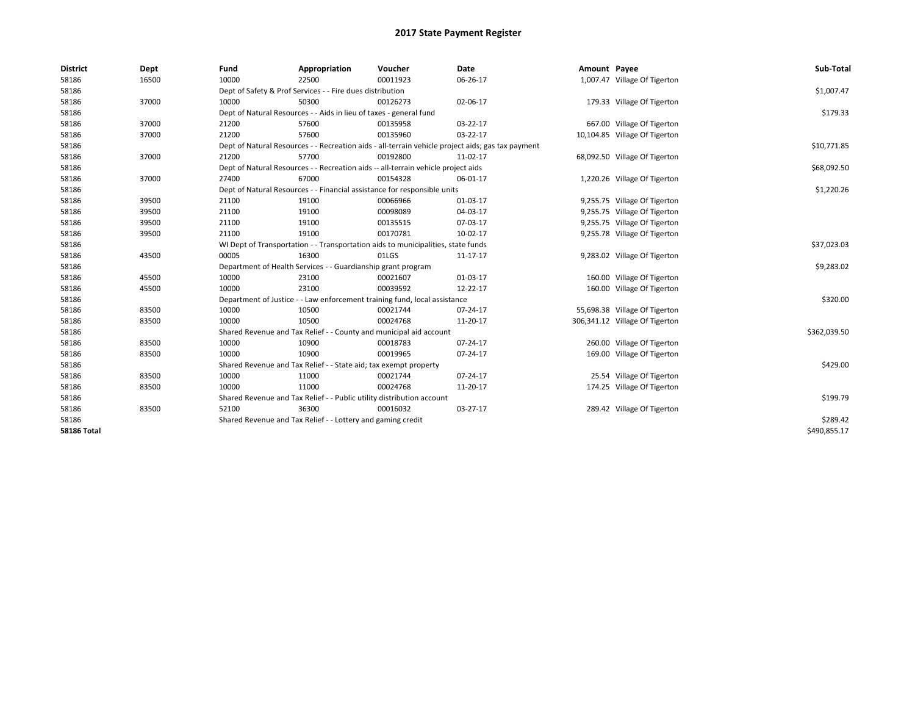# 2017 State Payment Register

| District | Dept | Fund | Appropriation | Voucher | Date | Amount | Payee | Sub-Total |
|---|---|---|---|---|---|---|---|---|
| 58186 | 16500 | 10000 | 22500 | 00011923 | 06-26-17 | 1,007.47 | Village Of Tigerton | |
| 58186 | | Dept of Safety & Prof Services - - Fire dues distribution | | | | | | $1,007.47 |
| 58186 | 37000 | 10000 | 50300 | 00126273 | 02-06-17 | 179.33 | Village Of Tigerton | |
| 58186 | | Dept of Natural Resources - - Aids in lieu of taxes - general fund | | | | | | $179.33 |
| 58186 | 37000 | 21200 | 57600 | 00135958 | 03-22-17 | 667.00 | Village Of Tigerton | |
| 58186 | 37000 | 21200 | 57600 | 00135960 | 03-22-17 | 10,104.85 | Village Of Tigerton | |
| 58186 | | Dept of Natural Resources - - Recreation aids - all-terrain vehicle project aids; gas tax payment | | | | | | $10,771.85 |
| 58186 | 37000 | 21200 | 57700 | 00192800 | 11-02-17 | 68,092.50 | Village Of Tigerton | |
| 58186 | | Dept of Natural Resources - - Recreation aids -- all-terrain vehicle project aids | | | | | | $68,092.50 |
| 58186 | 37000 | 27400 | 67000 | 00154328 | 06-01-17 | 1,220.26 | Village Of Tigerton | |
| 58186 | | Dept of Natural Resources - - Financial assistance for responsible units | | | | | | $1,220.26 |
| 58186 | 39500 | 21100 | 19100 | 00066966 | 01-03-17 | 9,255.75 | Village Of Tigerton | |
| 58186 | 39500 | 21100 | 19100 | 00098089 | 04-03-17 | 9,255.75 | Village Of Tigerton | |
| 58186 | 39500 | 21100 | 19100 | 00135515 | 07-03-17 | 9,255.75 | Village Of Tigerton | |
| 58186 | 39500 | 21100 | 19100 | 00170781 | 10-02-17 | 9,255.78 | Village Of Tigerton | |
| 58186 | | WI Dept of Transportation - - Transportation aids to municipalities, state funds | | | | | | $37,023.03 |
| 58186 | 43500 | 00005 | 16300 | 01LGS | 11-17-17 | 9,283.02 | Village Of Tigerton | |
| 58186 | | Department of Health Services - - Guardianship grant program | | | | | | $9,283.02 |
| 58186 | 45500 | 10000 | 23100 | 00021607 | 01-03-17 | 160.00 | Village Of Tigerton | |
| 58186 | 45500 | 10000 | 23100 | 00039592 | 12-22-17 | 160.00 | Village Of Tigerton | |
| 58186 | | Department of Justice - - Law enforcement training fund, local assistance | | | | | | $320.00 |
| 58186 | 83500 | 10000 | 10500 | 00021744 | 07-24-17 | 55,698.38 | Village Of Tigerton | |
| 58186 | 83500 | 10000 | 10500 | 00024768 | 11-20-17 | 306,341.12 | Village Of Tigerton | |
| 58186 | | Shared Revenue and Tax Relief - - County and municipal aid account | | | | | | $362,039.50 |
| 58186 | 83500 | 10000 | 10900 | 00018783 | 07-24-17 | 260.00 | Village Of Tigerton | |
| 58186 | 83500 | 10000 | 10900 | 00019965 | 07-24-17 | 169.00 | Village Of Tigerton | |
| 58186 | | Shared Revenue and Tax Relief - - State aid; tax exempt property | | | | | | $429.00 |
| 58186 | 83500 | 10000 | 11000 | 00021744 | 07-24-17 | 25.54 | Village Of Tigerton | |
| 58186 | 83500 | 10000 | 11000 | 00024768 | 11-20-17 | 174.25 | Village Of Tigerton | |
| 58186 | | Shared Revenue and Tax Relief - - Public utility distribution account | | | | | | $199.79 |
| 58186 | 83500 | 52100 | 36300 | 00016032 | 03-27-17 | 289.42 | Village Of Tigerton | |
| 58186 | | Shared Revenue and Tax Relief - - Lottery and gaming credit | | | | | | $289.42 |
| **58186 Total** | | | | | | | | $490,855.17 |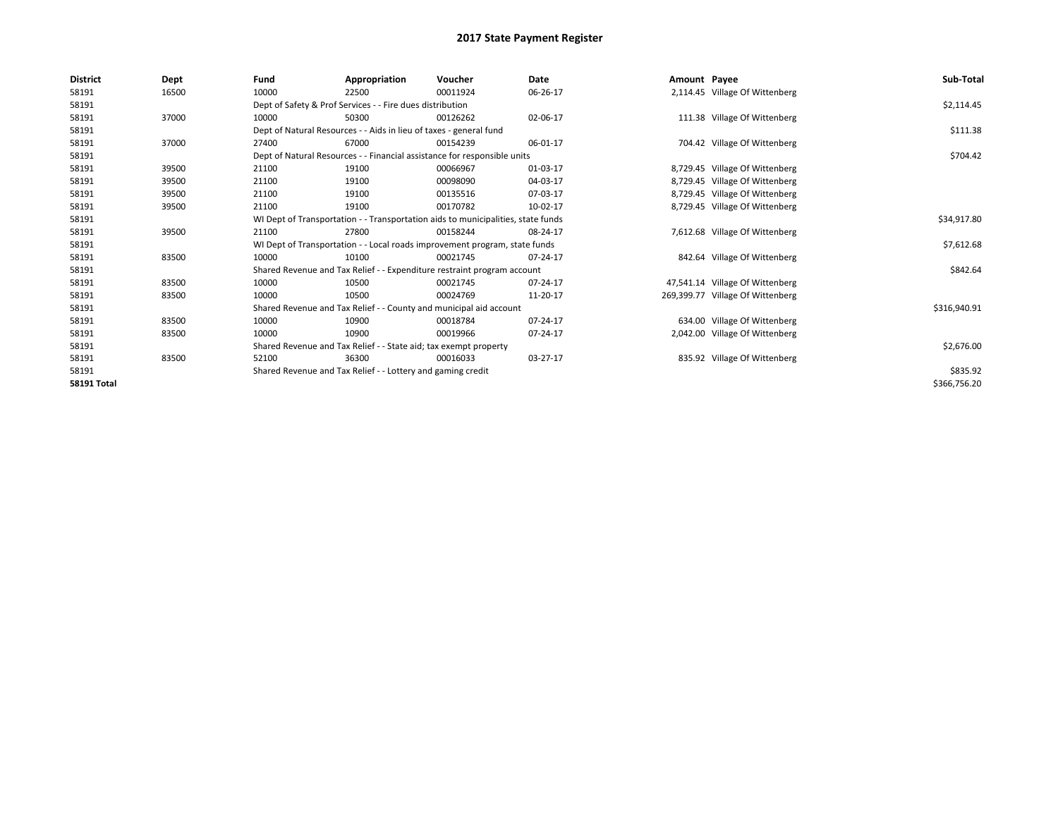# 2017 State Payment Register

| District | Dept | Fund | Appropriation | Voucher | Date | Amount | Payee | Sub-Total |
|---|---|---|---|---|---|---|---|---|
| 58191 | 16500 | 10000 | 22500 | 00011924 | 06-26-17 | 2,114.45 | Village Of Wittenberg | |
| 58191 | | Dept of Safety & Prof Services - - Fire dues distribution | | | | | | $2,114.45 |
| 58191 | 37000 | 10000 | 50300 | 00126262 | 02-06-17 | 111.38 | Village Of Wittenberg | |
| 58191 | | Dept of Natural Resources - - Aids in lieu of taxes - general fund | | | | | | $111.38 |
| 58191 | 37000 | 27400 | 67000 | 00154239 | 06-01-17 | 704.42 | Village Of Wittenberg | |
| 58191 | | Dept of Natural Resources - - Financial assistance for responsible units | | | | | | $704.42 |
| 58191 | 39500 | 21100 | 19100 | 00066967 | 01-03-17 | 8,729.45 | Village Of Wittenberg | |
| 58191 | 39500 | 21100 | 19100 | 00098090 | 04-03-17 | 8,729.45 | Village Of Wittenberg | |
| 58191 | 39500 | 21100 | 19100 | 00135516 | 07-03-17 | 8,729.45 | Village Of Wittenberg | |
| 58191 | 39500 | 21100 | 19100 | 00170782 | 10-02-17 | 8,729.45 | Village Of Wittenberg | |
| 58191 | | WI Dept of Transportation - - Transportation aids to municipalities, state funds | | | | | | $34,917.80 |
| 58191 | 39500 | 21100 | 27800 | 00158244 | 08-24-17 | 7,612.68 | Village Of Wittenberg | |
| 58191 | | WI Dept of Transportation - - Local roads improvement program, state funds | | | | | | $7,612.68 |
| 58191 | 83500 | 10000 | 10100 | 00021745 | 07-24-17 | 842.64 | Village Of Wittenberg | |
| 58191 | | Shared Revenue and Tax Relief - - Expenditure restraint program account | | | | | | $842.64 |
| 58191 | 83500 | 10000 | 10500 | 00021745 | 07-24-17 | 47,541.14 | Village Of Wittenberg | |
| 58191 | 83500 | 10000 | 10500 | 00024769 | 11-20-17 | 269,399.77 | Village Of Wittenberg | |
| 58191 | | Shared Revenue and Tax Relief - - County and municipal aid account | | | | | | $316,940.91 |
| 58191 | 83500 | 10000 | 10900 | 00018784 | 07-24-17 | 634.00 | Village Of Wittenberg | |
| 58191 | 83500 | 10000 | 10900 | 00019966 | 07-24-17 | 2,042.00 | Village Of Wittenberg | |
| 58191 | | Shared Revenue and Tax Relief - - State aid; tax exempt property | | | | | | $2,676.00 |
| 58191 | 83500 | 52100 | 36300 | 00016033 | 03-27-17 | 835.92 | Village Of Wittenberg | |
| 58191 | | Shared Revenue and Tax Relief - - Lottery and gaming credit | | | | | | $835.92 |
| **58191 Total** | | | | | | | | $366,756.20 |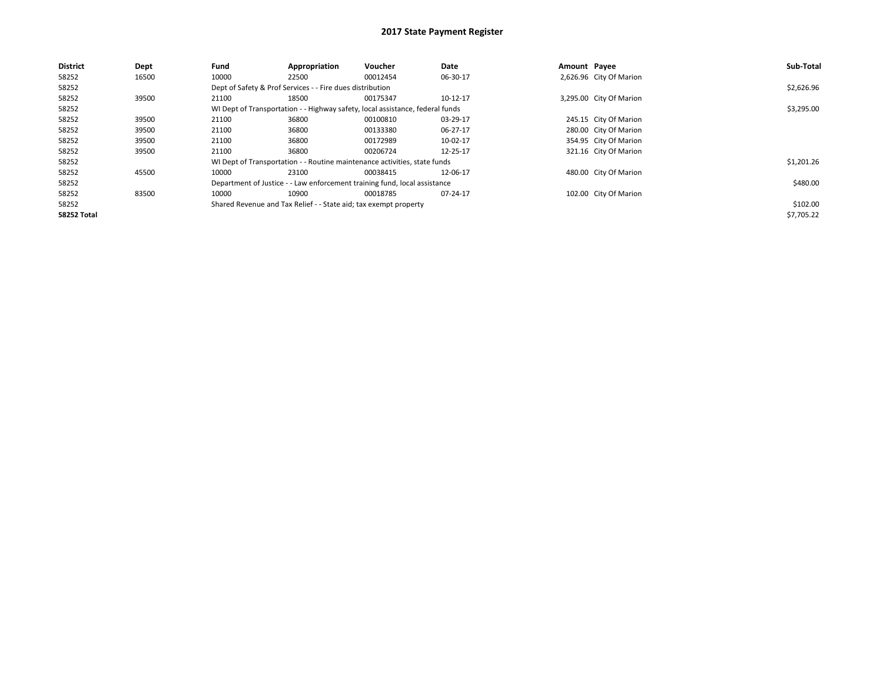# 2017 State Payment Register

| District | Dept | Fund | Appropriation | Voucher | Date | Amount | Payee | Sub-Total |
|---|---|---|---|---|---|---|---|---|
| 58252 | 16500 | 10000 | 22500 | 00012454 | 06-30-17 | 2,626.96 | City Of Marion | |
| 58252 | | Dept of Safety & Prof Services - - Fire dues distribution | | | | | | $2,626.96 |
| 58252 | 39500 | 21100 | 18500 | 00175347 | 10-12-17 | 3,295.00 | City Of Marion | |
| 58252 | | WI Dept of Transportation - - Highway safety, local assistance, federal funds | | | | | | $3,295.00 |
| 58252 | 39500 | 21100 | 36800 | 00100810 | 03-29-17 | 245.15 | City Of Marion | |
| 58252 | 39500 | 21100 | 36800 | 00133380 | 06-27-17 | 280.00 | City Of Marion | |
| 58252 | 39500 | 21100 | 36800 | 00172989 | 10-02-17 | 354.95 | City Of Marion | |
| 58252 | 39500 | 21100 | 36800 | 00206724 | 12-25-17 | 321.16 | City Of Marion | |
| 58252 | | WI Dept of Transportation - - Routine maintenance activities, state funds | | | | | | $1,201.26 |
| 58252 | 45500 | 10000 | 23100 | 00038415 | 12-06-17 | 480.00 | City Of Marion | |
| 58252 | | Department of Justice - - Law enforcement training fund, local assistance | | | | | | $480.00 |
| 58252 | 83500 | 10000 | 10900 | 00018785 | 07-24-17 | 102.00 | City Of Marion | |
| 58252 | | Shared Revenue and Tax Relief - - State aid; tax exempt property | | | | | | $102.00 |
| **58252 Total** | | | | | | | | $7,705.22 |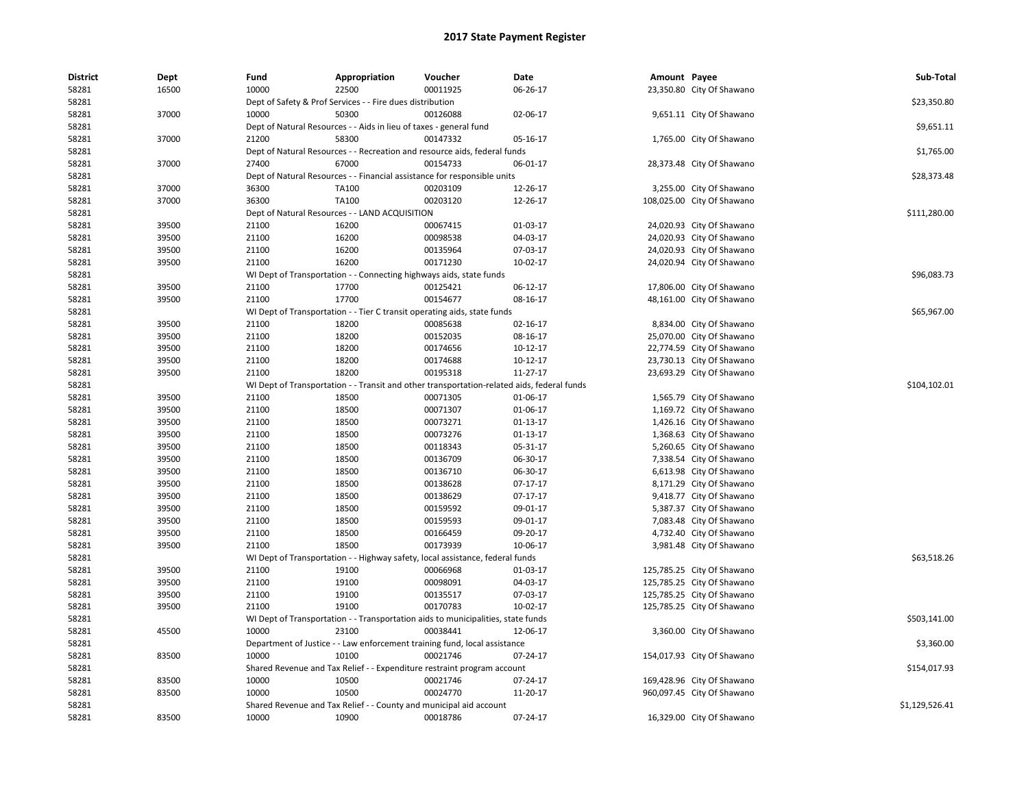# 2017 State Payment Register

| District | Dept | Fund | Appropriation | Voucher | Date | Amount | Payee | Sub-Total |
|---|---|---|---|---|---|---|---|---|
| 58281 | 16500 | 10000 | 22500 | 00011925 | 06-26-17 | 23,350.80 | City Of Shawano | |
| 58281 | | Dept of Safety & Prof Services - - Fire dues distribution | | | | | | $23,350.80 |
| 58281 | 37000 | 10000 | 50300 | 00126088 | 02-06-17 | 9,651.11 | City Of Shawano | |
| 58281 | | Dept of Natural Resources - - Aids in lieu of taxes - general fund | | | | | | $9,651.11 |
| 58281 | 37000 | 21200 | 58300 | 00147332 | 05-16-17 | 1,765.00 | City Of Shawano | |
| 58281 | | Dept of Natural Resources - - Recreation and resource aids, federal funds | | | | | | $1,765.00 |
| 58281 | 37000 | 27400 | 67000 | 00154733 | 06-01-17 | 28,373.48 | City Of Shawano | |
| 58281 | | Dept of Natural Resources - - Financial assistance for responsible units | | | | | | $28,373.48 |
| 58281 | 37000 | 36300 | TA100 | 00203109 | 12-26-17 | 3,255.00 | City Of Shawano | |
| 58281 | 37000 | 36300 | TA100 | 00203120 | 12-26-17 | 108,025.00 | City Of Shawano | |
| 58281 | | Dept of Natural Resources - - LAND ACQUISITION | | | | | | $111,280.00 |
| 58281 | 39500 | 21100 | 16200 | 00067415 | 01-03-17 | 24,020.93 | City Of Shawano | |
| 58281 | 39500 | 21100 | 16200 | 00098538 | 04-03-17 | 24,020.93 | City Of Shawano | |
| 58281 | 39500 | 21100 | 16200 | 00135964 | 07-03-17 | 24,020.93 | City Of Shawano | |
| 58281 | 39500 | 21100 | 16200 | 00171230 | 10-02-17 | 24,020.94 | City Of Shawano | |
| 58281 | | WI Dept of Transportation - - Connecting highways aids, state funds | | | | | | $96,083.73 |
| 58281 | 39500 | 21100 | 17700 | 00125421 | 06-12-17 | 17,806.00 | City Of Shawano | |
| 58281 | 39500 | 21100 | 17700 | 00154677 | 08-16-17 | 48,161.00 | City Of Shawano | |
| 58281 | | WI Dept of Transportation - - Tier C transit operating aids, state funds | | | | | | $65,967.00 |
| 58281 | 39500 | 21100 | 18200 | 00085638 | 02-16-17 | 8,834.00 | City Of Shawano | |
| 58281 | 39500 | 21100 | 18200 | 00152035 | 08-16-17 | 25,070.00 | City Of Shawano | |
| 58281 | 39500 | 21100 | 18200 | 00174656 | 10-12-17 | 22,774.59 | City Of Shawano | |
| 58281 | 39500 | 21100 | 18200 | 00174688 | 10-12-17 | 23,730.13 | City Of Shawano | |
| 58281 | 39500 | 21100 | 18200 | 00195318 | 11-27-17 | 23,693.29 | City Of Shawano | |
| 58281 | | WI Dept of Transportation - - Transit and other transportation-related aids, federal funds | | | | | | $104,102.01 |
| 58281 | 39500 | 21100 | 18500 | 00071305 | 01-06-17 | 1,565.79 | City Of Shawano | |
| 58281 | 39500 | 21100 | 18500 | 00071307 | 01-06-17 | 1,169.72 | City Of Shawano | |
| 58281 | 39500 | 21100 | 18500 | 00073271 | 01-13-17 | 1,426.16 | City Of Shawano | |
| 58281 | 39500 | 21100 | 18500 | 00073276 | 01-13-17 | 1,368.63 | City Of Shawano | |
| 58281 | 39500 | 21100 | 18500 | 00118343 | 05-31-17 | 5,260.65 | City Of Shawano | |
| 58281 | 39500 | 21100 | 18500 | 00136709 | 06-30-17 | 7,338.54 | City Of Shawano | |
| 58281 | 39500 | 21100 | 18500 | 00136710 | 06-30-17 | 6,613.98 | City Of Shawano | |
| 58281 | 39500 | 21100 | 18500 | 00138628 | 07-17-17 | 8,171.29 | City Of Shawano | |
| 58281 | 39500 | 21100 | 18500 | 00138629 | 07-17-17 | 9,418.77 | City Of Shawano | |
| 58281 | 39500 | 21100 | 18500 | 00159592 | 09-01-17 | 5,387.37 | City Of Shawano | |
| 58281 | 39500 | 21100 | 18500 | 00159593 | 09-01-17 | 7,083.48 | City Of Shawano | |
| 58281 | 39500 | 21100 | 18500 | 00166459 | 09-20-17 | 4,732.40 | City Of Shawano | |
| 58281 | 39500 | 21100 | 18500 | 00173939 | 10-06-17 | 3,981.48 | City Of Shawano | |
| 58281 | | WI Dept of Transportation - - Highway safety, local assistance, federal funds | | | | | | $63,518.26 |
| 58281 | 39500 | 21100 | 19100 | 00066968 | 01-03-17 | 125,785.25 | City Of Shawano | |
| 58281 | 39500 | 21100 | 19100 | 00098091 | 04-03-17 | 125,785.25 | City Of Shawano | |
| 58281 | 39500 | 21100 | 19100 | 00135517 | 07-03-17 | 125,785.25 | City Of Shawano | |
| 58281 | 39500 | 21100 | 19100 | 00170783 | 10-02-17 | 125,785.25 | City Of Shawano | |
| 58281 | | WI Dept of Transportation - - Transportation aids to municipalities, state funds | | | | | | $503,141.00 |
| 58281 | 45500 | 10000 | 23100 | 00038441 | 12-06-17 | 3,360.00 | City Of Shawano | |
| 58281 | | Department of Justice - - Law enforcement training fund, local assistance | | | | | | $3,360.00 |
| 58281 | 83500 | 10000 | 10100 | 00021746 | 07-24-17 | 154,017.93 | City Of Shawano | |
| 58281 | | Shared Revenue and Tax Relief - - Expenditure restraint program account | | | | | | $154,017.93 |
| 58281 | 83500 | 10000 | 10500 | 00021746 | 07-24-17 | 169,428.96 | City Of Shawano | |
| 58281 | 83500 | 10000 | 10500 | 00024770 | 11-20-17 | 960,097.45 | City Of Shawano | |
| 58281 | | Shared Revenue and Tax Relief - - County and municipal aid account | | | | | | $1,129,526.41 |
| 58281 | 83500 | 10000 | 10900 | 00018786 | 07-24-17 | 16,329.00 | City Of Shawano | |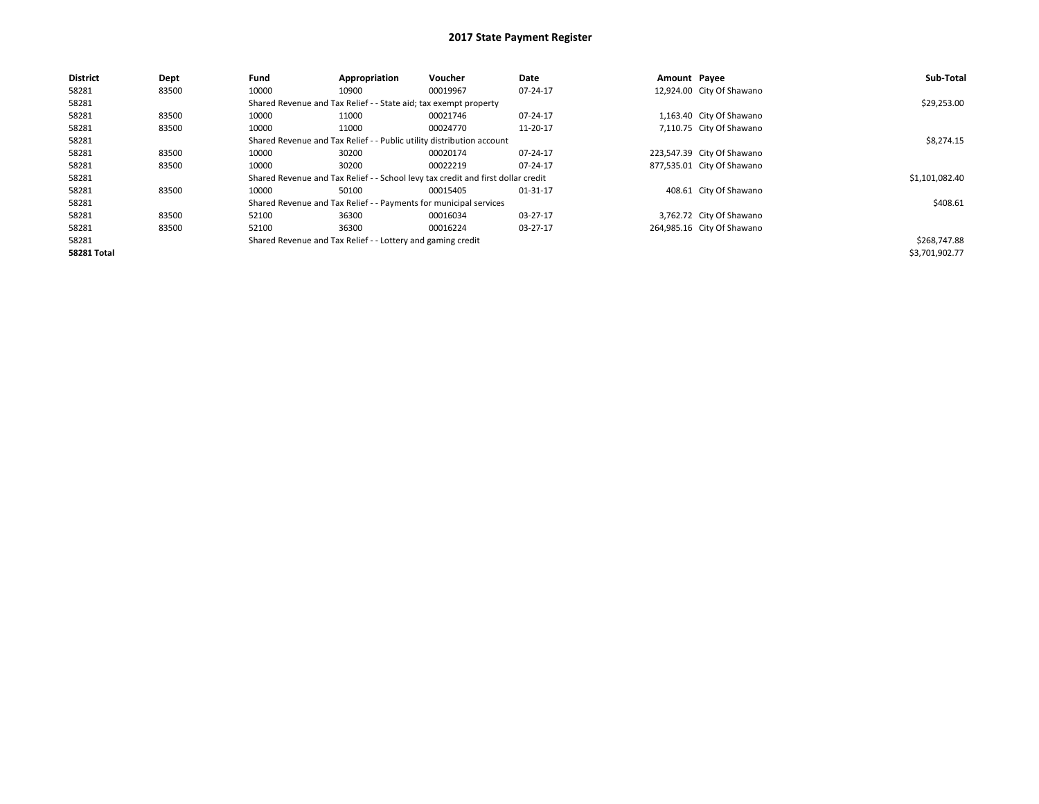# 2017 State Payment Register

| District | Dept | Fund | Appropriation | Voucher | Date | Amount | Payee | Sub-Total |
|---|---|---|---|---|---|---|---|---|
| 58281 | 83500 | 10000 | 10900 | 00019967 | 07-24-17 | 12,924.00 | City Of Shawano | |
| 58281 | | Shared Revenue and Tax Relief - - State aid; tax exempt property | | | | | | $29,253.00 |
| 58281 | 83500 | 10000 | 11000 | 00021746 | 07-24-17 | 1,163.40 | City Of Shawano | |
| 58281 | 83500 | 10000 | 11000 | 00024770 | 11-20-17 | 7,110.75 | City Of Shawano | |
| 58281 | | Shared Revenue and Tax Relief - - Public utility distribution account | | | | | | $8,274.15 |
| 58281 | 83500 | 10000 | 30200 | 00020174 | 07-24-17 | 223,547.39 | City Of Shawano | |
| 58281 | 83500 | 10000 | 30200 | 00022219 | 07-24-17 | 877,535.01 | City Of Shawano | |
| 58281 | | Shared Revenue and Tax Relief - - School levy tax credit and first dollar credit | | | | | | $1,101,082.40 |
| 58281 | 83500 | 10000 | 50100 | 00015405 | 01-31-17 | 408.61 | City Of Shawano | |
| 58281 | | Shared Revenue and Tax Relief - - Payments for municipal services | | | | | | $408.61 |
| 58281 | 83500 | 52100 | 36300 | 00016034 | 03-27-17 | 3,762.72 | City Of Shawano | |
| 58281 | 83500 | 52100 | 36300 | 00016224 | 03-27-17 | 264,985.16 | City Of Shawano | |
| 58281 | | Shared Revenue and Tax Relief - - Lottery and gaming credit | | | | | | $268,747.88 |
| **58281 Total** | | | | | | | | $3,701,902.77 |